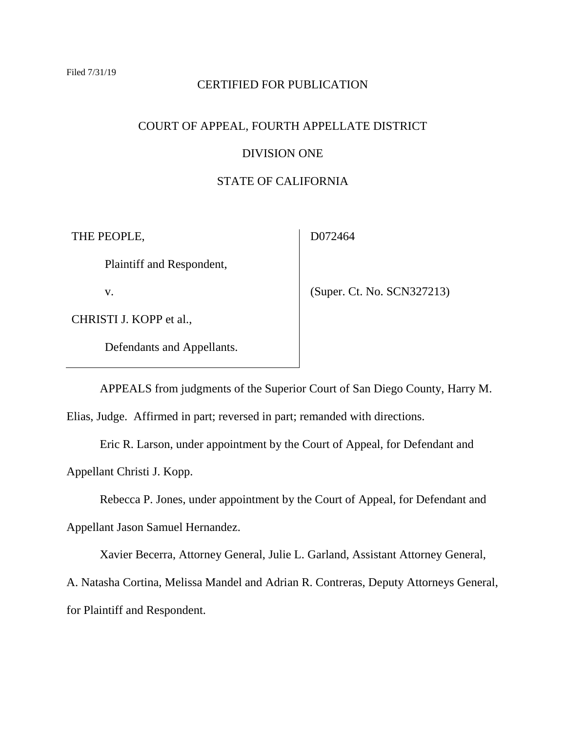Filed 7/31/19

CERTIFIED FOR PUBLICATION

COURT OF APPEAL, FOURTH APPELLATE DISTRICT

DIVISION ONE

STATE OF CALIFORNIA

| | |
|---|---|
| THE PEOPLE,<br><br>Plaintiff and Respondent,<br><br>v.<br><br>CHRISTI J. KOPP et al.,<br><br>Defendants and Appellants. | D072464<br><br>(Super. Ct. No. SCN327213) |

APPEALS from judgments of the Superior Court of San Diego County, Harry M. Elias, Judge. Affirmed in part; reversed in part; remanded with directions.

Eric R. Larson, under appointment by the Court of Appeal, for Defendant and Appellant Christi J. Kopp.

Rebecca P. Jones, under appointment by the Court of Appeal, for Defendant and Appellant Jason Samuel Hernandez.

Xavier Becerra, Attorney General, Julie L. Garland, Assistant Attorney General, A. Natasha Cortina, Melissa Mandel and Adrian R. Contreras, Deputy Attorneys General, for Plaintiff and Respondent.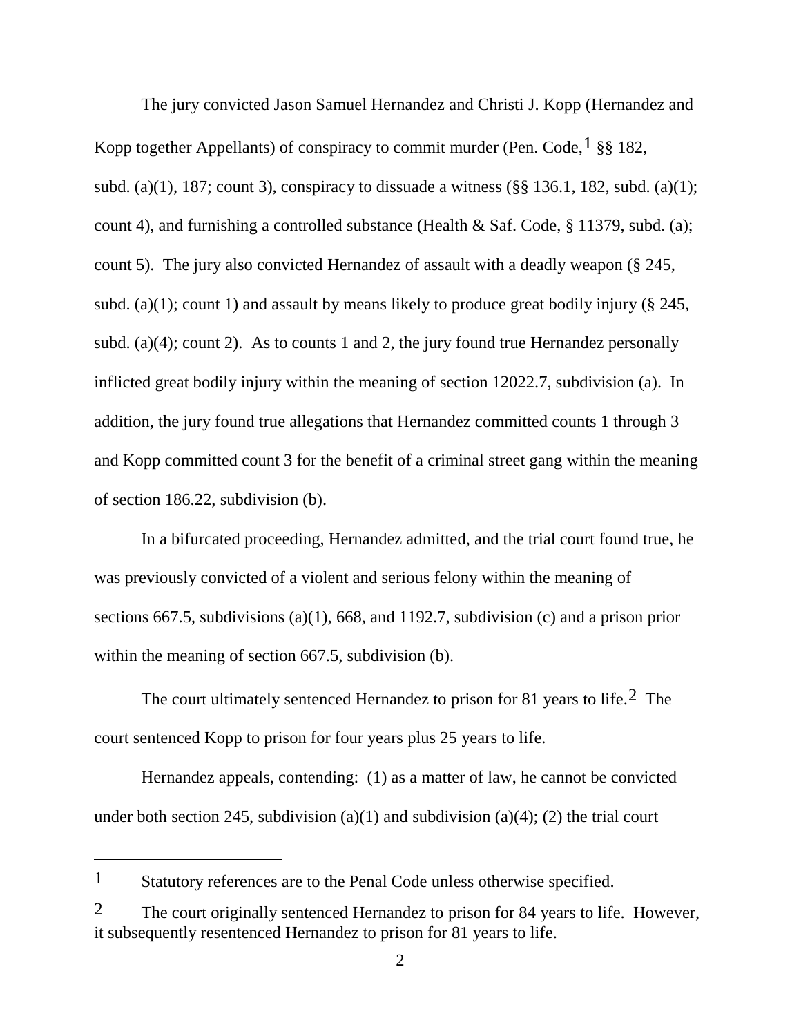The jury convicted Jason Samuel Hernandez and Christi J. Kopp (Hernandez and Kopp together Appellants) of conspiracy to commit murder (Pen. Code,[1] §§ 182, subd. (a)(1), 187; count 3), conspiracy to dissuade a witness (§§ 136.1, 182, subd. (a)(1); count 4), and furnishing a controlled substance (Health & Saf. Code, § 11379, subd. (a); count 5). The jury also convicted Hernandez of assault with a deadly weapon (§ 245, subd. (a)(1); count 1) and assault by means likely to produce great bodily injury (§ 245, subd. (a)(4); count 2). As to counts 1 and 2, the jury found true Hernandez personally inflicted great bodily injury within the meaning of section 12022.7, subdivision (a). In addition, the jury found true allegations that Hernandez committed counts 1 through 3 and Kopp committed count 3 for the benefit of a criminal street gang within the meaning of section 186.22, subdivision (b).

In a bifurcated proceeding, Hernandez admitted, and the trial court found true, he was previously convicted of a violent and serious felony within the meaning of sections 667.5, subdivisions (a)(1), 668, and 1192.7, subdivision (c) and a prison prior within the meaning of section 667.5, subdivision (b).

The court ultimately sentenced Hernandez to prison for 81 years to life.[2] The court sentenced Kopp to prison for four years plus 25 years to life.

Hernandez appeals, contending: (1) as a matter of law, he cannot be convicted under both section 245, subdivision (a)(1) and subdivision (a)(4); (2) the trial court

---

[1] Statutory references are to the Penal Code unless otherwise specified.

[2] The court originally sentenced Hernandez to prison for 84 years to life. However, it subsequently resentenced Hernandez to prison for 81 years to life.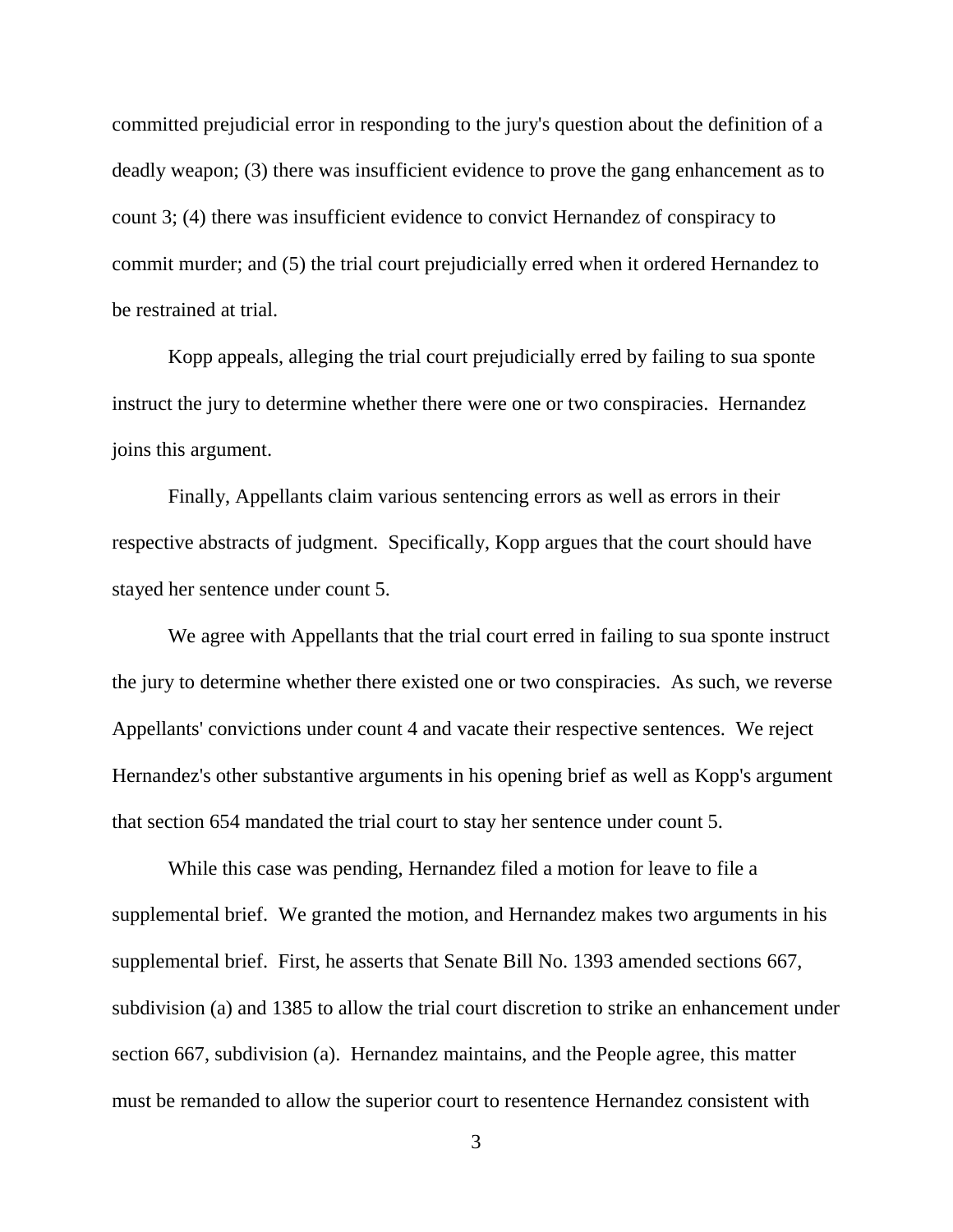committed prejudicial error in responding to the jury's question about the definition of a deadly weapon; (3) there was insufficient evidence to prove the gang enhancement as to count 3; (4) there was insufficient evidence to convict Hernandez of conspiracy to commit murder; and (5) the trial court prejudicially erred when it ordered Hernandez to be restrained at trial.

Kopp appeals, alleging the trial court prejudicially erred by failing to sua sponte instruct the jury to determine whether there were one or two conspiracies. Hernandez joins this argument.

Finally, Appellants claim various sentencing errors as well as errors in their respective abstracts of judgment. Specifically, Kopp argues that the court should have stayed her sentence under count 5.

We agree with Appellants that the trial court erred in failing to sua sponte instruct the jury to determine whether there existed one or two conspiracies. As such, we reverse Appellants' convictions under count 4 and vacate their respective sentences. We reject Hernandez's other substantive arguments in his opening brief as well as Kopp's argument that section 654 mandated the trial court to stay her sentence under count 5.

While this case was pending, Hernandez filed a motion for leave to file a supplemental brief. We granted the motion, and Hernandez makes two arguments in his supplemental brief. First, he asserts that Senate Bill No. 1393 amended sections 667, subdivision (a) and 1385 to allow the trial court discretion to strike an enhancement under section 667, subdivision (a). Hernandez maintains, and the People agree, this matter must be remanded to allow the superior court to resentence Hernandez consistent with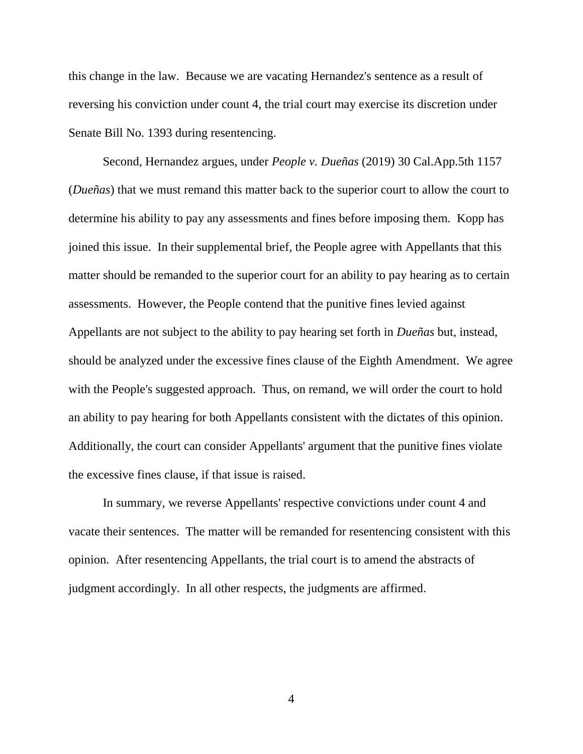this change in the law. Because we are vacating Hernandez's sentence as a result of reversing his conviction under count 4, the trial court may exercise its discretion under Senate Bill No. 1393 during resentencing.

Second, Hernandez argues, under *People v. Dueñas* (2019) 30 Cal.App.5th 1157 (*Dueñas*) that we must remand this matter back to the superior court to allow the court to determine his ability to pay any assessments and fines before imposing them. Kopp has joined this issue. In their supplemental brief, the People agree with Appellants that this matter should be remanded to the superior court for an ability to pay hearing as to certain assessments. However, the People contend that the punitive fines levied against Appellants are not subject to the ability to pay hearing set forth in *Dueñas* but, instead, should be analyzed under the excessive fines clause of the Eighth Amendment. We agree with the People's suggested approach. Thus, on remand, we will order the court to hold an ability to pay hearing for both Appellants consistent with the dictates of this opinion. Additionally, the court can consider Appellants' argument that the punitive fines violate the excessive fines clause, if that issue is raised.

In summary, we reverse Appellants' respective convictions under count 4 and vacate their sentences. The matter will be remanded for resentencing consistent with this opinion. After resentencing Appellants, the trial court is to amend the abstracts of judgment accordingly. In all other respects, the judgments are affirmed.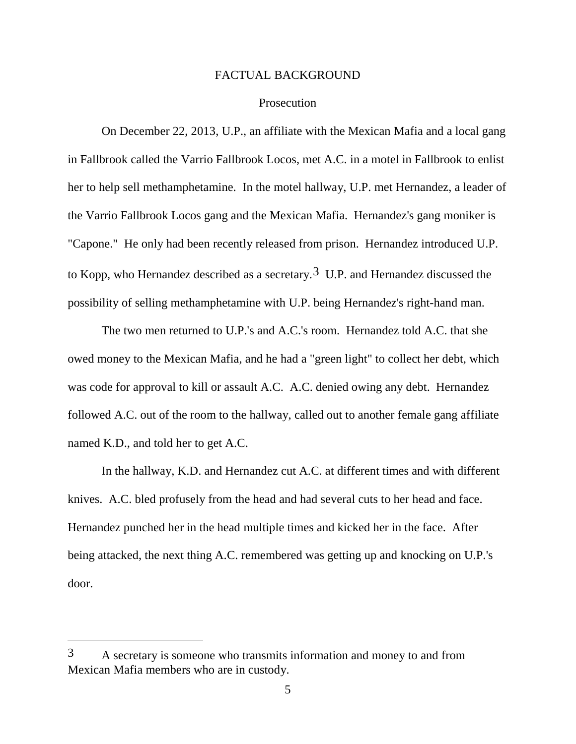## FACTUAL BACKGROUND

### Prosecution

On December 22, 2013, U.P., an affiliate with the Mexican Mafia and a local gang in Fallbrook called the Varrio Fallbrook Locos, met A.C. in a motel in Fallbrook to enlist her to help sell methamphetamine. In the motel hallway, U.P. met Hernandez, a leader of the Varrio Fallbrook Locos gang and the Mexican Mafia. Hernandez's gang moniker is "Capone." He only had been recently released from prison. Hernandez introduced U.P. to Kopp, who Hernandez described as a secretary.[3] U.P. and Hernandez discussed the possibility of selling methamphetamine with U.P. being Hernandez's right-hand man.

The two men returned to U.P.'s and A.C.'s room. Hernandez told A.C. that she owed money to the Mexican Mafia, and he had a "green light" to collect her debt, which was code for approval to kill or assault A.C. A.C. denied owing any debt. Hernandez followed A.C. out of the room to the hallway, called out to another female gang affiliate named K.D., and told her to get A.C.

In the hallway, K.D. and Hernandez cut A.C. at different times and with different knives. A.C. bled profusely from the head and had several cuts to her head and face. Hernandez punched her in the head multiple times and kicked her in the face. After being attacked, the next thing A.C. remembered was getting up and knocking on U.P.'s door.

---

[3] A secretary is someone who transmits information and money to and from Mexican Mafia members who are in custody.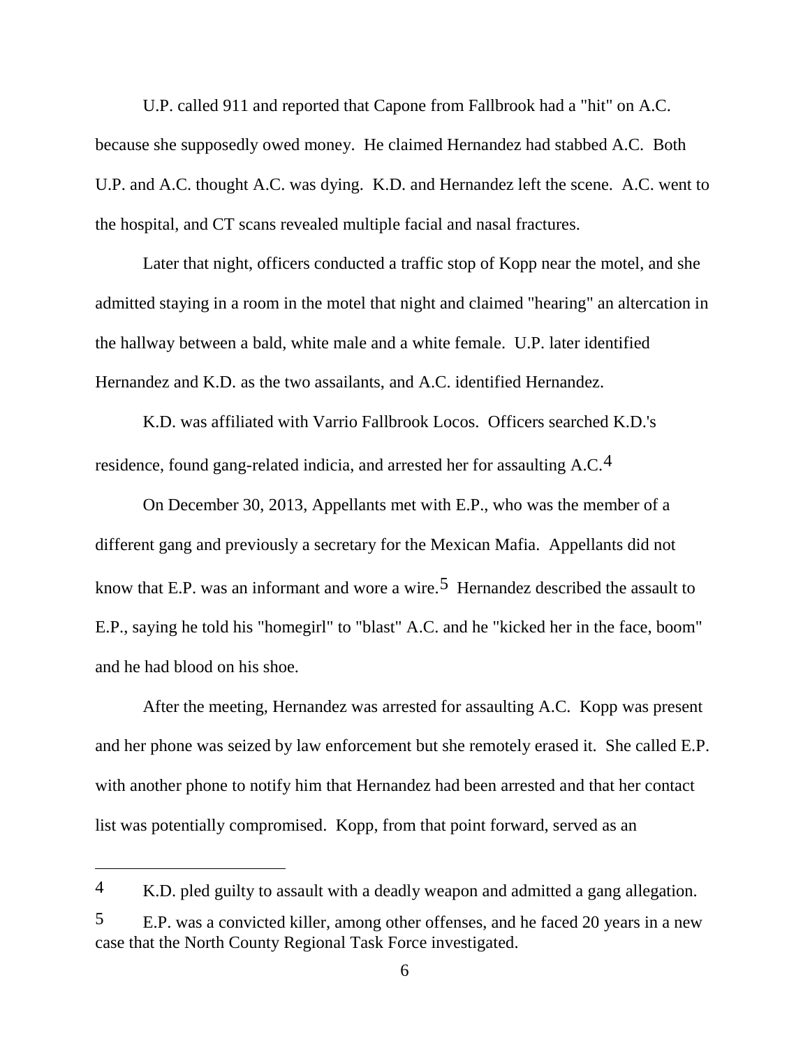U.P. called 911 and reported that Capone from Fallbrook had a "hit" on A.C. because she supposedly owed money. He claimed Hernandez had stabbed A.C. Both U.P. and A.C. thought A.C. was dying. K.D. and Hernandez left the scene. A.C. went to the hospital, and CT scans revealed multiple facial and nasal fractures.

Later that night, officers conducted a traffic stop of Kopp near the motel, and she admitted staying in a room in the motel that night and claimed "hearing" an altercation in the hallway between a bald, white male and a white female. U.P. later identified Hernandez and K.D. as the two assailants, and A.C. identified Hernandez.

K.D. was affiliated with Varrio Fallbrook Locos. Officers searched K.D.'s residence, found gang-related indicia, and arrested her for assaulting A.C.[4]

On December 30, 2013, Appellants met with E.P., who was the member of a different gang and previously a secretary for the Mexican Mafia. Appellants did not know that E.P. was an informant and wore a wire.[5] Hernandez described the assault to E.P., saying he told his "homegirl" to "blast" A.C. and he "kicked her in the face, boom" and he had blood on his shoe.

After the meeting, Hernandez was arrested for assaulting A.C. Kopp was present and her phone was seized by law enforcement but she remotely erased it. She called E.P. with another phone to notify him that Hernandez had been arrested and that her contact list was potentially compromised. Kopp, from that point forward, served as an

---

[4] K.D. pled guilty to assault with a deadly weapon and admitted a gang allegation.

[5] E.P. was a convicted killer, among other offenses, and he faced 20 years in a new case that the North County Regional Task Force investigated.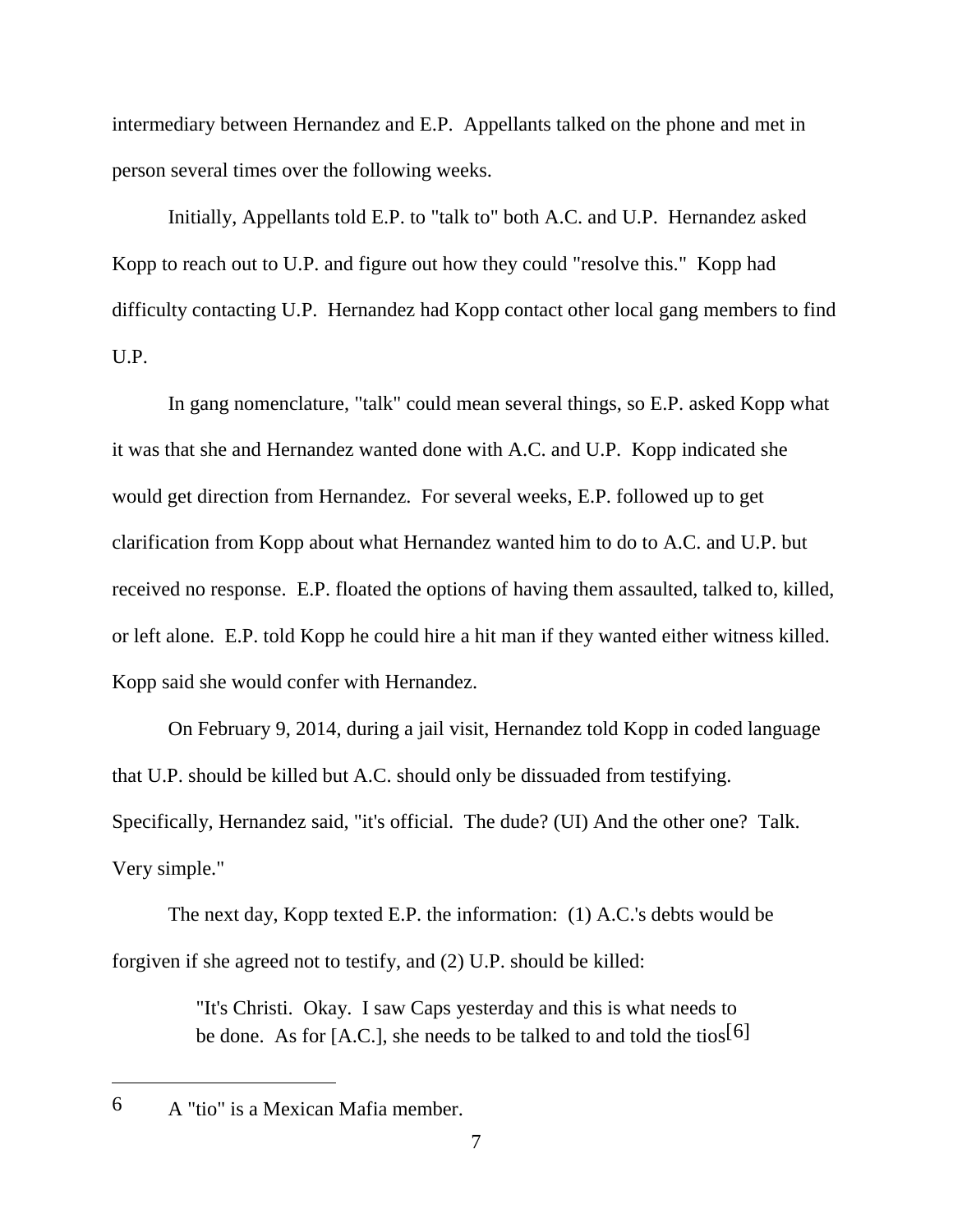intermediary between Hernandez and E.P. Appellants talked on the phone and met in person several times over the following weeks.

Initially, Appellants told E.P. to "talk to" both A.C. and U.P. Hernandez asked Kopp to reach out to U.P. and figure out how they could "resolve this." Kopp had difficulty contacting U.P. Hernandez had Kopp contact other local gang members to find U.P.

In gang nomenclature, "talk" could mean several things, so E.P. asked Kopp what it was that she and Hernandez wanted done with A.C. and U.P. Kopp indicated she would get direction from Hernandez. For several weeks, E.P. followed up to get clarification from Kopp about what Hernandez wanted him to do to A.C. and U.P. but received no response. E.P. floated the options of having them assaulted, talked to, killed, or left alone. E.P. told Kopp he could hire a hit man if they wanted either witness killed. Kopp said she would confer with Hernandez.

On February 9, 2014, during a jail visit, Hernandez told Kopp in coded language that U.P. should be killed but A.C. should only be dissuaded from testifying. Specifically, Hernandez said, "it's official. The dude? (UI) And the other one? Talk. Very simple."

The next day, Kopp texted E.P. the information: (1) A.C.'s debts would be forgiven if she agreed not to testify, and (2) U.P. should be killed:

> "It's Christi. Okay. I saw Caps yesterday and this is what needs to be done. As for [A.C.], she needs to be talked to and told the tios[6]

---

6 A "tio" is a Mexican Mafia member.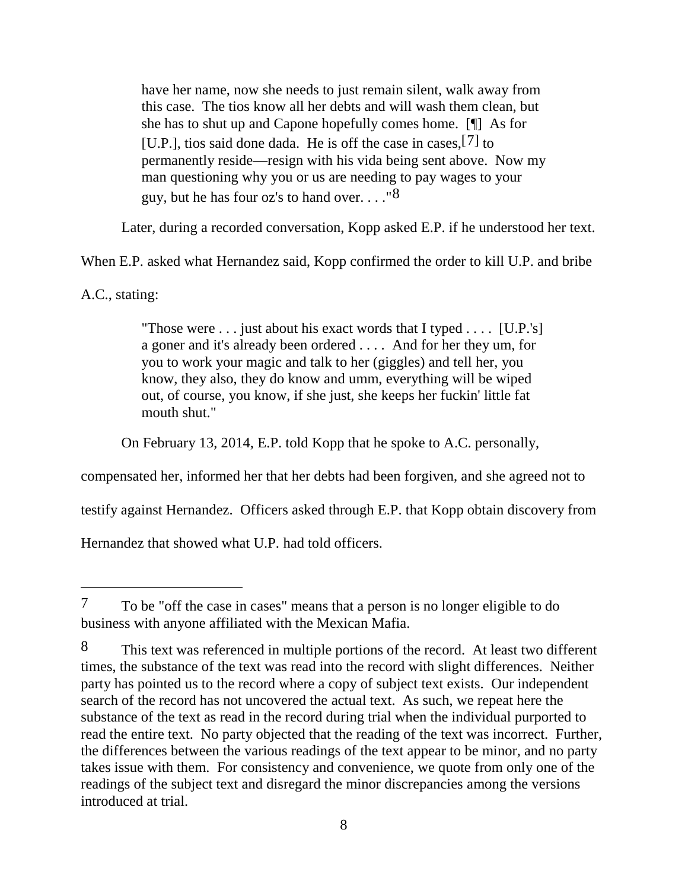> have her name, now she needs to just remain silent, walk away from this case. The tios know all her debts and will wash them clean, but she has to shut up and Capone hopefully comes home. [¶] As for [U.P.], tios said done dada. He is off the case in cases,[7] to permanently reside—resign with his vida being sent above. Now my man questioning why you or us are needing to pay wages to your guy, but he has four oz's to hand over. . . ."[8]

Later, during a recorded conversation, Kopp asked E.P. if he understood her text. When E.P. asked what Hernandez said, Kopp confirmed the order to kill U.P. and bribe A.C., stating:

> "Those were . . . just about his exact words that I typed . . . . [U.P.'s] a goner and it's already been ordered . . . . And for her they um, for you to work your magic and talk to her (giggles) and tell her, you know, they also, they do know and umm, everything will be wiped out, of course, you know, if she just, she keeps her fuckin' little fat mouth shut."

On February 13, 2014, E.P. told Kopp that he spoke to A.C. personally, compensated her, informed her that her debts had been forgiven, and she agreed not to testify against Hernandez. Officers asked through E.P. that Kopp obtain discovery from Hernandez that showed what U.P. had told officers.

---

[7] To be "off the case in cases" means that a person is no longer eligible to do business with anyone affiliated with the Mexican Mafia.

[8] This text was referenced in multiple portions of the record. At least two different times, the substance of the text was read into the record with slight differences. Neither party has pointed us to the record where a copy of subject text exists. Our independent search of the record has not uncovered the actual text. As such, we repeat here the substance of the text as read in the record during trial when the individual purported to read the entire text. No party objected that the reading of the text was incorrect. Further, the differences between the various readings of the text appear to be minor, and no party takes issue with them. For consistency and convenience, we quote from only one of the readings of the subject text and disregard the minor discrepancies among the versions introduced at trial.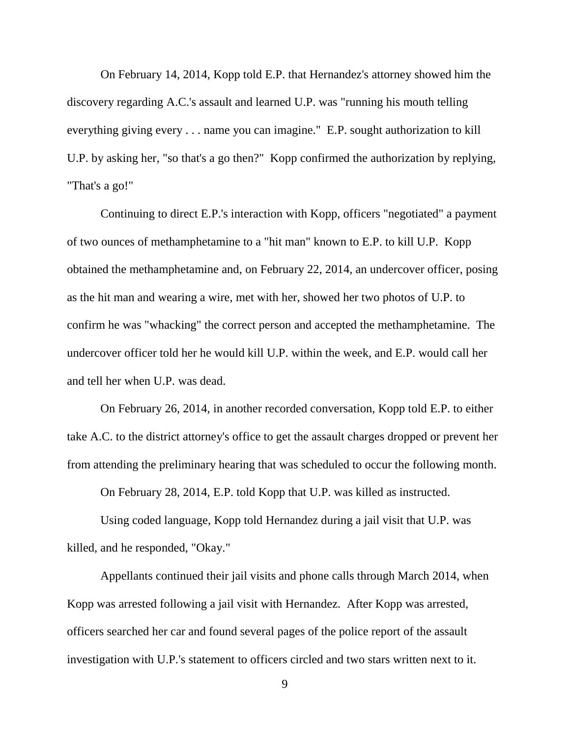On February 14, 2014, Kopp told E.P. that Hernandez's attorney showed him the discovery regarding A.C.'s assault and learned U.P. was "running his mouth telling everything giving every . . . name you can imagine." E.P. sought authorization to kill U.P. by asking her, "so that's a go then?" Kopp confirmed the authorization by replying, "That's a go!"

Continuing to direct E.P.'s interaction with Kopp, officers "negotiated" a payment of two ounces of methamphetamine to a "hit man" known to E.P. to kill U.P. Kopp obtained the methamphetamine and, on February 22, 2014, an undercover officer, posing as the hit man and wearing a wire, met with her, showed her two photos of U.P. to confirm he was "whacking" the correct person and accepted the methamphetamine. The undercover officer told her he would kill U.P. within the week, and E.P. would call her and tell her when U.P. was dead.

On February 26, 2014, in another recorded conversation, Kopp told E.P. to either take A.C. to the district attorney's office to get the assault charges dropped or prevent her from attending the preliminary hearing that was scheduled to occur the following month.

On February 28, 2014, E.P. told Kopp that U.P. was killed as instructed.

Using coded language, Kopp told Hernandez during a jail visit that U.P. was killed, and he responded, "Okay."

Appellants continued their jail visits and phone calls through March 2014, when Kopp was arrested following a jail visit with Hernandez. After Kopp was arrested, officers searched her car and found several pages of the police report of the assault investigation with U.P.'s statement to officers circled and two stars written next to it.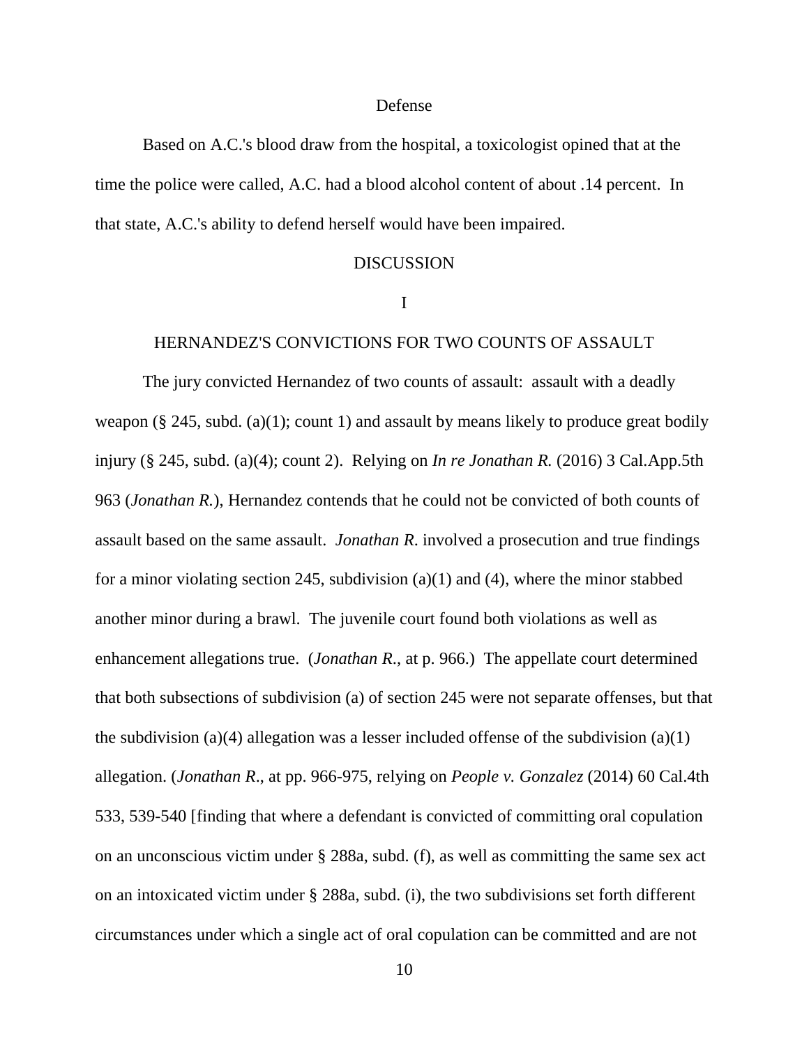Defense

Based on A.C.'s blood draw from the hospital, a toxicologist opined that at the time the police were called, A.C. had a blood alcohol content of about .14 percent. In that state, A.C.'s ability to defend herself would have been impaired.

DISCUSSION

I

HERNANDEZ'S CONVICTIONS FOR TWO COUNTS OF ASSAULT

The jury convicted Hernandez of two counts of assault: assault with a deadly weapon (§ 245, subd. (a)(1); count 1) and assault by means likely to produce great bodily injury (§ 245, subd. (a)(4); count 2). Relying on *In re Jonathan R.* (2016) 3 Cal.App.5th 963 (*Jonathan R.*), Hernandez contends that he could not be convicted of both counts of assault based on the same assault. *Jonathan R.* involved a prosecution and true findings for a minor violating section 245, subdivision (a)(1) and (4), where the minor stabbed another minor during a brawl. The juvenile court found both violations as well as enhancement allegations true. (*Jonathan R.*, at p. 966.) The appellate court determined that both subsections of subdivision (a) of section 245 were not separate offenses, but that the subdivision (a)(4) allegation was a lesser included offense of the subdivision (a)(1) allegation. (*Jonathan R.*, at pp. 966-975, relying on *People v. Gonzalez* (2014) 60 Cal.4th 533, 539-540 [finding that where a defendant is convicted of committing oral copulation on an unconscious victim under § 288a, subd. (f), as well as committing the same sex act on an intoxicated victim under § 288a, subd. (i), the two subdivisions set forth different circumstances under which a single act of oral copulation can be committed and are not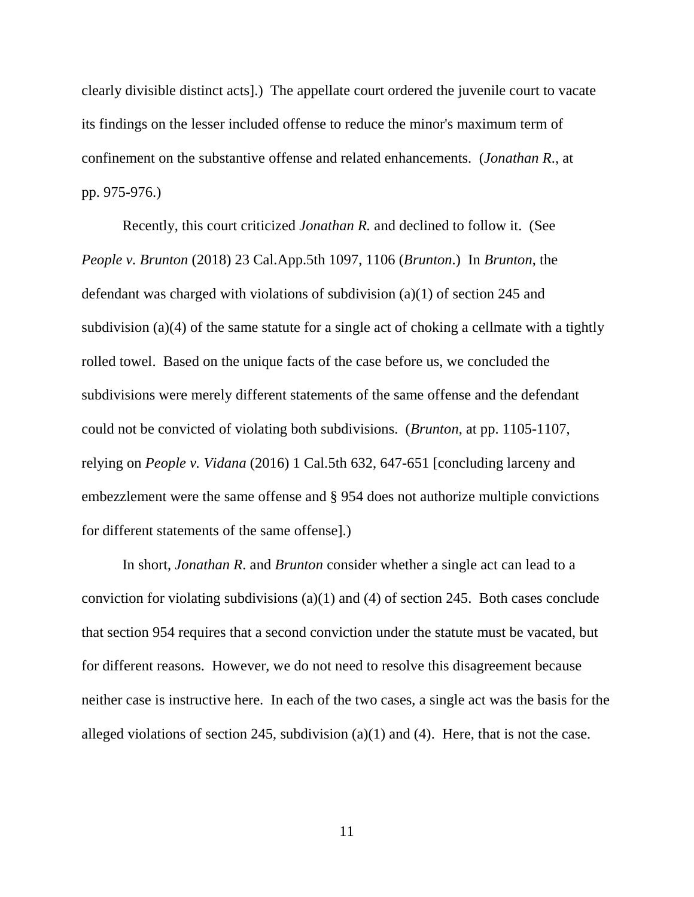clearly divisible distinct acts].) The appellate court ordered the juvenile court to vacate its findings on the lesser included offense to reduce the minor's maximum term of confinement on the substantive offense and related enhancements. (*Jonathan R*., at pp. 975-976.)

Recently, this court criticized *Jonathan R.* and declined to follow it. (See *People v. Brunton* (2018) 23 Cal.App.5th 1097, 1106 (*Brunton*.) In *Brunton*, the defendant was charged with violations of subdivision (a)(1) of section 245 and subdivision (a)(4) of the same statute for a single act of choking a cellmate with a tightly rolled towel. Based on the unique facts of the case before us, we concluded the subdivisions were merely different statements of the same offense and the defendant could not be convicted of violating both subdivisions. (*Brunton*, at pp. 1105-1107, relying on *People v. Vidana* (2016) 1 Cal.5th 632, 647-651 [concluding larceny and embezzlement were the same offense and § 954 does not authorize multiple convictions for different statements of the same offense].)

In short, *Jonathan R*. and *Brunton* consider whether a single act can lead to a conviction for violating subdivisions (a)(1) and (4) of section 245. Both cases conclude that section 954 requires that a second conviction under the statute must be vacated, but for different reasons. However, we do not need to resolve this disagreement because neither case is instructive here. In each of the two cases, a single act was the basis for the alleged violations of section 245, subdivision (a)(1) and (4). Here, that is not the case.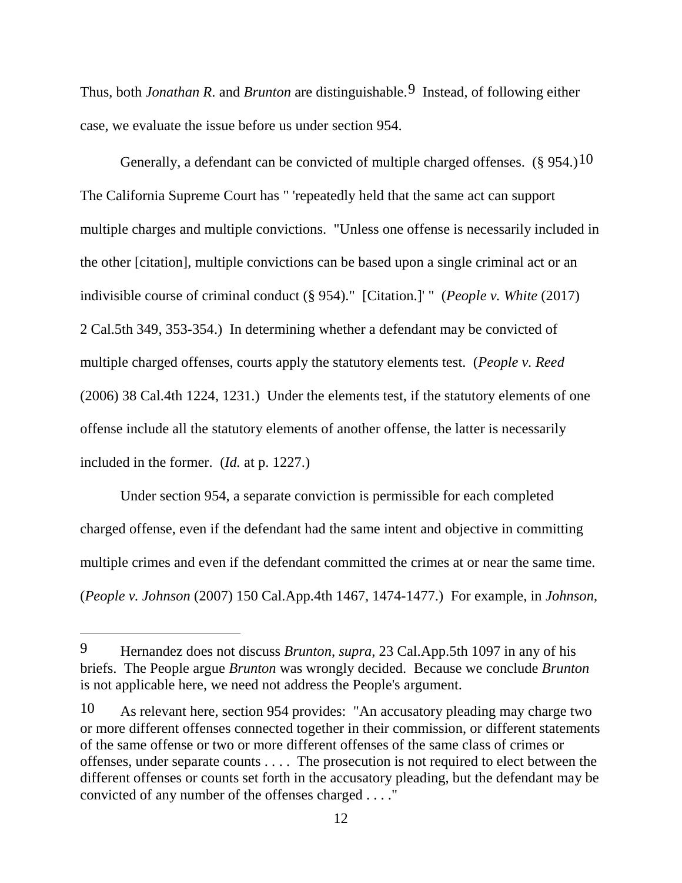Thus, both *Jonathan R.* and *Brunton* are distinguishable.[9] Instead, of following either case, we evaluate the issue before us under section 954.

Generally, a defendant can be convicted of multiple charged offenses. (§ 954.)[10] The California Supreme Court has " 'repeatedly held that the same act can support multiple charges and multiple convictions. "Unless one offense is necessarily included in the other [citation], multiple convictions can be based upon a single criminal act or an indivisible course of criminal conduct (§ 954)." [Citation.]' " (*People v. White* (2017) 2 Cal.5th 349, 353-354.) In determining whether a defendant may be convicted of multiple charged offenses, courts apply the statutory elements test. (*People v. Reed* (2006) 38 Cal.4th 1224, 1231.) Under the elements test, if the statutory elements of one offense include all the statutory elements of another offense, the latter is necessarily included in the former. (*Id.* at p. 1227.)

Under section 954, a separate conviction is permissible for each completed charged offense, even if the defendant had the same intent and objective in committing multiple crimes and even if the defendant committed the crimes at or near the same time. (*People v. Johnson* (2007) 150 Cal.App.4th 1467, 1474-1477.) For example, in *Johnson*,

---

[9] Hernandez does not discuss *Brunton*, *supra*, 23 Cal.App.5th 1097 in any of his briefs. The People argue *Brunton* was wrongly decided. Because we conclude *Brunton* is not applicable here, we need not address the People's argument.

[10] As relevant here, section 954 provides: "An accusatory pleading may charge two or more different offenses connected together in their commission, or different statements of the same offense or two or more different offenses of the same class of crimes or offenses, under separate counts . . . . The prosecution is not required to elect between the different offenses or counts set forth in the accusatory pleading, but the defendant may be convicted of any number of the offenses charged . . . ."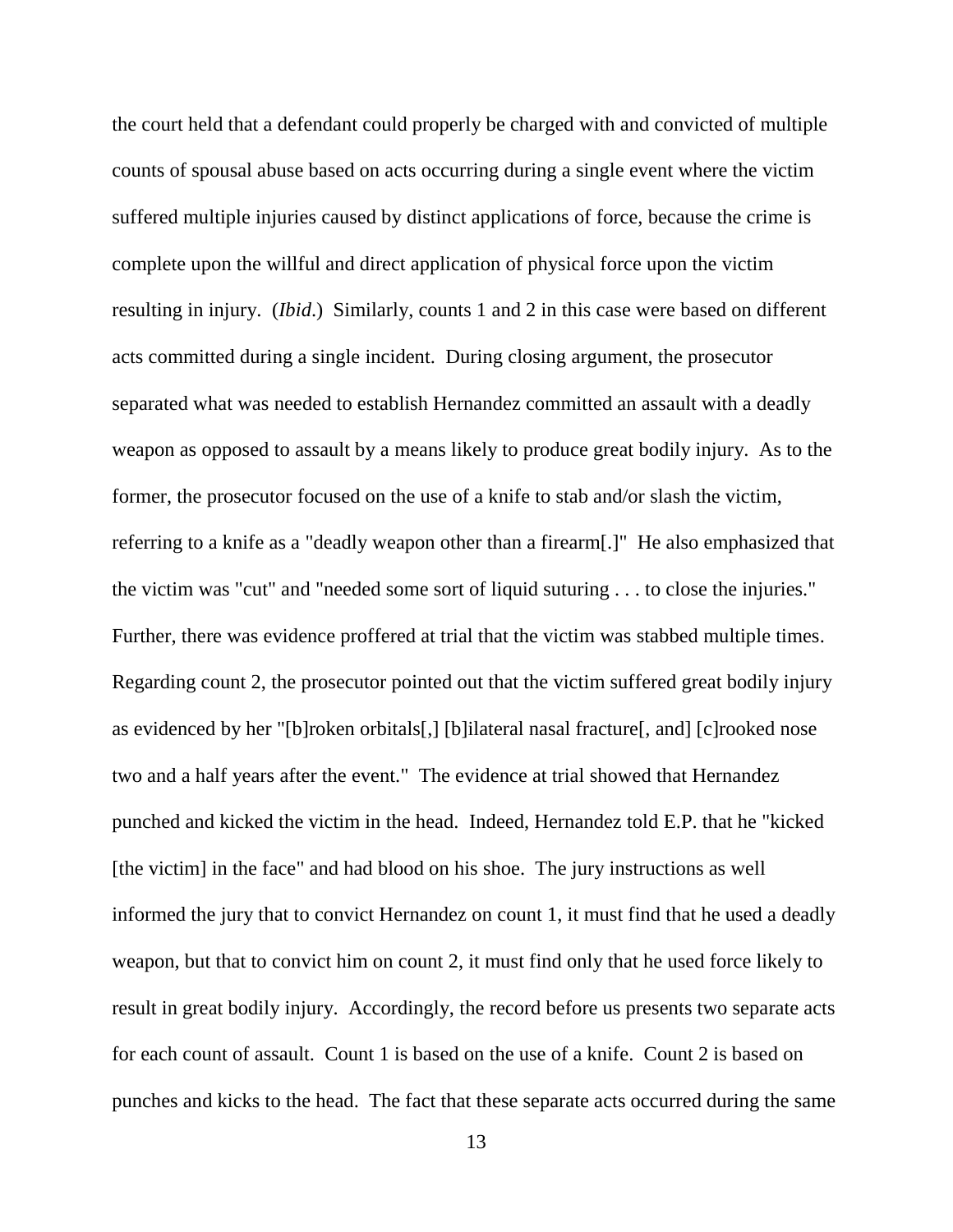the court held that a defendant could properly be charged with and convicted of multiple counts of spousal abuse based on acts occurring during a single event where the victim suffered multiple injuries caused by distinct applications of force, because the crime is complete upon the willful and direct application of physical force upon the victim resulting in injury. (*Ibid*.) Similarly, counts 1 and 2 in this case were based on different acts committed during a single incident. During closing argument, the prosecutor separated what was needed to establish Hernandez committed an assault with a deadly weapon as opposed to assault by a means likely to produce great bodily injury. As to the former, the prosecutor focused on the use of a knife to stab and/or slash the victim, referring to a knife as a "deadly weapon other than a firearm[.]" He also emphasized that the victim was "cut" and "needed some sort of liquid suturing . . . to close the injuries." Further, there was evidence proffered at trial that the victim was stabbed multiple times. Regarding count 2, the prosecutor pointed out that the victim suffered great bodily injury as evidenced by her "[b]roken orbitals[,] [b]ilateral nasal fracture[, and] [c]rooked nose two and a half years after the event." The evidence at trial showed that Hernandez punched and kicked the victim in the head. Indeed, Hernandez told E.P. that he "kicked [the victim] in the face" and had blood on his shoe. The jury instructions as well informed the jury that to convict Hernandez on count 1, it must find that he used a deadly weapon, but that to convict him on count 2, it must find only that he used force likely to result in great bodily injury. Accordingly, the record before us presents two separate acts for each count of assault. Count 1 is based on the use of a knife. Count 2 is based on punches and kicks to the head. The fact that these separate acts occurred during the same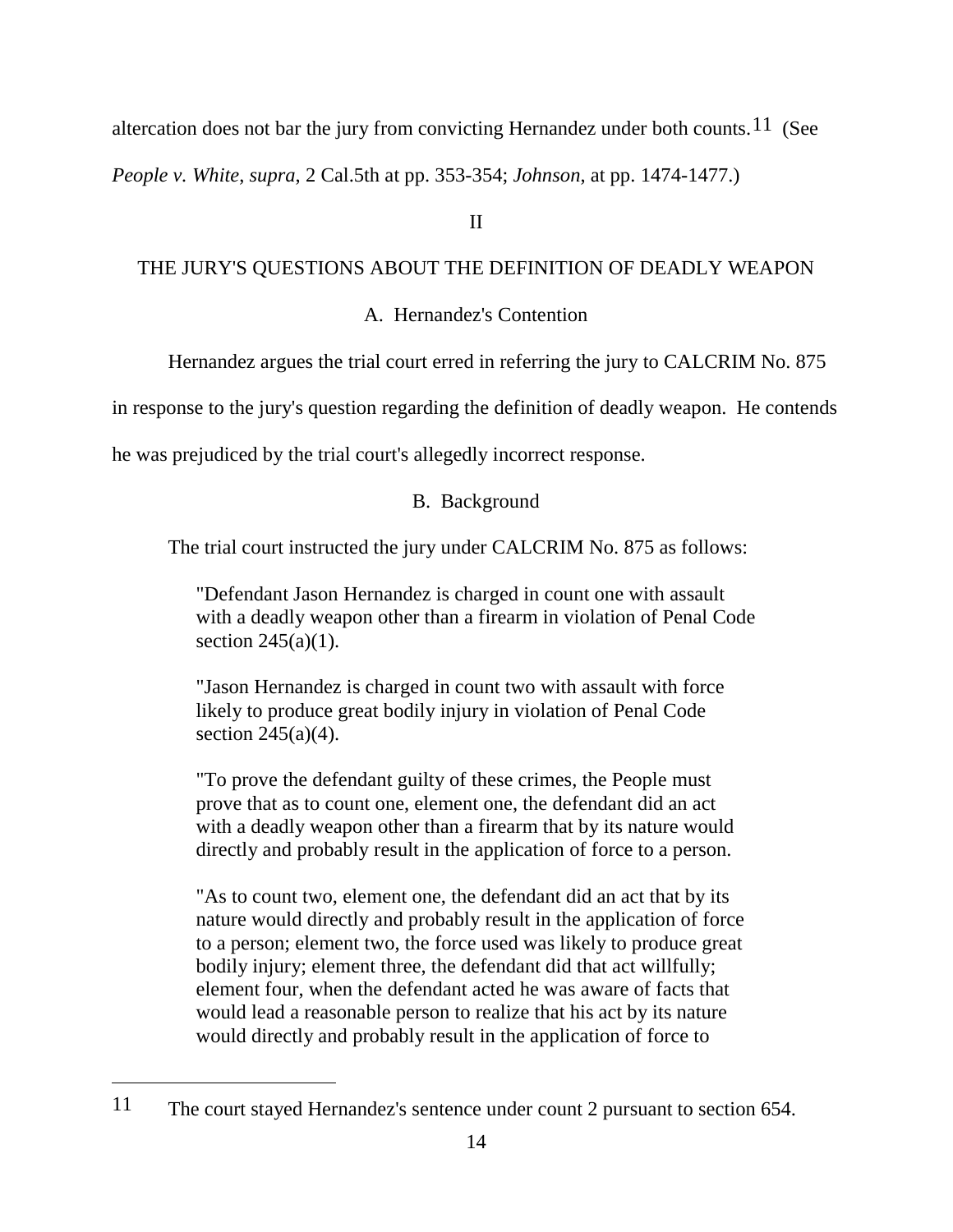altercation does not bar the jury from convicting Hernandez under both counts.[11] (See *People v. White*, *supra*, 2 Cal.5th at pp. 353-354; *Johnson*, at pp. 1474-1477.)

II

## THE JURY'S QUESTIONS ABOUT THE DEFINITION OF DEADLY WEAPON

### A. Hernandez's Contention

Hernandez argues the trial court erred in referring the jury to CALCRIM No. 875 in response to the jury's question regarding the definition of deadly weapon. He contends he was prejudiced by the trial court's allegedly incorrect response.

### B. Background

The trial court instructed the jury under CALCRIM No. 875 as follows:

> "Defendant Jason Hernandez is charged in count one with assault with a deadly weapon other than a firearm in violation of Penal Code section 245(a)(1).
>
> "Jason Hernandez is charged in count two with assault with force likely to produce great bodily injury in violation of Penal Code section 245(a)(4).
>
> "To prove the defendant guilty of these crimes, the People must prove that as to count one, element one, the defendant did an act with a deadly weapon other than a firearm that by its nature would directly and probably result in the application of force to a person.
>
> "As to count two, element one, the defendant did an act that by its nature would directly and probably result in the application of force to a person; element two, the force used was likely to produce great bodily injury; element three, the defendant did that act willfully; element four, when the defendant acted he was aware of facts that would lead a reasonable person to realize that his act by its nature would directly and probably result in the application of force to

---

[11] The court stayed Hernandez's sentence under count 2 pursuant to section 654.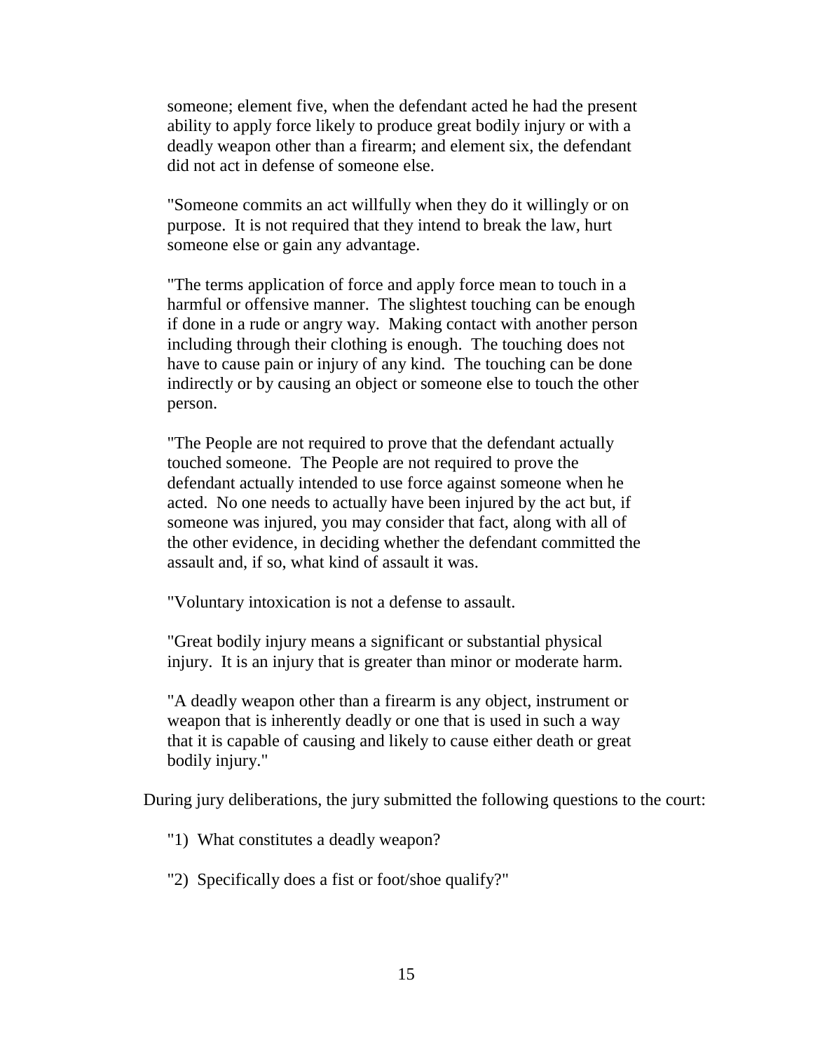someone; element five, when the defendant acted he had the present ability to apply force likely to produce great bodily injury or with a deadly weapon other than a firearm; and element six, the defendant did not act in defense of someone else.

"Someone commits an act willfully when they do it willingly or on purpose. It is not required that they intend to break the law, hurt someone else or gain any advantage.

"The terms application of force and apply force mean to touch in a harmful or offensive manner. The slightest touching can be enough if done in a rude or angry way. Making contact with another person including through their clothing is enough. The touching does not have to cause pain or injury of any kind. The touching can be done indirectly or by causing an object or someone else to touch the other person.

"The People are not required to prove that the defendant actually touched someone. The People are not required to prove the defendant actually intended to use force against someone when he acted. No one needs to actually have been injured by the act but, if someone was injured, you may consider that fact, along with all of the other evidence, in deciding whether the defendant committed the assault and, if so, what kind of assault it was.

"Voluntary intoxication is not a defense to assault.

"Great bodily injury means a significant or substantial physical injury. It is an injury that is greater than minor or moderate harm.

"A deadly weapon other than a firearm is any object, instrument or weapon that is inherently deadly or one that is used in such a way that it is capable of causing and likely to cause either death or great bodily injury."

During jury deliberations, the jury submitted the following questions to the court:

"1) What constitutes a deadly weapon?

"2) Specifically does a fist or foot/shoe qualify?"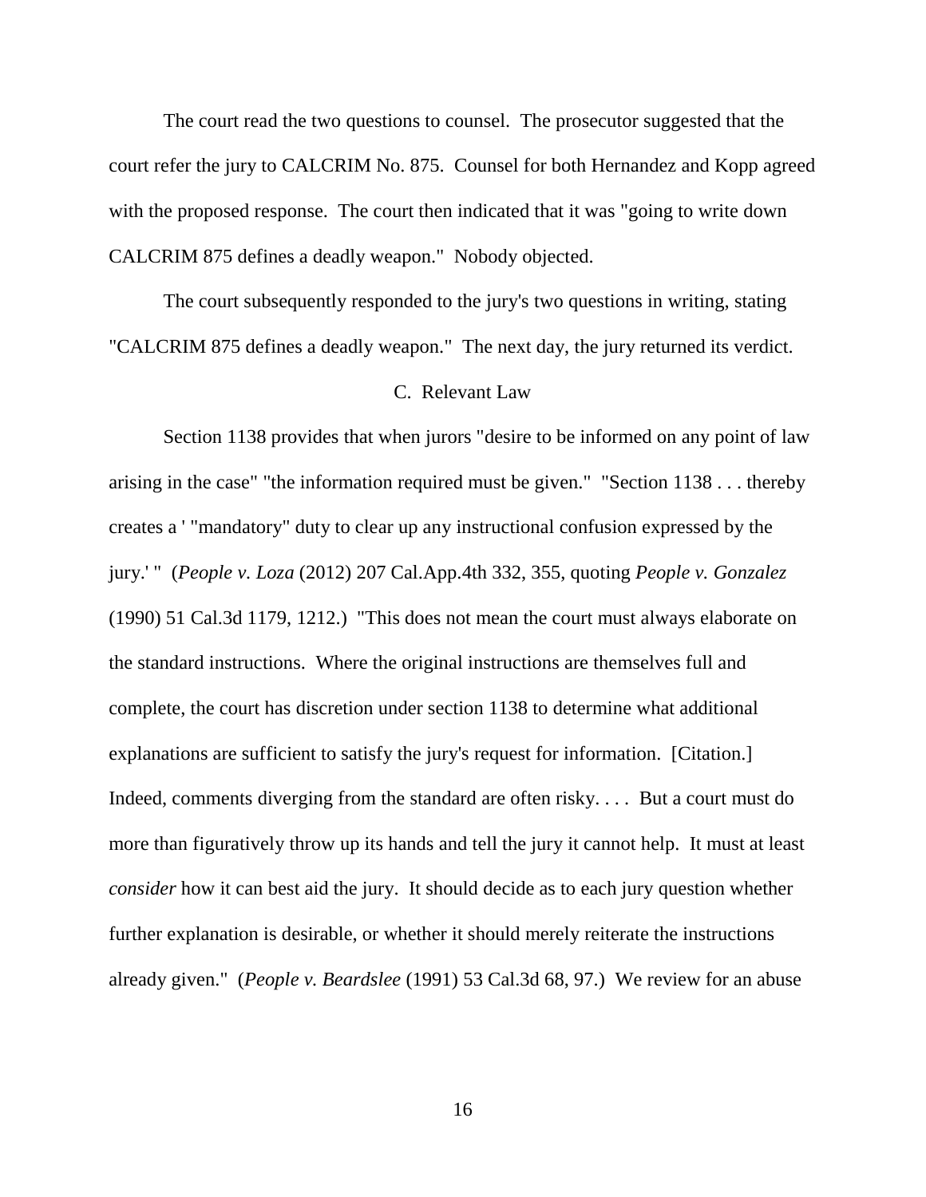The court read the two questions to counsel. The prosecutor suggested that the court refer the jury to CALCRIM No. 875. Counsel for both Hernandez and Kopp agreed with the proposed response. The court then indicated that it was "going to write down CALCRIM 875 defines a deadly weapon." Nobody objected.

The court subsequently responded to the jury's two questions in writing, stating "CALCRIM 875 defines a deadly weapon." The next day, the jury returned its verdict.

### C. Relevant Law

Section 1138 provides that when jurors "desire to be informed on any point of law arising in the case" "the information required must be given." "Section 1138 . . . thereby creates a ' "mandatory" duty to clear up any instructional confusion expressed by the jury.' " (*People v. Loza* (2012) 207 Cal.App.4th 332, 355, quoting *People v. Gonzalez* (1990) 51 Cal.3d 1179, 1212.) "This does not mean the court must always elaborate on the standard instructions. Where the original instructions are themselves full and complete, the court has discretion under section 1138 to determine what additional explanations are sufficient to satisfy the jury's request for information. [Citation.] Indeed, comments diverging from the standard are often risky. . . . But a court must do more than figuratively throw up its hands and tell the jury it cannot help. It must at least *consider* how it can best aid the jury. It should decide as to each jury question whether further explanation is desirable, or whether it should merely reiterate the instructions already given." (*People v. Beardslee* (1991) 53 Cal.3d 68, 97.) We review for an abuse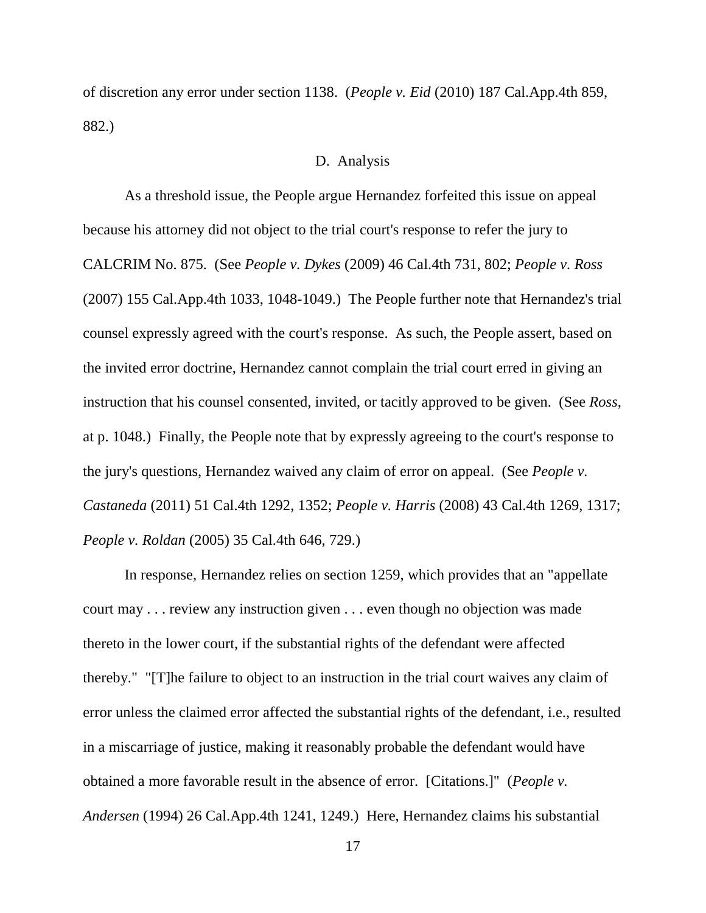of discretion any error under section 1138. (*People v. Eid* (2010) 187 Cal.App.4th 859, 882.)

## D. Analysis

As a threshold issue, the People argue Hernandez forfeited this issue on appeal because his attorney did not object to the trial court's response to refer the jury to CALCRIM No. 875. (See *People v. Dykes* (2009) 46 Cal.4th 731, 802; *People v. Ross* (2007) 155 Cal.App.4th 1033, 1048-1049.) The People further note that Hernandez's trial counsel expressly agreed with the court's response. As such, the People assert, based on the invited error doctrine, Hernandez cannot complain the trial court erred in giving an instruction that his counsel consented, invited, or tacitly approved to be given. (See *Ross*, at p. 1048.) Finally, the People note that by expressly agreeing to the court's response to the jury's questions, Hernandez waived any claim of error on appeal. (See *People v. Castaneda* (2011) 51 Cal.4th 1292, 1352; *People v. Harris* (2008) 43 Cal.4th 1269, 1317; *People v. Roldan* (2005) 35 Cal.4th 646, 729.)

In response, Hernandez relies on section 1259, which provides that an "appellate court may . . . review any instruction given . . . even though no objection was made thereto in the lower court, if the substantial rights of the defendant were affected thereby." "[T]he failure to object to an instruction in the trial court waives any claim of error unless the claimed error affected the substantial rights of the defendant, i.e., resulted in a miscarriage of justice, making it reasonably probable the defendant would have obtained a more favorable result in the absence of error. [Citations.]" (*People v. Andersen* (1994) 26 Cal.App.4th 1241, 1249.) Here, Hernandez claims his substantial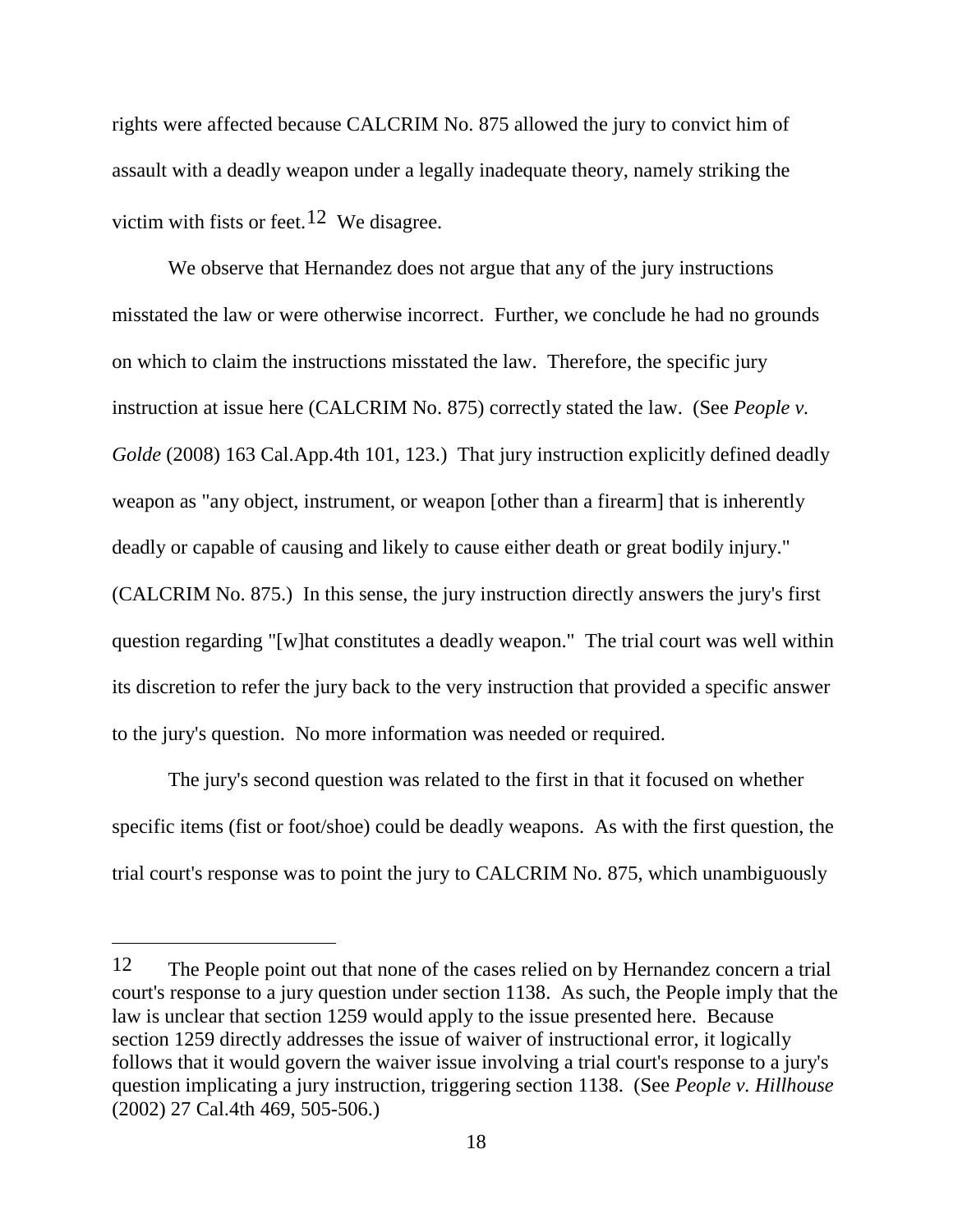rights were affected because CALCRIM No. 875 allowed the jury to convict him of assault with a deadly weapon under a legally inadequate theory, namely striking the victim with fists or feet.[12] We disagree.

We observe that Hernandez does not argue that any of the jury instructions misstated the law or were otherwise incorrect. Further, we conclude he had no grounds on which to claim the instructions misstated the law. Therefore, the specific jury instruction at issue here (CALCRIM No. 875) correctly stated the law. (See *People v. Golde* (2008) 163 Cal.App.4th 101, 123.) That jury instruction explicitly defined deadly weapon as "any object, instrument, or weapon [other than a firearm] that is inherently deadly or capable of causing and likely to cause either death or great bodily injury." (CALCRIM No. 875.) In this sense, the jury instruction directly answers the jury's first question regarding "[w]hat constitutes a deadly weapon." The trial court was well within its discretion to refer the jury back to the very instruction that provided a specific answer to the jury's question. No more information was needed or required.

The jury's second question was related to the first in that it focused on whether specific items (fist or foot/shoe) could be deadly weapons. As with the first question, the trial court's response was to point the jury to CALCRIM No. 875, which unambiguously

---

[12] The People point out that none of the cases relied on by Hernandez concern a trial court's response to a jury question under section 1138. As such, the People imply that the law is unclear that section 1259 would apply to the issue presented here. Because section 1259 directly addresses the issue of waiver of instructional error, it logically follows that it would govern the waiver issue involving a trial court's response to a jury's question implicating a jury instruction, triggering section 1138. (See *People v. Hillhouse* (2002) 27 Cal.4th 469, 505-506.)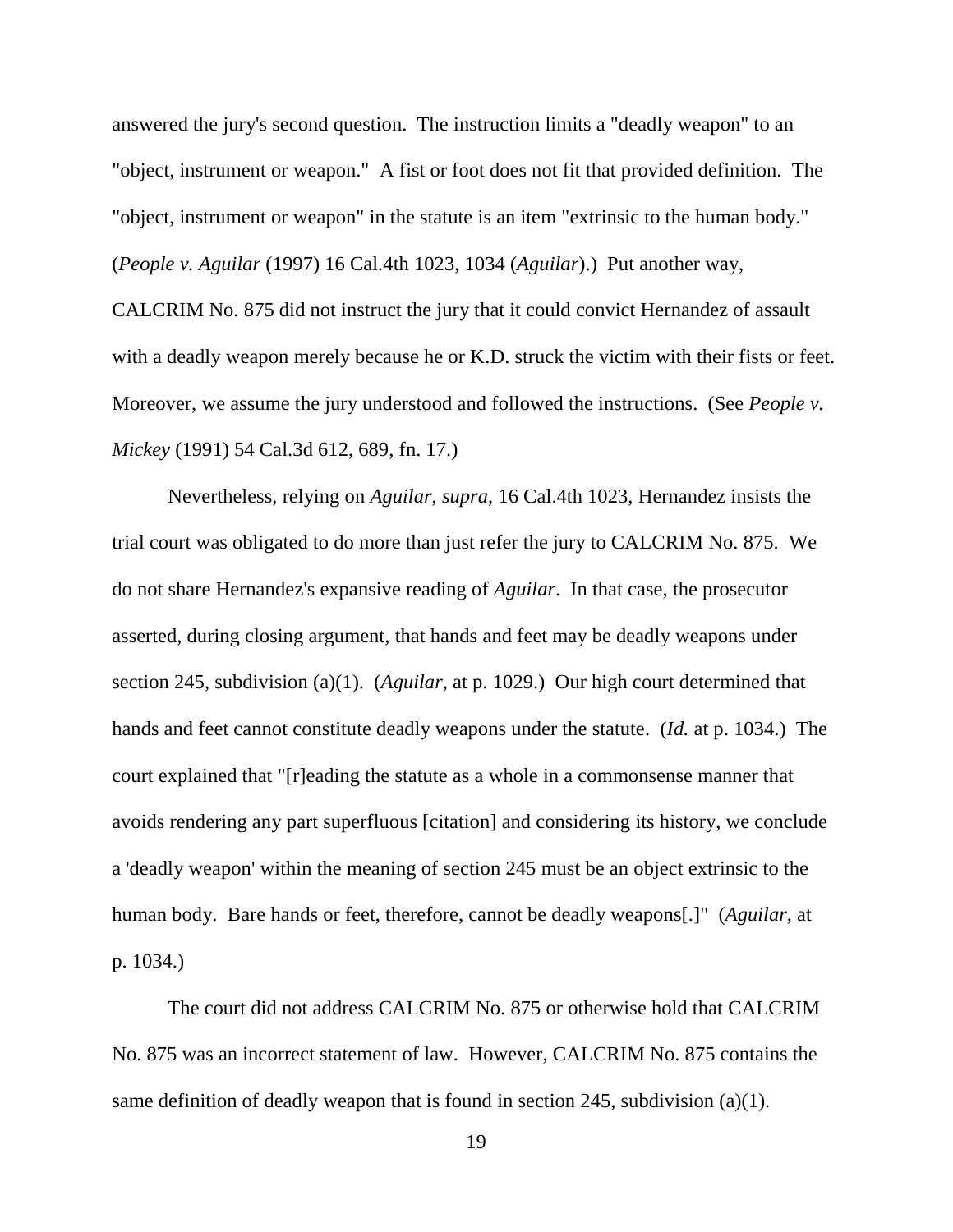answered the jury's second question. The instruction limits a "deadly weapon" to an "object, instrument or weapon." A fist or foot does not fit that provided definition. The "object, instrument or weapon" in the statute is an item "extrinsic to the human body." (*People v. Aguilar* (1997) 16 Cal.4th 1023, 1034 (*Aguilar*).) Put another way, CALCRIM No. 875 did not instruct the jury that it could convict Hernandez of assault with a deadly weapon merely because he or K.D. struck the victim with their fists or feet. Moreover, we assume the jury understood and followed the instructions. (See *People v. Mickey* (1991) 54 Cal.3d 612, 689, fn. 17.)

Nevertheless, relying on *Aguilar*, *supra*, 16 Cal.4th 1023, Hernandez insists the trial court was obligated to do more than just refer the jury to CALCRIM No. 875. We do not share Hernandez's expansive reading of *Aguilar*. In that case, the prosecutor asserted, during closing argument, that hands and feet may be deadly weapons under section 245, subdivision (a)(1). (*Aguilar*, at p. 1029.) Our high court determined that hands and feet cannot constitute deadly weapons under the statute. (*Id.* at p. 1034.) The court explained that "[r]eading the statute as a whole in a commonsense manner that avoids rendering any part superfluous [citation] and considering its history, we conclude a 'deadly weapon' within the meaning of section 245 must be an object extrinsic to the human body. Bare hands or feet, therefore, cannot be deadly weapons[.]" (*Aguilar*, at p. 1034.)

The court did not address CALCRIM No. 875 or otherwise hold that CALCRIM No. 875 was an incorrect statement of law. However, CALCRIM No. 875 contains the same definition of deadly weapon that is found in section 245, subdivision (a)(1).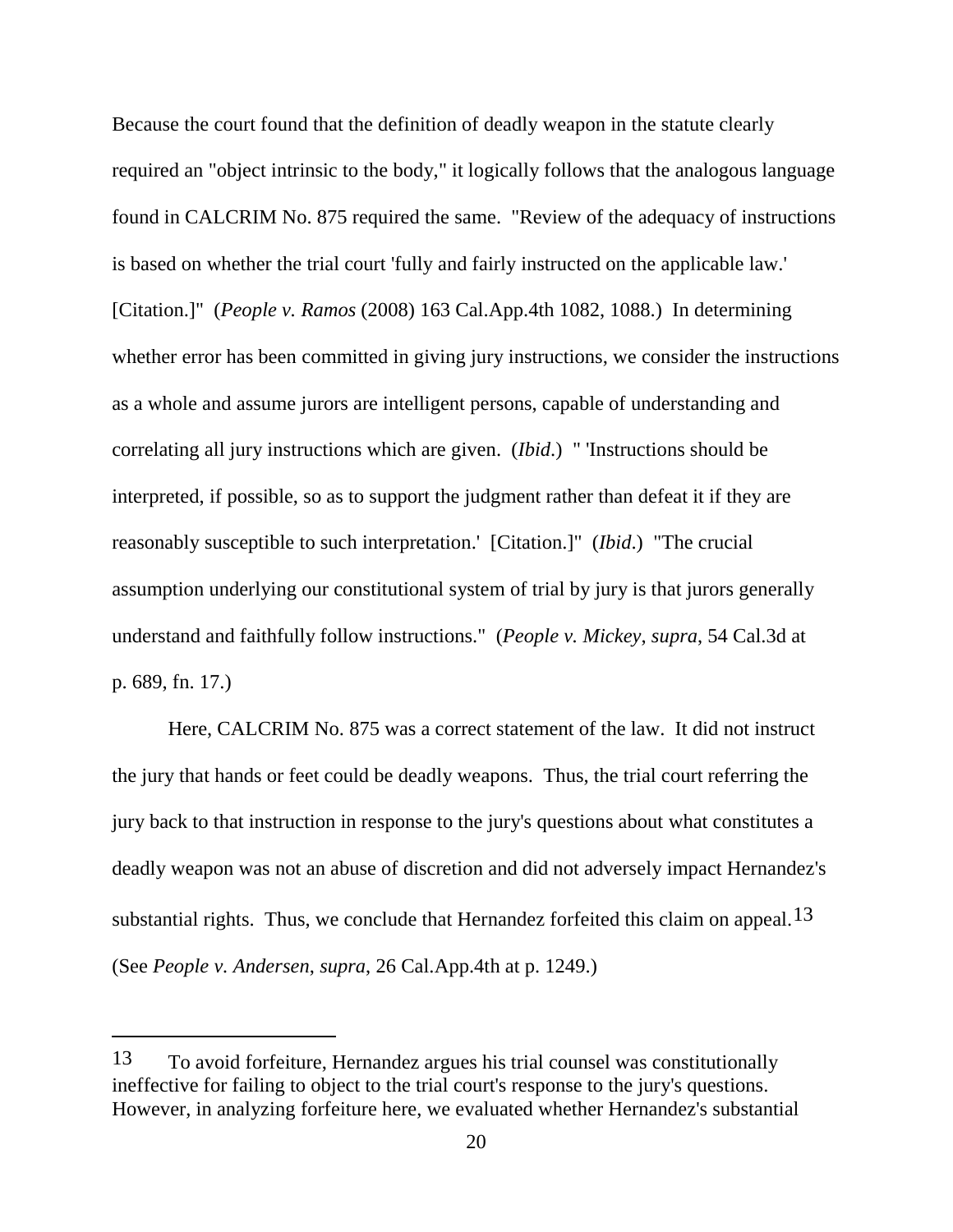Because the court found that the definition of deadly weapon in the statute clearly required an "object intrinsic to the body," it logically follows that the analogous language found in CALCRIM No. 875 required the same. "Review of the adequacy of instructions is based on whether the trial court 'fully and fairly instructed on the applicable law.' [Citation.]" (*People v. Ramos* (2008) 163 Cal.App.4th 1082, 1088.) In determining whether error has been committed in giving jury instructions, we consider the instructions as a whole and assume jurors are intelligent persons, capable of understanding and correlating all jury instructions which are given. (*Ibid*.) " 'Instructions should be interpreted, if possible, so as to support the judgment rather than defeat it if they are reasonably susceptible to such interpretation.' [Citation.]" (*Ibid*.) "The crucial assumption underlying our constitutional system of trial by jury is that jurors generally understand and faithfully follow instructions." (*People v. Mickey*, *supra*, 54 Cal.3d at p. 689, fn. 17.)

Here, CALCRIM No. 875 was a correct statement of the law. It did not instruct the jury that hands or feet could be deadly weapons. Thus, the trial court referring the jury back to that instruction in response to the jury's questions about what constitutes a deadly weapon was not an abuse of discretion and did not adversely impact Hernandez's substantial rights. Thus, we conclude that Hernandez forfeited this claim on appeal.[13] (See *People v. Andersen*, *supra*, 26 Cal.App.4th at p. 1249.)

---

[13] To avoid forfeiture, Hernandez argues his trial counsel was constitutionally ineffective for failing to object to the trial court's response to the jury's questions. However, in analyzing forfeiture here, we evaluated whether Hernandez's substantial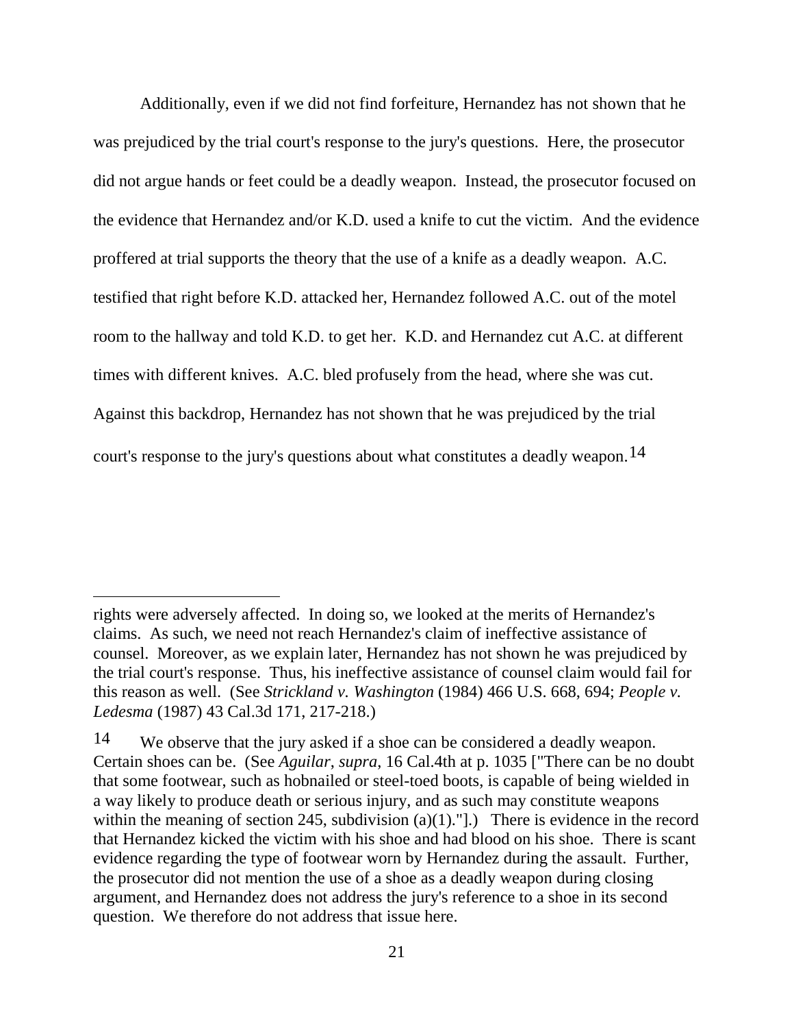Additionally, even if we did not find forfeiture, Hernandez has not shown that he was prejudiced by the trial court's response to the jury's questions. Here, the prosecutor did not argue hands or feet could be a deadly weapon. Instead, the prosecutor focused on the evidence that Hernandez and/or K.D. used a knife to cut the victim. And the evidence proffered at trial supports the theory that the use of a knife as a deadly weapon. A.C. testified that right before K.D. attacked her, Hernandez followed A.C. out of the motel room to the hallway and told K.D. to get her. K.D. and Hernandez cut A.C. at different times with different knives. A.C. bled profusely from the head, where she was cut. Against this backdrop, Hernandez has not shown that he was prejudiced by the trial court's response to the jury's questions about what constitutes a deadly weapon.[14]

---

rights were adversely affected. In doing so, we looked at the merits of Hernandez's claims. As such, we need not reach Hernandez's claim of ineffective assistance of counsel. Moreover, as we explain later, Hernandez has not shown he was prejudiced by the trial court's response. Thus, his ineffective assistance of counsel claim would fail for this reason as well. (See *Strickland v. Washington* (1984) 466 U.S. 668, 694; *People v. Ledesma* (1987) 43 Cal.3d 171, 217-218.)

[14] We observe that the jury asked if a shoe can be considered a deadly weapon. Certain shoes can be. (See *Aguilar*, *supra*, 16 Cal.4th at p. 1035 ["There can be no doubt that some footwear, such as hobnailed or steel-toed boots, is capable of being wielded in a way likely to produce death or serious injury, and as such may constitute weapons within the meaning of section 245, subdivision (a)(1)."].) There is evidence in the record that Hernandez kicked the victim with his shoe and had blood on his shoe. There is scant evidence regarding the type of footwear worn by Hernandez during the assault. Further, the prosecutor did not mention the use of a shoe as a deadly weapon during closing argument, and Hernandez does not address the jury's reference to a shoe in its second question. We therefore do not address that issue here.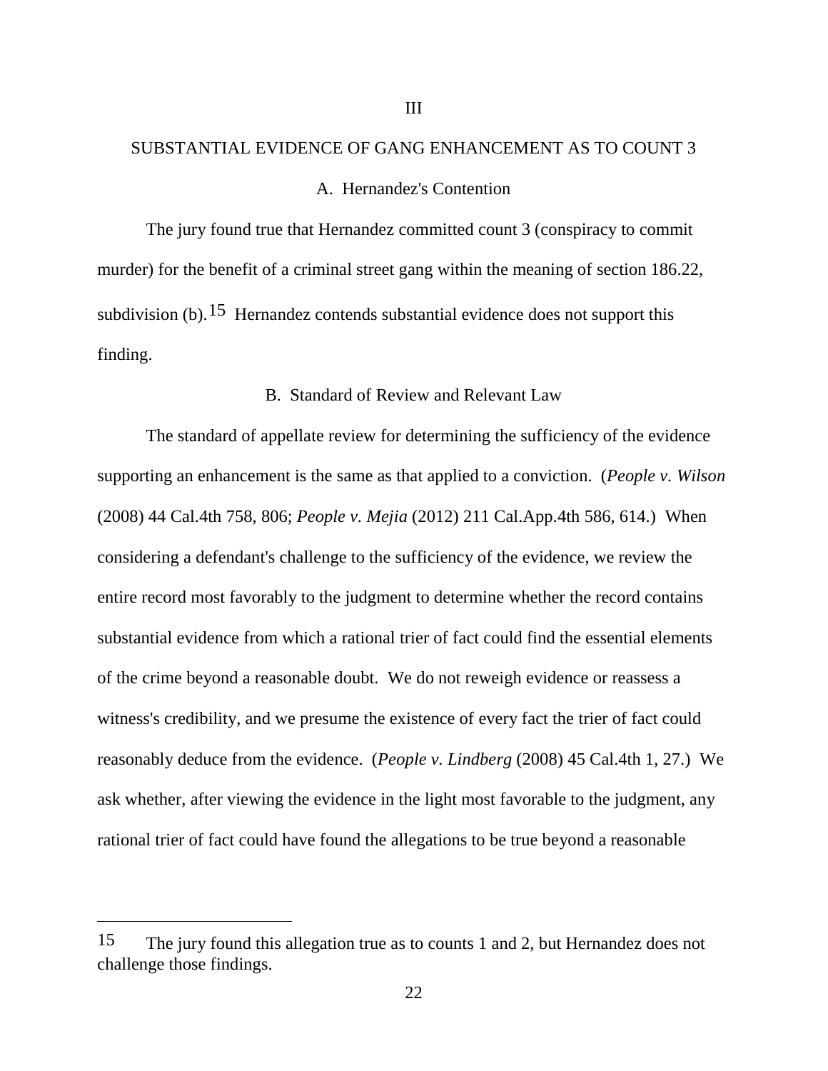# III

## SUBSTANTIAL EVIDENCE OF GANG ENHANCEMENT AS TO COUNT 3

### A. Hernandez's Contention

The jury found true that Hernandez committed count 3 (conspiracy to commit murder) for the benefit of a criminal street gang within the meaning of section 186.22, subdivision (b).[15] Hernandez contends substantial evidence does not support this finding.

### B. Standard of Review and Relevant Law

The standard of appellate review for determining the sufficiency of the evidence supporting an enhancement is the same as that applied to a conviction. (*People v. Wilson* (2008) 44 Cal.4th 758, 806; *People v. Mejia* (2012) 211 Cal.App.4th 586, 614.) When considering a defendant's challenge to the sufficiency of the evidence, we review the entire record most favorably to the judgment to determine whether the record contains substantial evidence from which a rational trier of fact could find the essential elements of the crime beyond a reasonable doubt. We do not reweigh evidence or reassess a witness's credibility, and we presume the existence of every fact the trier of fact could reasonably deduce from the evidence. (*People v. Lindberg* (2008) 45 Cal.4th 1, 27.) We ask whether, after viewing the evidence in the light most favorable to the judgment, any rational trier of fact could have found the allegations to be true beyond a reasonable

---

[15] The jury found this allegation true as to counts 1 and 2, but Hernandez does not challenge those findings.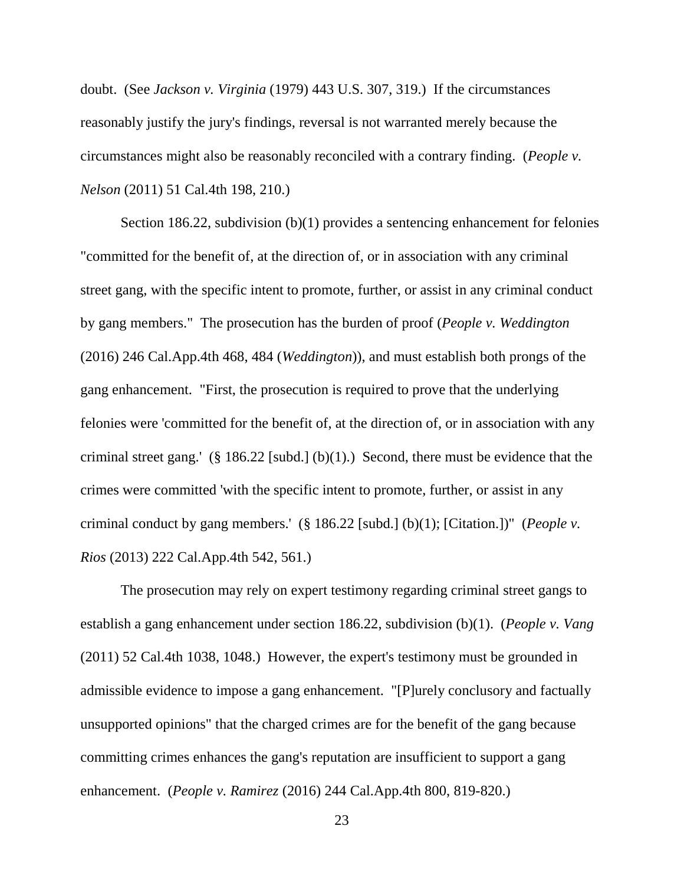doubt. (See *Jackson v. Virginia* (1979) 443 U.S. 307, 319.) If the circumstances reasonably justify the jury's findings, reversal is not warranted merely because the circumstances might also be reasonably reconciled with a contrary finding. (*People v. Nelson* (2011) 51 Cal.4th 198, 210.)

Section 186.22, subdivision (b)(1) provides a sentencing enhancement for felonies "committed for the benefit of, at the direction of, or in association with any criminal street gang, with the specific intent to promote, further, or assist in any criminal conduct by gang members." The prosecution has the burden of proof (*People v. Weddington* (2016) 246 Cal.App.4th 468, 484 (*Weddington*)), and must establish both prongs of the gang enhancement. "First, the prosecution is required to prove that the underlying felonies were 'committed for the benefit of, at the direction of, or in association with any criminal street gang.' (§ 186.22 [subd.] (b)(1).) Second, there must be evidence that the crimes were committed 'with the specific intent to promote, further, or assist in any criminal conduct by gang members.' (§ 186.22 [subd.] (b)(1); [Citation.])" (*People v. Rios* (2013) 222 Cal.App.4th 542, 561.)

The prosecution may rely on expert testimony regarding criminal street gangs to establish a gang enhancement under section 186.22, subdivision (b)(1). (*People v. Vang* (2011) 52 Cal.4th 1038, 1048.) However, the expert's testimony must be grounded in admissible evidence to impose a gang enhancement. "[P]urely conclusory and factually unsupported opinions" that the charged crimes are for the benefit of the gang because committing crimes enhances the gang's reputation are insufficient to support a gang enhancement. (*People v. Ramirez* (2016) 244 Cal.App.4th 800, 819-820.)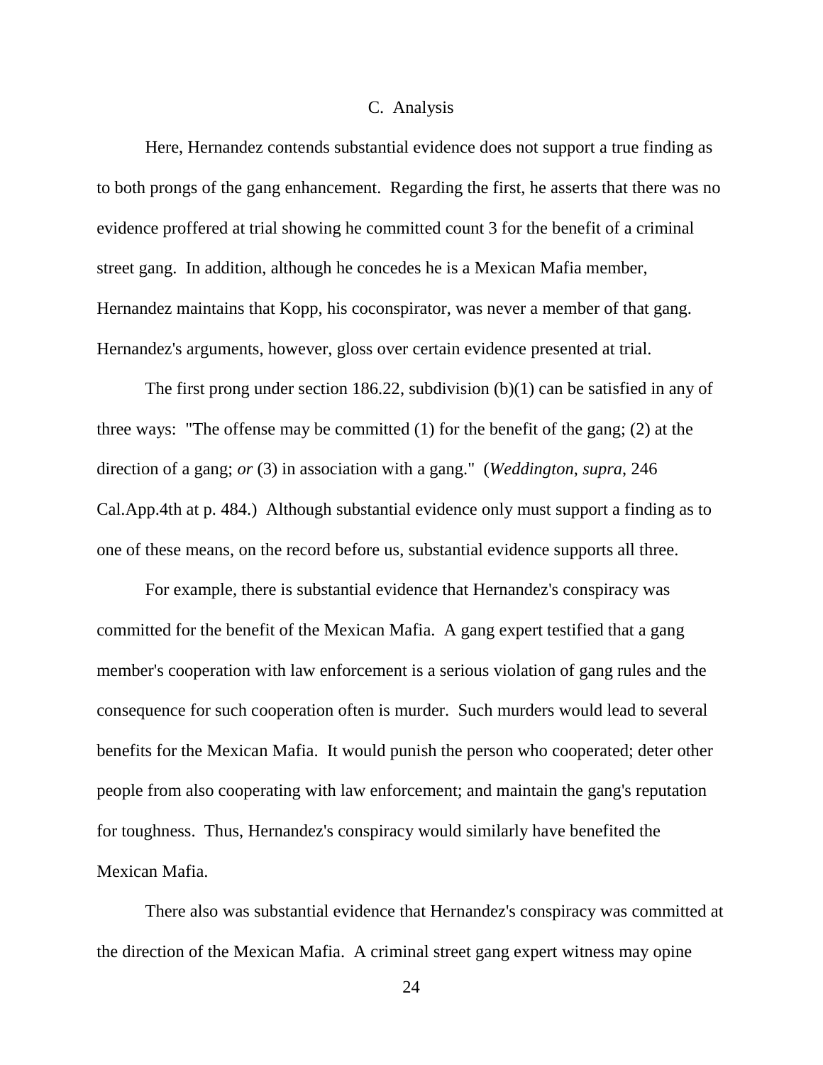C. Analysis

Here, Hernandez contends substantial evidence does not support a true finding as to both prongs of the gang enhancement. Regarding the first, he asserts that there was no evidence proffered at trial showing he committed count 3 for the benefit of a criminal street gang. In addition, although he concedes he is a Mexican Mafia member, Hernandez maintains that Kopp, his coconspirator, was never a member of that gang. Hernandez's arguments, however, gloss over certain evidence presented at trial.

The first prong under section 186.22, subdivision (b)(1) can be satisfied in any of three ways: "The offense may be committed (1) for the benefit of the gang; (2) at the direction of a gang; *or* (3) in association with a gang." (*Weddington*, *supra*, 246 Cal.App.4th at p. 484.) Although substantial evidence only must support a finding as to one of these means, on the record before us, substantial evidence supports all three.

For example, there is substantial evidence that Hernandez's conspiracy was committed for the benefit of the Mexican Mafia. A gang expert testified that a gang member's cooperation with law enforcement is a serious violation of gang rules and the consequence for such cooperation often is murder. Such murders would lead to several benefits for the Mexican Mafia. It would punish the person who cooperated; deter other people from also cooperating with law enforcement; and maintain the gang's reputation for toughness. Thus, Hernandez's conspiracy would similarly have benefited the Mexican Mafia.

There also was substantial evidence that Hernandez's conspiracy was committed at the direction of the Mexican Mafia. A criminal street gang expert witness may opine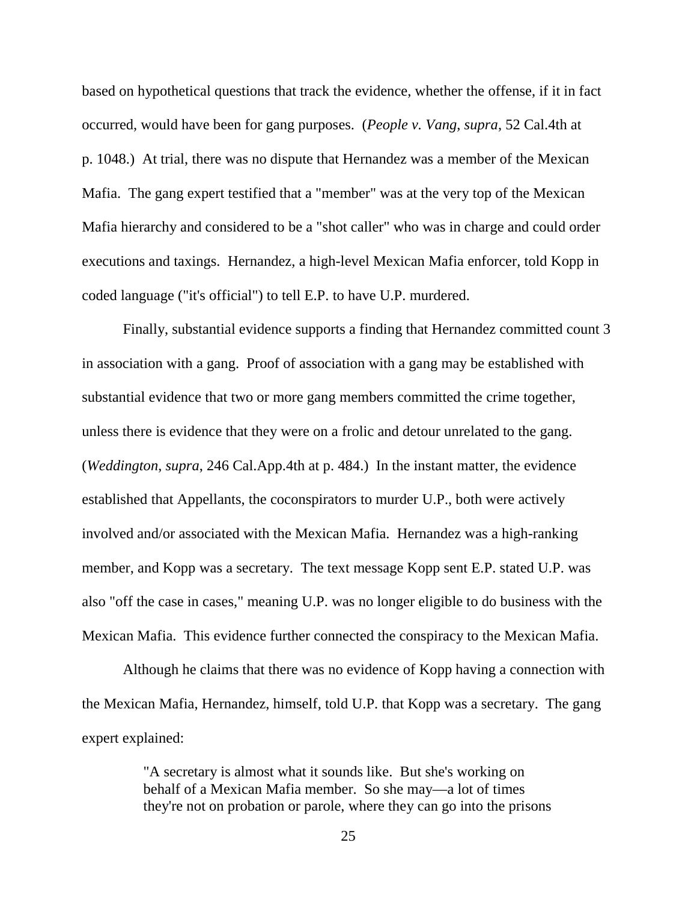based on hypothetical questions that track the evidence, whether the offense, if it in fact occurred, would have been for gang purposes. (*People v. Vang*, *supra*, 52 Cal.4th at p. 1048.) At trial, there was no dispute that Hernandez was a member of the Mexican Mafia. The gang expert testified that a "member" was at the very top of the Mexican Mafia hierarchy and considered to be a "shot caller" who was in charge and could order executions and taxings. Hernandez, a high-level Mexican Mafia enforcer, told Kopp in coded language ("it's official") to tell E.P. to have U.P. murdered.

Finally, substantial evidence supports a finding that Hernandez committed count 3 in association with a gang. Proof of association with a gang may be established with substantial evidence that two or more gang members committed the crime together, unless there is evidence that they were on a frolic and detour unrelated to the gang. (*Weddington*, *supra*, 246 Cal.App.4th at p. 484.) In the instant matter, the evidence established that Appellants, the coconspirators to murder U.P., both were actively involved and/or associated with the Mexican Mafia. Hernandez was a high-ranking member, and Kopp was a secretary. The text message Kopp sent E.P. stated U.P. was also "off the case in cases," meaning U.P. was no longer eligible to do business with the Mexican Mafia. This evidence further connected the conspiracy to the Mexican Mafia.

Although he claims that there was no evidence of Kopp having a connection with the Mexican Mafia, Hernandez, himself, told U.P. that Kopp was a secretary. The gang expert explained:

> "A secretary is almost what it sounds like. But she's working on behalf of a Mexican Mafia member. So she may—a lot of times they're not on probation or parole, where they can go into the prisons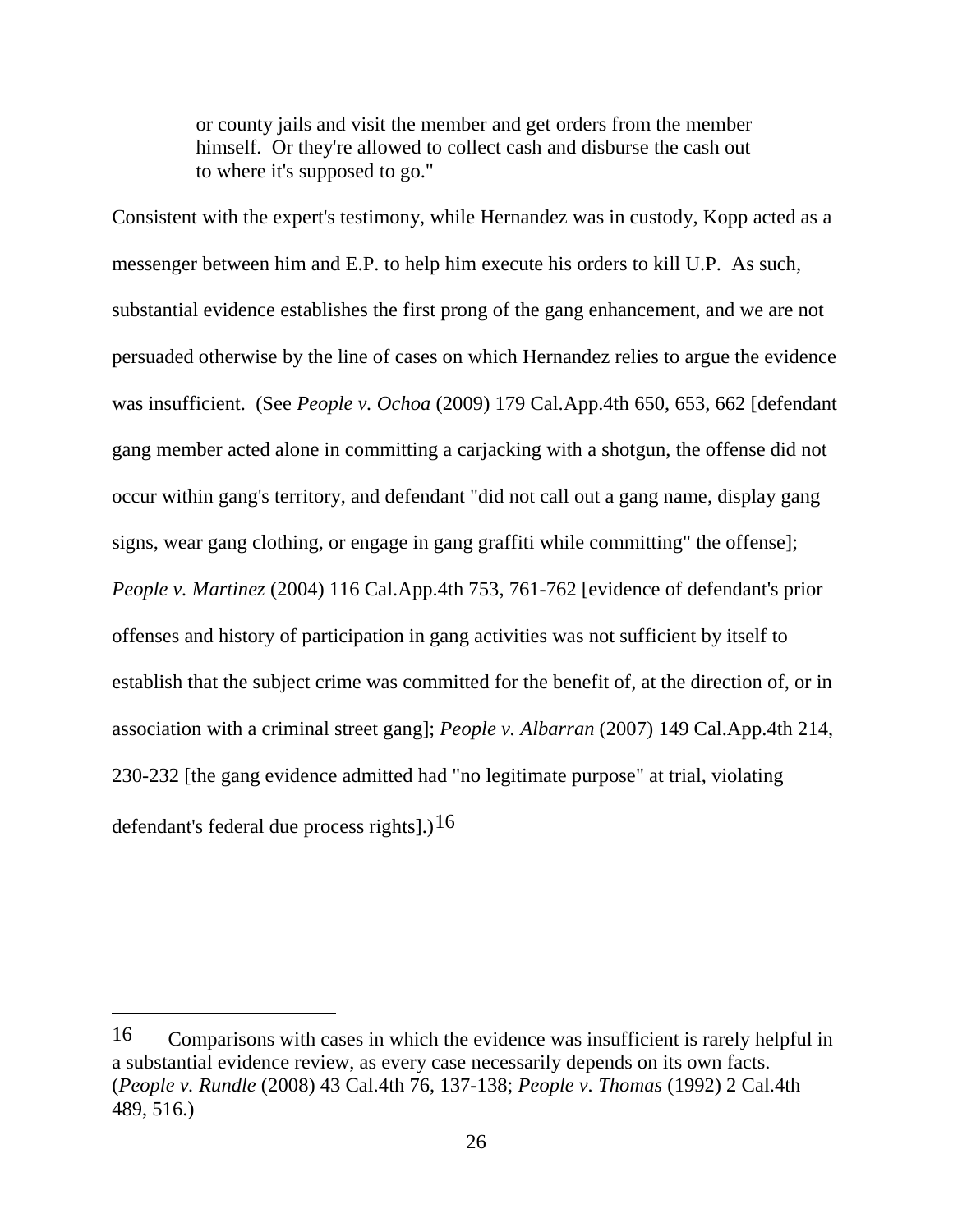> or county jails and visit the member and get orders from the member himself. Or they're allowed to collect cash and disburse the cash out to where it's supposed to go."

Consistent with the expert's testimony, while Hernandez was in custody, Kopp acted as a messenger between him and E.P. to help him execute his orders to kill U.P. As such, substantial evidence establishes the first prong of the gang enhancement, and we are not persuaded otherwise by the line of cases on which Hernandez relies to argue the evidence was insufficient. (See *People v. Ochoa* (2009) 179 Cal.App.4th 650, 653, 662 [defendant gang member acted alone in committing a carjacking with a shotgun, the offense did not occur within gang's territory, and defendant "did not call out a gang name, display gang signs, wear gang clothing, or engage in gang graffiti while committing" the offense]; *People v. Martinez* (2004) 116 Cal.App.4th 753, 761-762 [evidence of defendant's prior offenses and history of participation in gang activities was not sufficient by itself to establish that the subject crime was committed for the benefit of, at the direction of, or in association with a criminal street gang]; *People v. Albarran* (2007) 149 Cal.App.4th 214, 230-232 [the gang evidence admitted had "no legitimate purpose" at trial, violating defendant's federal due process rights].)[16]

---

[16] Comparisons with cases in which the evidence was insufficient is rarely helpful in a substantial evidence review, as every case necessarily depends on its own facts. (*People v. Rundle* (2008) 43 Cal.4th 76, 137-138; *People v. Thomas* (1992) 2 Cal.4th 489, 516.)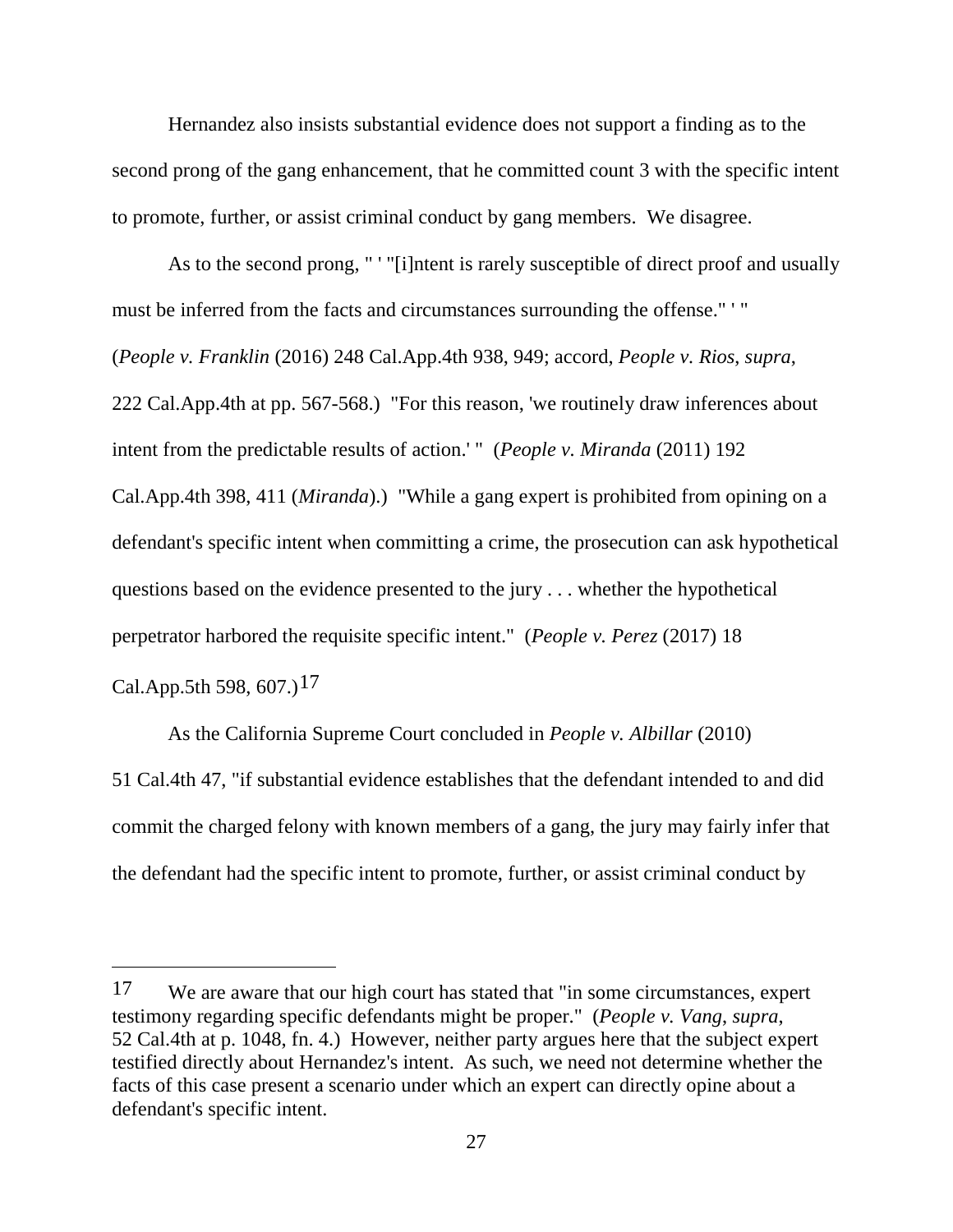Hernandez also insists substantial evidence does not support a finding as to the second prong of the gang enhancement, that he committed count 3 with the specific intent to promote, further, or assist criminal conduct by gang members. We disagree.

As to the second prong, " ' "[i]ntent is rarely susceptible of direct proof and usually must be inferred from the facts and circumstances surrounding the offense." ' " (*People v. Franklin* (2016) 248 Cal.App.4th 938, 949; accord, *People v. Rios*, *supra*, 222 Cal.App.4th at pp. 567-568.) "For this reason, 'we routinely draw inferences about intent from the predictable results of action.' " (*People v. Miranda* (2011) 192 Cal.App.4th 398, 411 (*Miranda*).) "While a gang expert is prohibited from opining on a defendant's specific intent when committing a crime, the prosecution can ask hypothetical questions based on the evidence presented to the jury . . . whether the hypothetical perpetrator harbored the requisite specific intent." (*People v. Perez* (2017) 18 Cal.App.5th 598, 607.)[17]

As the California Supreme Court concluded in *People v. Albillar* (2010) 51 Cal.4th 47, "if substantial evidence establishes that the defendant intended to and did commit the charged felony with known members of a gang, the jury may fairly infer that the defendant had the specific intent to promote, further, or assist criminal conduct by

---

[17] We are aware that our high court has stated that "in some circumstances, expert testimony regarding specific defendants might be proper." (*People v. Vang*, *supra*, 52 Cal.4th at p. 1048, fn. 4.) However, neither party argues here that the subject expert testified directly about Hernandez's intent. As such, we need not determine whether the facts of this case present a scenario under which an expert can directly opine about a defendant's specific intent.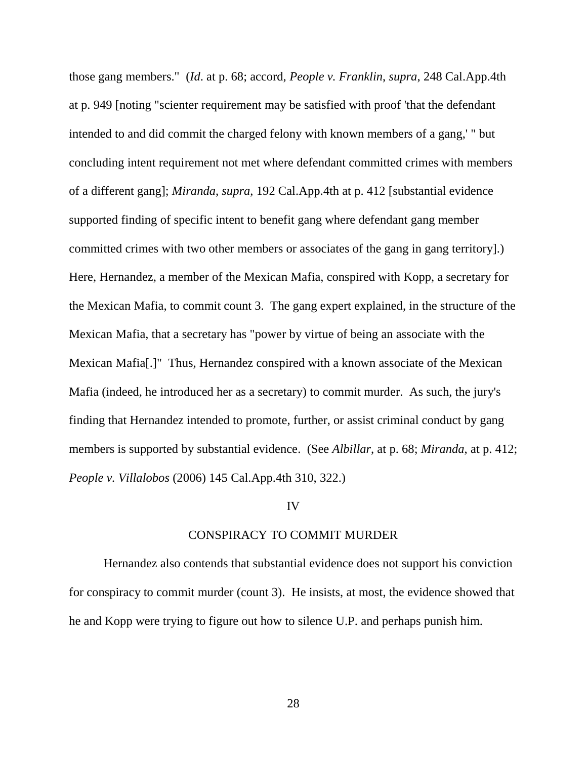those gang members." (*Id*. at p. 68; accord, *People v. Franklin*, *supra*, 248 Cal.App.4th at p. 949 [noting "scienter requirement may be satisfied with proof 'that the defendant intended to and did commit the charged felony with known members of a gang,' " but concluding intent requirement not met where defendant committed crimes with members of a different gang]; *Miranda*, *supra*, 192 Cal.App.4th at p. 412 [substantial evidence supported finding of specific intent to benefit gang where defendant gang member committed crimes with two other members or associates of the gang in gang territory].) Here, Hernandez, a member of the Mexican Mafia, conspired with Kopp, a secretary for the Mexican Mafia, to commit count 3. The gang expert explained, in the structure of the Mexican Mafia, that a secretary has "power by virtue of being an associate with the Mexican Mafia[.]" Thus, Hernandez conspired with a known associate of the Mexican Mafia (indeed, he introduced her as a secretary) to commit murder. As such, the jury's finding that Hernandez intended to promote, further, or assist criminal conduct by gang members is supported by substantial evidence. (See *Albillar*, at p. 68; *Miranda*, at p. 412; *People v. Villalobos* (2006) 145 Cal.App.4th 310, 322.)

## IV

## CONSPIRACY TO COMMIT MURDER

Hernandez also contends that substantial evidence does not support his conviction for conspiracy to commit murder (count 3). He insists, at most, the evidence showed that he and Kopp were trying to figure out how to silence U.P. and perhaps punish him.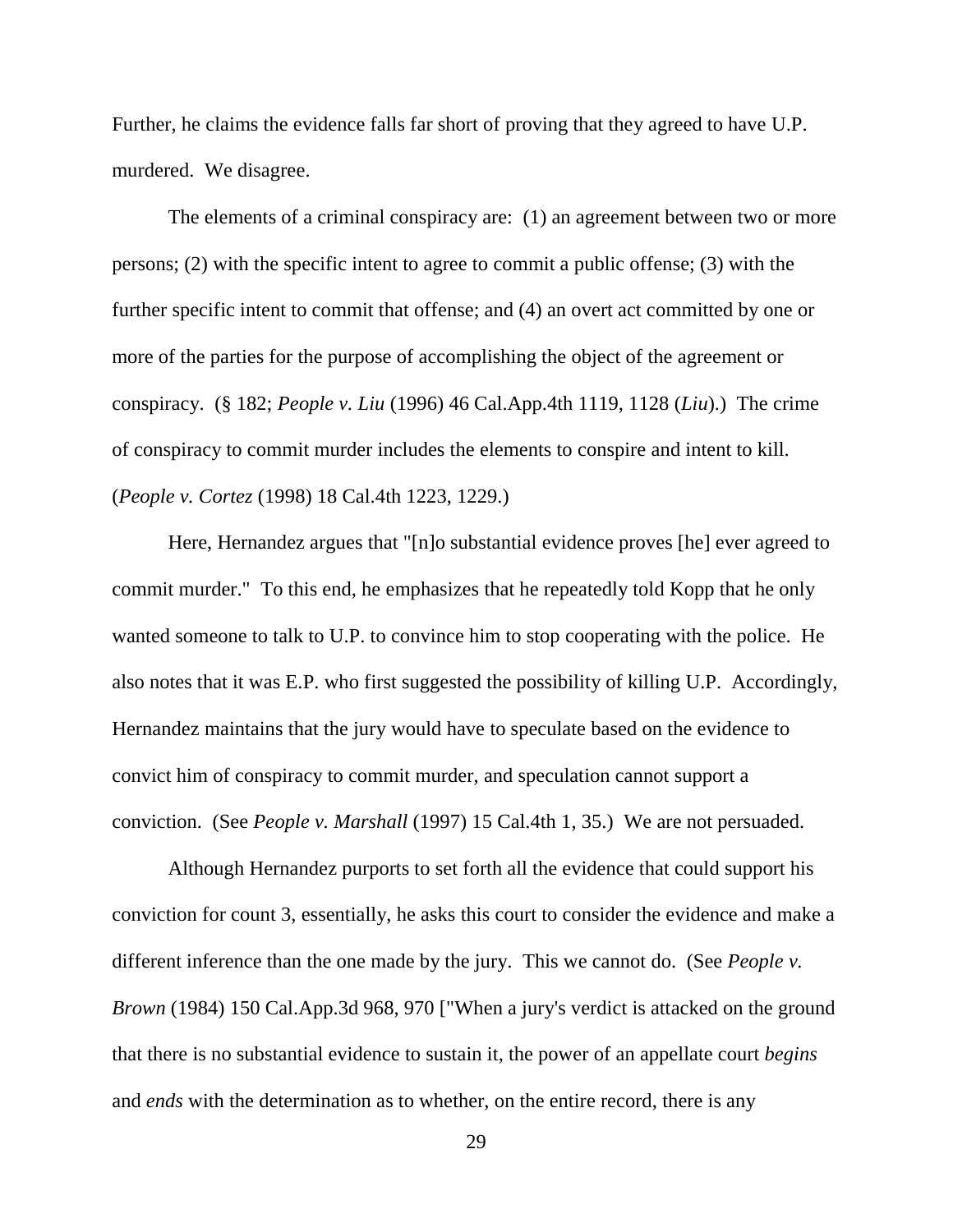Further, he claims the evidence falls far short of proving that they agreed to have U.P. murdered. We disagree.

The elements of a criminal conspiracy are: (1) an agreement between two or more persons; (2) with the specific intent to agree to commit a public offense; (3) with the further specific intent to commit that offense; and (4) an overt act committed by one or more of the parties for the purpose of accomplishing the object of the agreement or conspiracy. (§ 182; *People v. Liu* (1996) 46 Cal.App.4th 1119, 1128 (*Liu*).) The crime of conspiracy to commit murder includes the elements to conspire and intent to kill. (*People v. Cortez* (1998) 18 Cal.4th 1223, 1229.)

Here, Hernandez argues that "[n]o substantial evidence proves [he] ever agreed to commit murder." To this end, he emphasizes that he repeatedly told Kopp that he only wanted someone to talk to U.P. to convince him to stop cooperating with the police. He also notes that it was E.P. who first suggested the possibility of killing U.P. Accordingly, Hernandez maintains that the jury would have to speculate based on the evidence to convict him of conspiracy to commit murder, and speculation cannot support a conviction. (See *People v. Marshall* (1997) 15 Cal.4th 1, 35.) We are not persuaded.

Although Hernandez purports to set forth all the evidence that could support his conviction for count 3, essentially, he asks this court to consider the evidence and make a different inference than the one made by the jury. This we cannot do. (See *People v. Brown* (1984) 150 Cal.App.3d 968, 970 ["When a jury's verdict is attacked on the ground that there is no substantial evidence to sustain it, the power of an appellate court *begins* and *ends* with the determination as to whether, on the entire record, there is any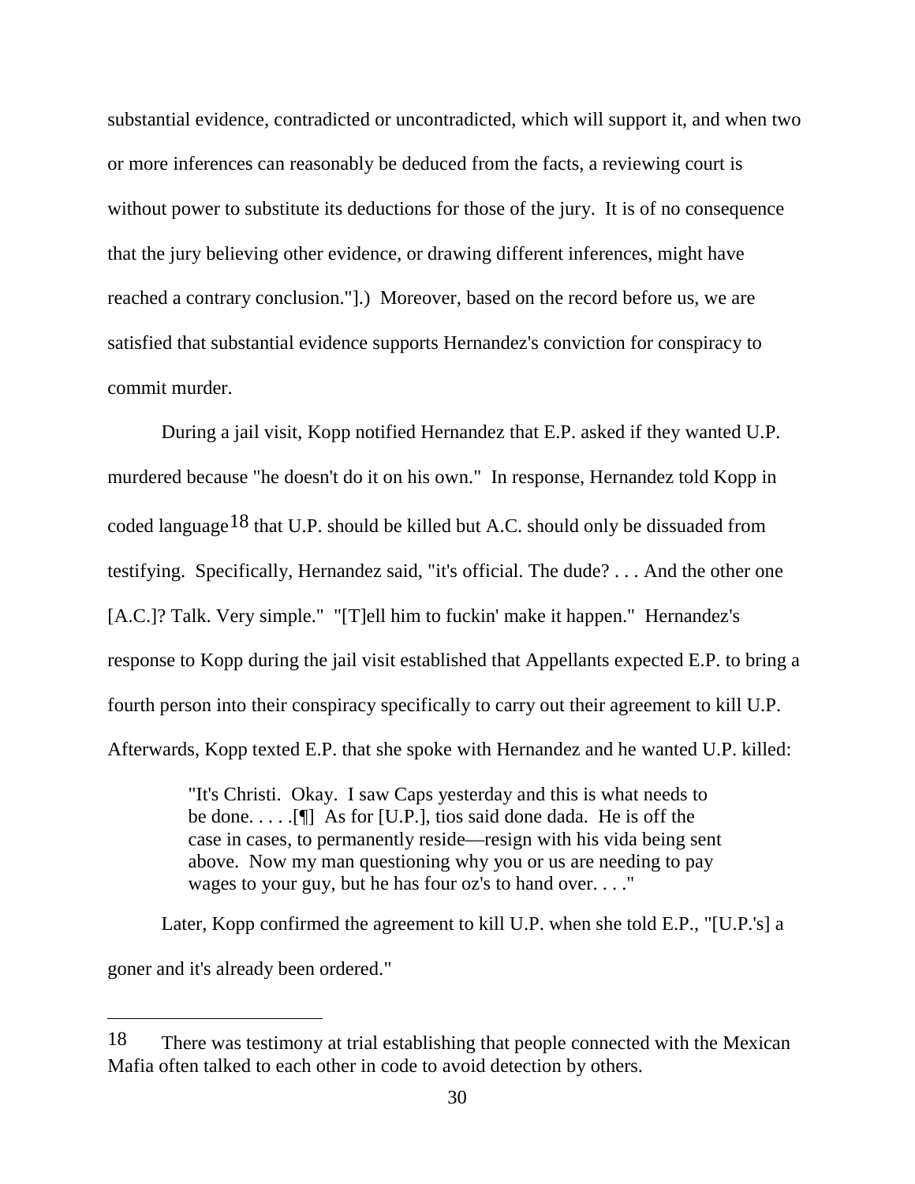substantial evidence, contradicted or uncontradicted, which will support it, and when two or more inferences can reasonably be deduced from the facts, a reviewing court is without power to substitute its deductions for those of the jury. It is of no consequence that the jury believing other evidence, or drawing different inferences, might have reached a contrary conclusion."].) Moreover, based on the record before us, we are satisfied that substantial evidence supports Hernandez's conviction for conspiracy to commit murder.

During a jail visit, Kopp notified Hernandez that E.P. asked if they wanted U.P. murdered because "he doesn't do it on his own." In response, Hernandez told Kopp in coded language[18] that U.P. should be killed but A.C. should only be dissuaded from testifying. Specifically, Hernandez said, "it's official. The dude? . . . And the other one [A.C.]? Talk. Very simple." "[T]ell him to fuckin' make it happen." Hernandez's response to Kopp during the jail visit established that Appellants expected E.P. to bring a fourth person into their conspiracy specifically to carry out their agreement to kill U.P. Afterwards, Kopp texted E.P. that she spoke with Hernandez and he wanted U.P. killed:

> "It's Christi. Okay. I saw Caps yesterday and this is what needs to be done. . . . .[¶] As for [U.P.], tios said done dada. He is off the case in cases, to permanently reside—resign with his vida being sent above. Now my man questioning why you or us are needing to pay wages to your guy, but he has four oz's to hand over. . . ."

Later, Kopp confirmed the agreement to kill U.P. when she told E.P., "[U.P.'s] a goner and it's already been ordered."

---

[18] There was testimony at trial establishing that people connected with the Mexican Mafia often talked to each other in code to avoid detection by others.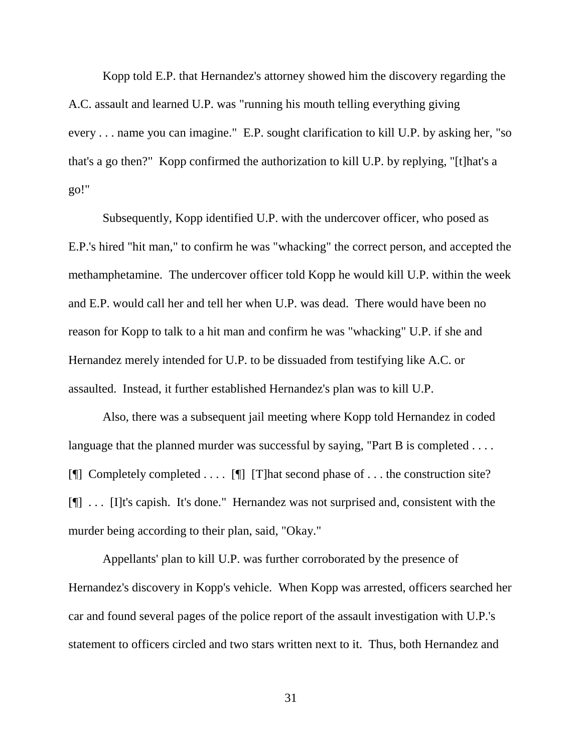Kopp told E.P. that Hernandez's attorney showed him the discovery regarding the A.C. assault and learned U.P. was "running his mouth telling everything giving every . . . name you can imagine." E.P. sought clarification to kill U.P. by asking her, "so that's a go then?" Kopp confirmed the authorization to kill U.P. by replying, "[t]hat's a go!"

Subsequently, Kopp identified U.P. with the undercover officer, who posed as E.P.'s hired "hit man," to confirm he was "whacking" the correct person, and accepted the methamphetamine. The undercover officer told Kopp he would kill U.P. within the week and E.P. would call her and tell her when U.P. was dead. There would have been no reason for Kopp to talk to a hit man and confirm he was "whacking" U.P. if she and Hernandez merely intended for U.P. to be dissuaded from testifying like A.C. or assaulted. Instead, it further established Hernandez's plan was to kill U.P.

Also, there was a subsequent jail meeting where Kopp told Hernandez in coded language that the planned murder was successful by saying, "Part B is completed . . . . [¶] Completely completed . . . . [¶] [T]hat second phase of . . . the construction site? [¶] . . . [I]t's capish. It's done." Hernandez was not surprised and, consistent with the murder being according to their plan, said, "Okay."

Appellants' plan to kill U.P. was further corroborated by the presence of Hernandez's discovery in Kopp's vehicle. When Kopp was arrested, officers searched her car and found several pages of the police report of the assault investigation with U.P.'s statement to officers circled and two stars written next to it. Thus, both Hernandez and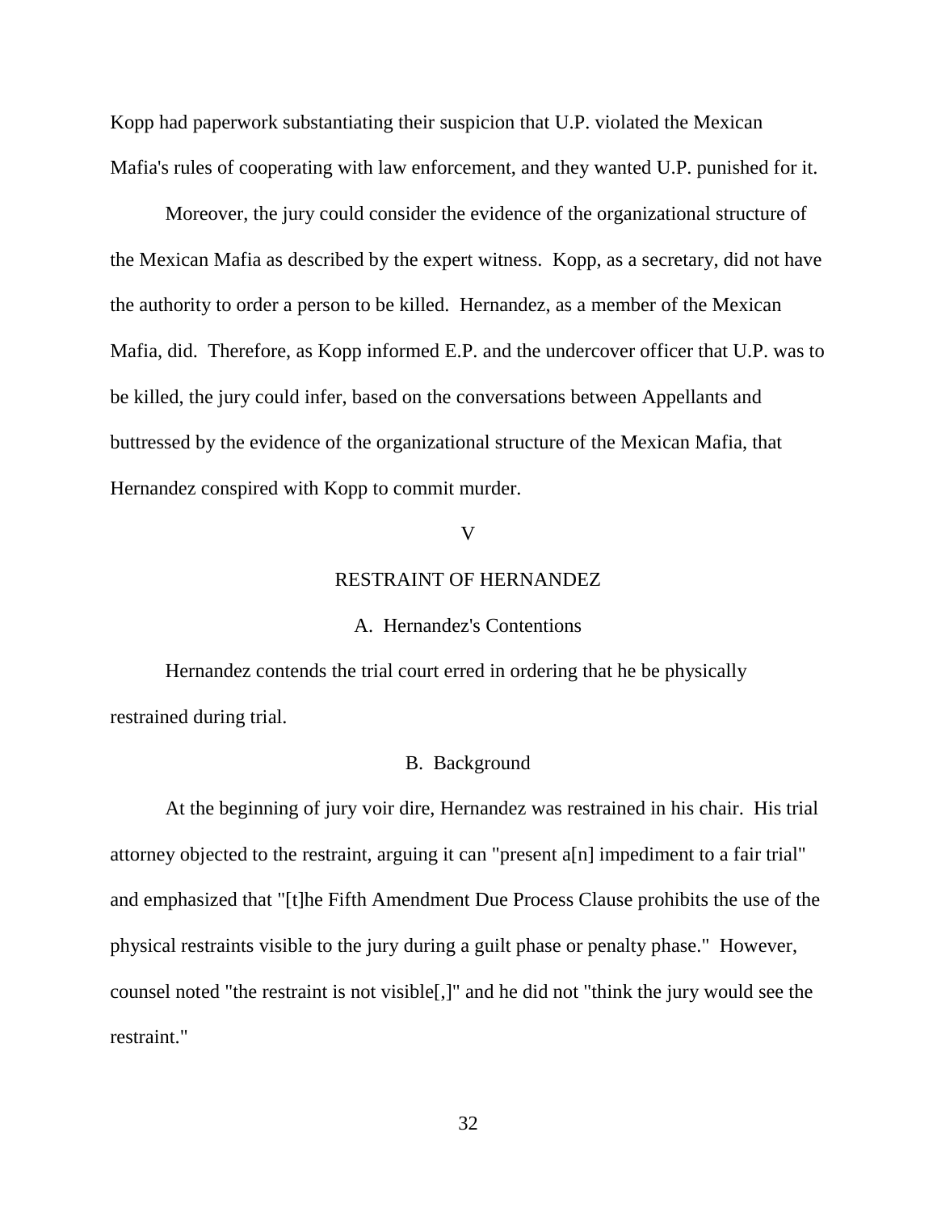Kopp had paperwork substantiating their suspicion that U.P. violated the Mexican Mafia's rules of cooperating with law enforcement, and they wanted U.P. punished for it.

Moreover, the jury could consider the evidence of the organizational structure of the Mexican Mafia as described by the expert witness. Kopp, as a secretary, did not have the authority to order a person to be killed. Hernandez, as a member of the Mexican Mafia, did. Therefore, as Kopp informed E.P. and the undercover officer that U.P. was to be killed, the jury could infer, based on the conversations between Appellants and buttressed by the evidence of the organizational structure of the Mexican Mafia, that Hernandez conspired with Kopp to commit murder.

## V

## RESTRAINT OF HERNANDEZ

### A. Hernandez's Contentions

Hernandez contends the trial court erred in ordering that he be physically restrained during trial.

### B. Background

At the beginning of jury voir dire, Hernandez was restrained in his chair. His trial attorney objected to the restraint, arguing it can "present a[n] impediment to a fair trial" and emphasized that "[t]he Fifth Amendment Due Process Clause prohibits the use of the physical restraints visible to the jury during a guilt phase or penalty phase." However, counsel noted "the restraint is not visible[,]" and he did not "think the jury would see the restraint."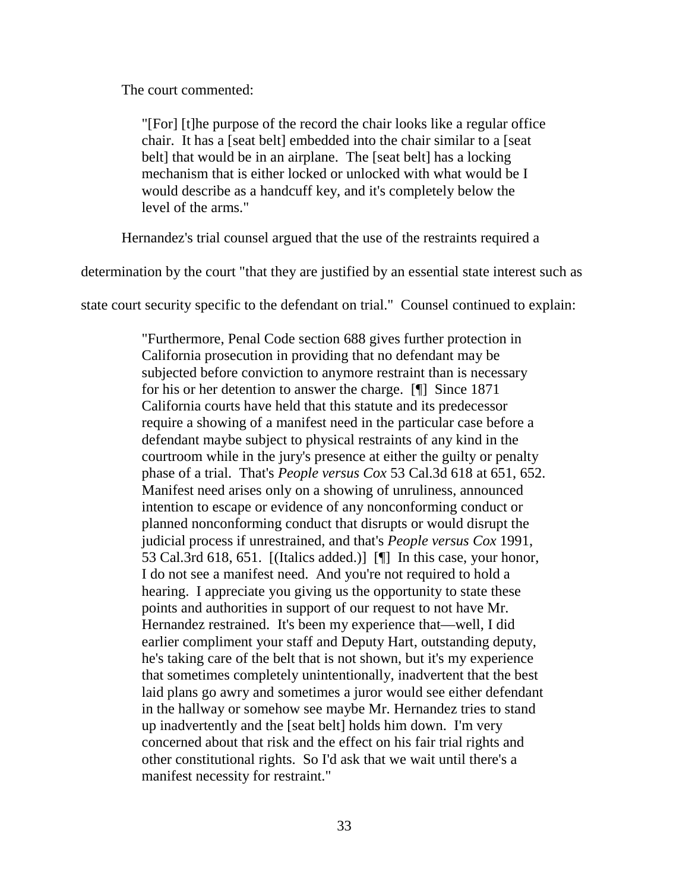The court commented:

> "[For] [t]he purpose of the record the chair looks like a regular office chair. It has a [seat belt] embedded into the chair similar to a [seat belt] that would be in an airplane. The [seat belt] has a locking mechanism that is either locked or unlocked with what would be I would describe as a handcuff key, and it's completely below the level of the arms."

Hernandez's trial counsel argued that the use of the restraints required a determination by the court "that they are justified by an essential state interest such as state court security specific to the defendant on trial." Counsel continued to explain:

> "Furthermore, Penal Code section 688 gives further protection in California prosecution in providing that no defendant may be subjected before conviction to anymore restraint than is necessary for his or her detention to answer the charge. [¶] Since 1871 California courts have held that this statute and its predecessor require a showing of a manifest need in the particular case before a defendant maybe subject to physical restraints of any kind in the courtroom while in the jury's presence at either the guilty or penalty phase of a trial. That's *People versus Cox* 53 Cal.3d 618 at 651, 652. Manifest need arises only on a showing of unruliness, announced intention to escape or evidence of any nonconforming conduct or planned nonconforming conduct that disrupts or would disrupt the judicial process if unrestrained, and that's *People versus Cox* 1991, 53 Cal.3rd 618, 651. [(Italics added.)] [¶] In this case, your honor, I do not see a manifest need. And you're not required to hold a hearing. I appreciate you giving us the opportunity to state these points and authorities in support of our request to not have Mr. Hernandez restrained. It's been my experience that—well, I did earlier compliment your staff and Deputy Hart, outstanding deputy, he's taking care of the belt that is not shown, but it's my experience that sometimes completely unintentionally, inadvertent that the best laid plans go awry and sometimes a juror would see either defendant in the hallway or somehow see maybe Mr. Hernandez tries to stand up inadvertently and the [seat belt] holds him down. I'm very concerned about that risk and the effect on his fair trial rights and other constitutional rights. So I'd ask that we wait until there's a manifest necessity for restraint."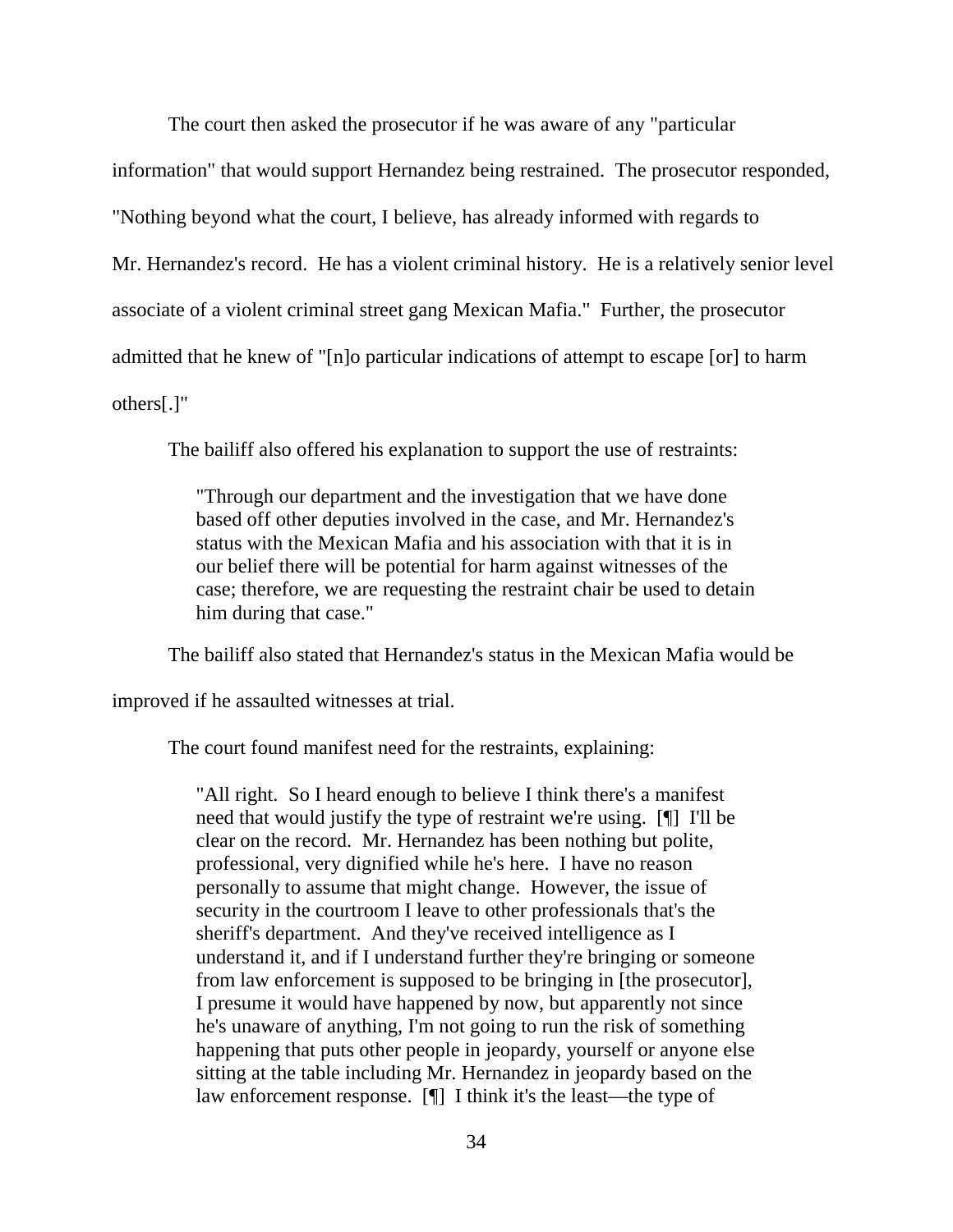The court then asked the prosecutor if he was aware of any "particular information" that would support Hernandez being restrained. The prosecutor responded, "Nothing beyond what the court, I believe, has already informed with regards to Mr. Hernandez's record. He has a violent criminal history. He is a relatively senior level associate of a violent criminal street gang Mexican Mafia." Further, the prosecutor admitted that he knew of "[n]o particular indications of attempt to escape [or] to harm others[.]"

The bailiff also offered his explanation to support the use of restraints:

> "Through our department and the investigation that we have done based off other deputies involved in the case, and Mr. Hernandez's status with the Mexican Mafia and his association with that it is in our belief there will be potential for harm against witnesses of the case; therefore, we are requesting the restraint chair be used to detain him during that case."

The bailiff also stated that Hernandez's status in the Mexican Mafia would be improved if he assaulted witnesses at trial.

The court found manifest need for the restraints, explaining:

> "All right. So I heard enough to believe I think there's a manifest need that would justify the type of restraint we're using. [¶] I'll be clear on the record. Mr. Hernandez has been nothing but polite, professional, very dignified while he's here. I have no reason personally to assume that might change. However, the issue of security in the courtroom I leave to other professionals that's the sheriff's department. And they've received intelligence as I understand it, and if I understand further they're bringing or someone from law enforcement is supposed to be bringing in [the prosecutor], I presume it would have happened by now, but apparently not since he's unaware of anything, I'm not going to run the risk of something happening that puts other people in jeopardy, yourself or anyone else sitting at the table including Mr. Hernandez in jeopardy based on the law enforcement response. [¶] I think it's the least—the type of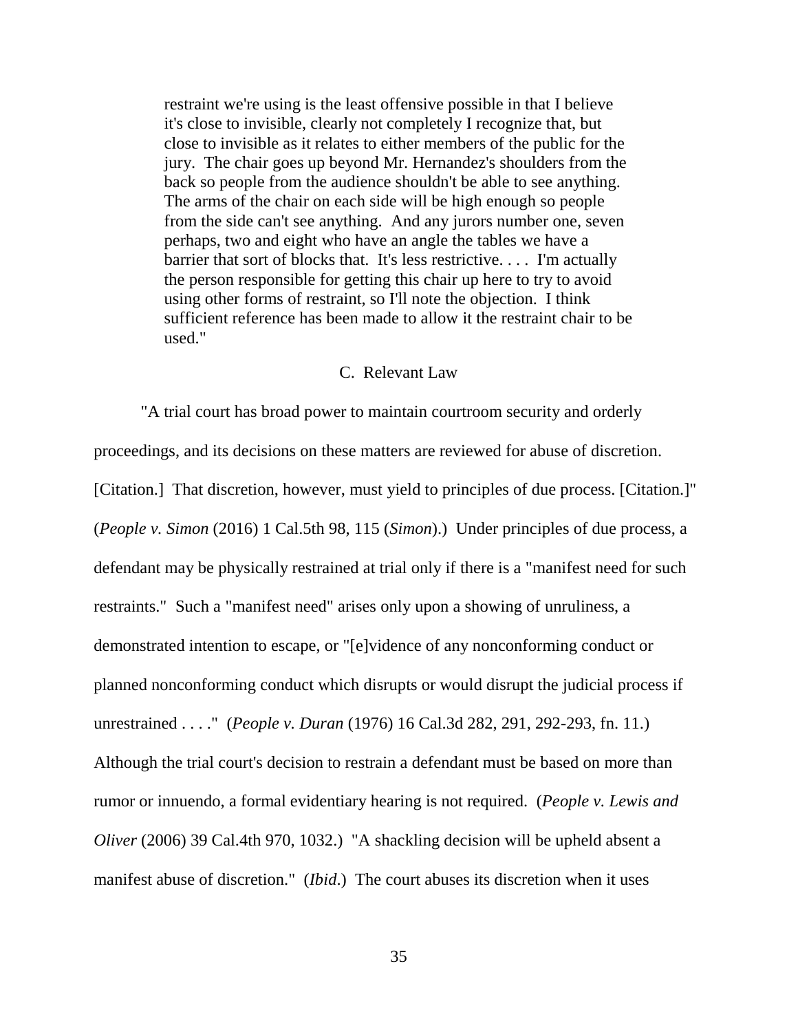> restraint we're using is the least offensive possible in that I believe it's close to invisible, clearly not completely I recognize that, but close to invisible as it relates to either members of the public for the jury. The chair goes up beyond Mr. Hernandez's shoulders from the back so people from the audience shouldn't be able to see anything. The arms of the chair on each side will be high enough so people from the side can't see anything. And any jurors number one, seven perhaps, two and eight who have an angle the tables we have a barrier that sort of blocks that. It's less restrictive. . . . I'm actually the person responsible for getting this chair up here to try to avoid using other forms of restraint, so I'll note the objection. I think sufficient reference has been made to allow it the restraint chair to be used."

### C. Relevant Law

"A trial court has broad power to maintain courtroom security and orderly proceedings, and its decisions on these matters are reviewed for abuse of discretion. [Citation.] That discretion, however, must yield to principles of due process. [Citation.]" (*People v. Simon* (2016) 1 Cal.5th 98, 115 (*Simon*).) Under principles of due process, a defendant may be physically restrained at trial only if there is a "manifest need for such restraints." Such a "manifest need" arises only upon a showing of unruliness, a demonstrated intention to escape, or "[e]vidence of any nonconforming conduct or planned nonconforming conduct which disrupts or would disrupt the judicial process if unrestrained . . . ." (*People v. Duran* (1976) 16 Cal.3d 282, 291, 292-293, fn. 11.) Although the trial court's decision to restrain a defendant must be based on more than rumor or innuendo, a formal evidentiary hearing is not required. (*People v. Lewis and Oliver* (2006) 39 Cal.4th 970, 1032.) "A shackling decision will be upheld absent a manifest abuse of discretion." (*Ibid*.) The court abuses its discretion when it uses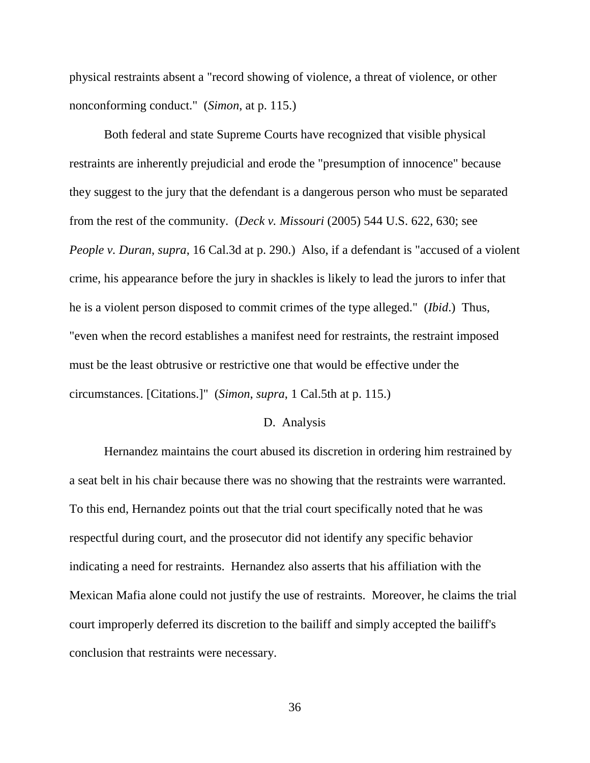physical restraints absent a "record showing of violence, a threat of violence, or other nonconforming conduct." (*Simon*, at p. 115.)

Both federal and state Supreme Courts have recognized that visible physical restraints are inherently prejudicial and erode the "presumption of innocence" because they suggest to the jury that the defendant is a dangerous person who must be separated from the rest of the community. (*Deck v. Missouri* (2005) 544 U.S. 622, 630; see *People v. Duran*, *supra*, 16 Cal.3d at p. 290.) Also, if a defendant is "accused of a violent crime, his appearance before the jury in shackles is likely to lead the jurors to infer that he is a violent person disposed to commit crimes of the type alleged." (*Ibid*.) Thus, "even when the record establishes a manifest need for restraints, the restraint imposed must be the least obtrusive or restrictive one that would be effective under the circumstances. [Citations.]" (*Simon*, *supra*, 1 Cal.5th at p. 115.)

D. Analysis

Hernandez maintains the court abused its discretion in ordering him restrained by a seat belt in his chair because there was no showing that the restraints were warranted. To this end, Hernandez points out that the trial court specifically noted that he was respectful during court, and the prosecutor did not identify any specific behavior indicating a need for restraints. Hernandez also asserts that his affiliation with the Mexican Mafia alone could not justify the use of restraints. Moreover, he claims the trial court improperly deferred its discretion to the bailiff and simply accepted the bailiff's conclusion that restraints were necessary.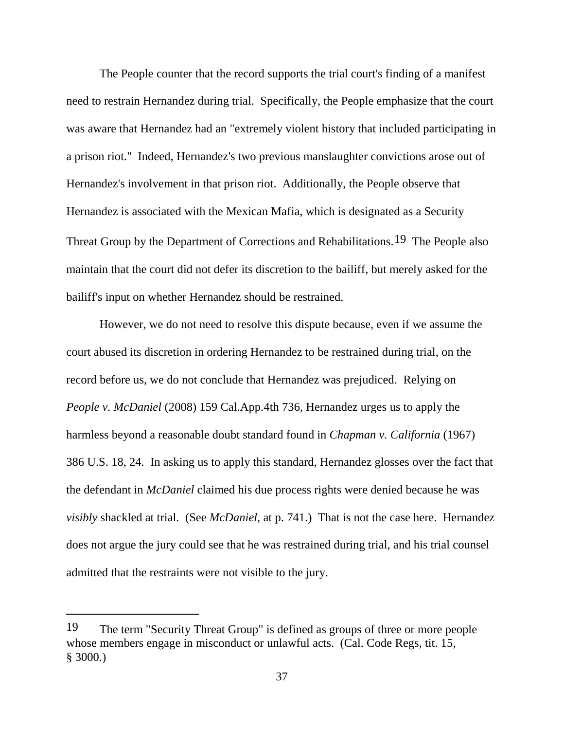The People counter that the record supports the trial court's finding of a manifest need to restrain Hernandez during trial. Specifically, the People emphasize that the court was aware that Hernandez had an "extremely violent history that included participating in a prison riot." Indeed, Hernandez's two previous manslaughter convictions arose out of Hernandez's involvement in that prison riot. Additionally, the People observe that Hernandez is associated with the Mexican Mafia, which is designated as a Security Threat Group by the Department of Corrections and Rehabilitations.[19] The People also maintain that the court did not defer its discretion to the bailiff, but merely asked for the bailiff's input on whether Hernandez should be restrained.

However, we do not need to resolve this dispute because, even if we assume the court abused its discretion in ordering Hernandez to be restrained during trial, on the record before us, we do not conclude that Hernandez was prejudiced. Relying on *People v. McDaniel* (2008) 159 Cal.App.4th 736, Hernandez urges us to apply the harmless beyond a reasonable doubt standard found in *Chapman v. California* (1967) 386 U.S. 18, 24. In asking us to apply this standard, Hernandez glosses over the fact that the defendant in *McDaniel* claimed his due process rights were denied because he was *visibly* shackled at trial. (See *McDaniel*, at p. 741.) That is not the case here. Hernandez does not argue the jury could see that he was restrained during trial, and his trial counsel admitted that the restraints were not visible to the jury.

---

[19] The term "Security Threat Group" is defined as groups of three or more people whose members engage in misconduct or unlawful acts. (Cal. Code Regs, tit. 15, § 3000.)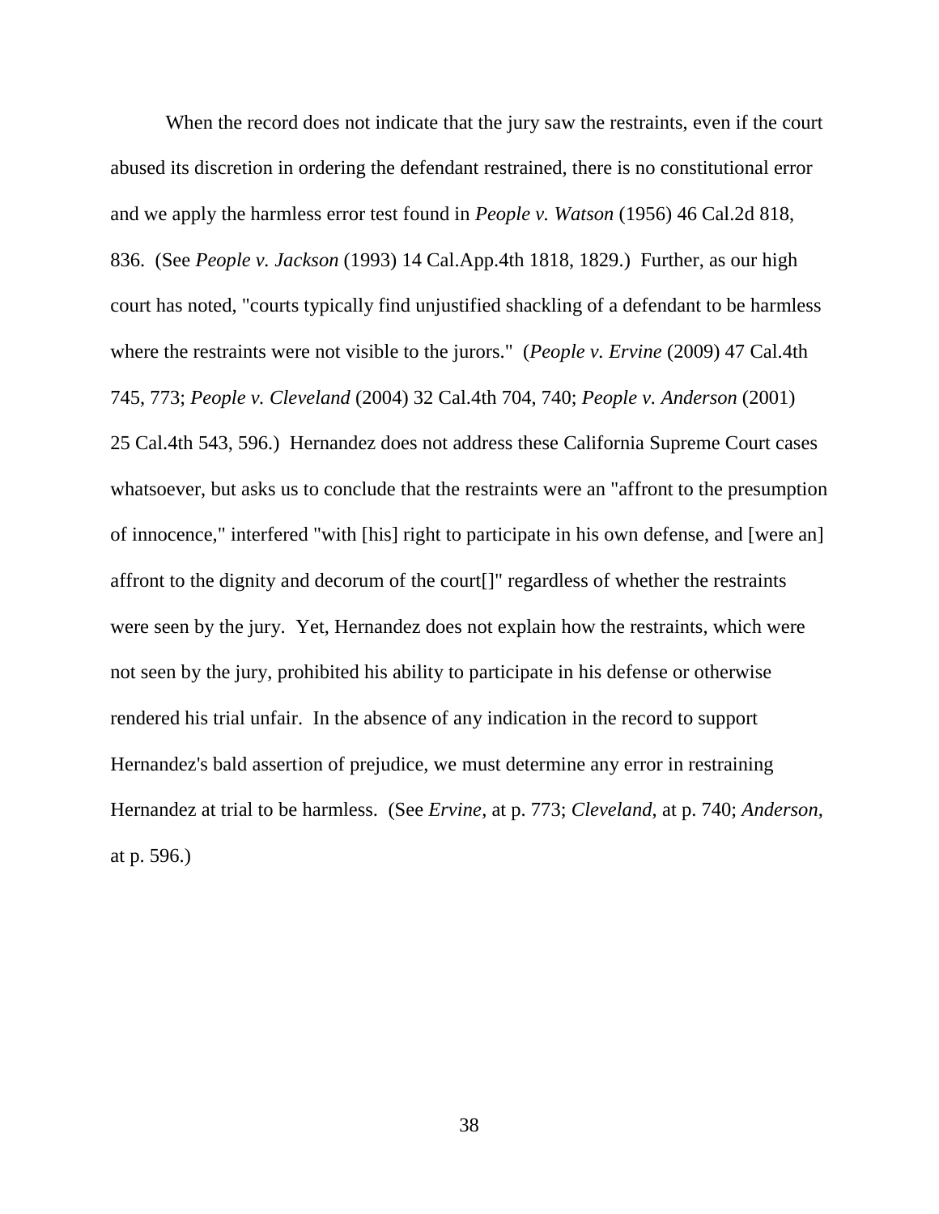When the record does not indicate that the jury saw the restraints, even if the court abused its discretion in ordering the defendant restrained, there is no constitutional error and we apply the harmless error test found in *People v. Watson* (1956) 46 Cal.2d 818, 836. (See *People v. Jackson* (1993) 14 Cal.App.4th 1818, 1829.) Further, as our high court has noted, "courts typically find unjustified shackling of a defendant to be harmless where the restraints were not visible to the jurors." (*People v. Ervine* (2009) 47 Cal.4th 745, 773; *People v. Cleveland* (2004) 32 Cal.4th 704, 740; *People v. Anderson* (2001) 25 Cal.4th 543, 596.) Hernandez does not address these California Supreme Court cases whatsoever, but asks us to conclude that the restraints were an "affront to the presumption of innocence," interfered "with [his] right to participate in his own defense, and [were an] affront to the dignity and decorum of the court[]" regardless of whether the restraints were seen by the jury. Yet, Hernandez does not explain how the restraints, which were not seen by the jury, prohibited his ability to participate in his defense or otherwise rendered his trial unfair. In the absence of any indication in the record to support Hernandez's bald assertion of prejudice, we must determine any error in restraining Hernandez at trial to be harmless. (See *Ervine*, at p. 773; *Cleveland*, at p. 740; *Anderson,* at p. 596.)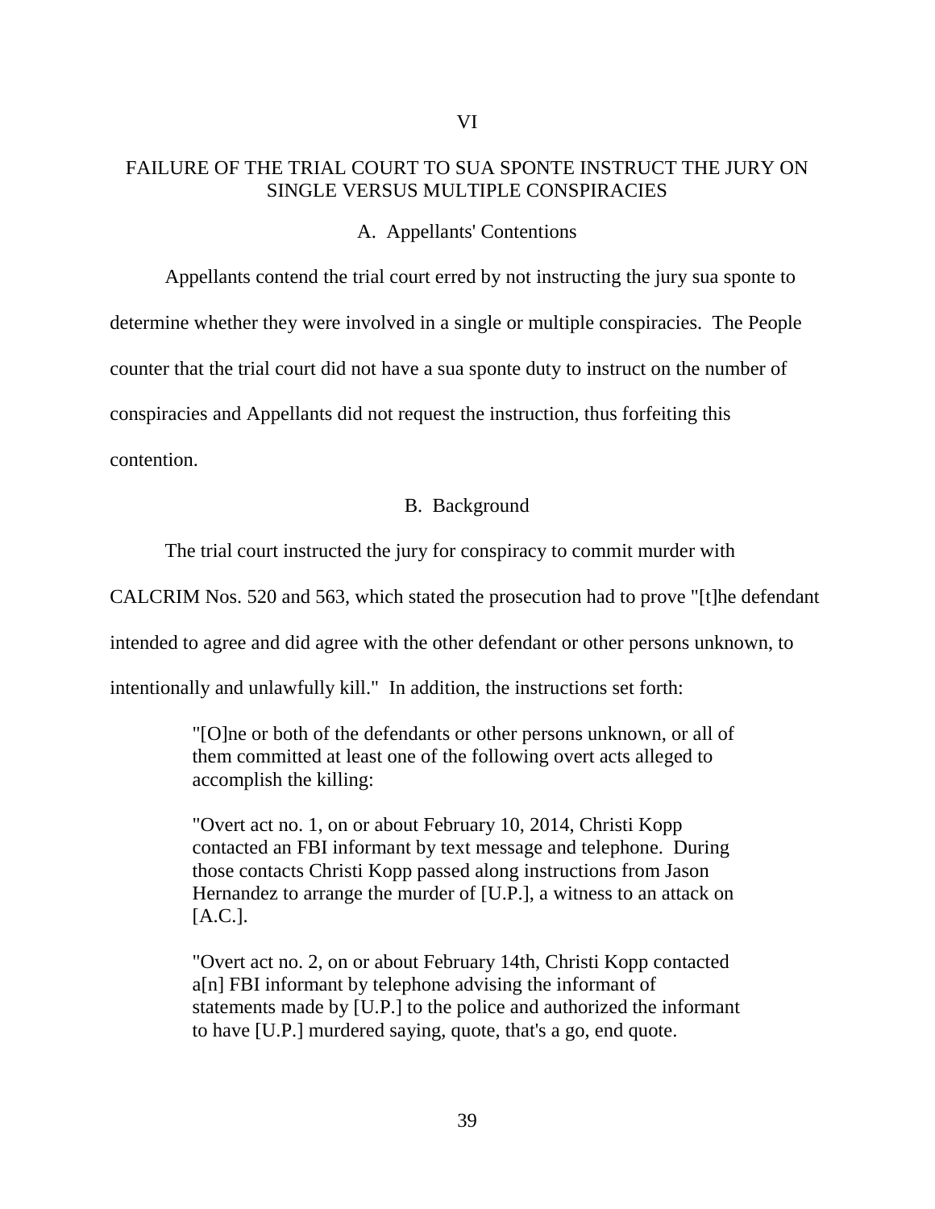## VI

## FAILURE OF THE TRIAL COURT TO SUA SPONTE INSTRUCT THE JURY ON SINGLE VERSUS MULTIPLE CONSPIRACIES

### A. Appellants' Contentions

Appellants contend the trial court erred by not instructing the jury sua sponte to determine whether they were involved in a single or multiple conspiracies. The People counter that the trial court did not have a sua sponte duty to instruct on the number of conspiracies and Appellants did not request the instruction, thus forfeiting this contention.

### B. Background

The trial court instructed the jury for conspiracy to commit murder with CALCRIM Nos. 520 and 563, which stated the prosecution had to prove "[t]he defendant intended to agree and did agree with the other defendant or other persons unknown, to intentionally and unlawfully kill." In addition, the instructions set forth:

> "[O]ne or both of the defendants or other persons unknown, or all of them committed at least one of the following overt acts alleged to accomplish the killing:
>
> "Overt act no. 1, on or about February 10, 2014, Christi Kopp contacted an FBI informant by text message and telephone. During those contacts Christi Kopp passed along instructions from Jason Hernandez to arrange the murder of [U.P.], a witness to an attack on [A.C.].
>
> "Overt act no. 2, on or about February 14th, Christi Kopp contacted a[n] FBI informant by telephone advising the informant of statements made by [U.P.] to the police and authorized the informant to have [U.P.] murdered saying, quote, that's a go, end quote.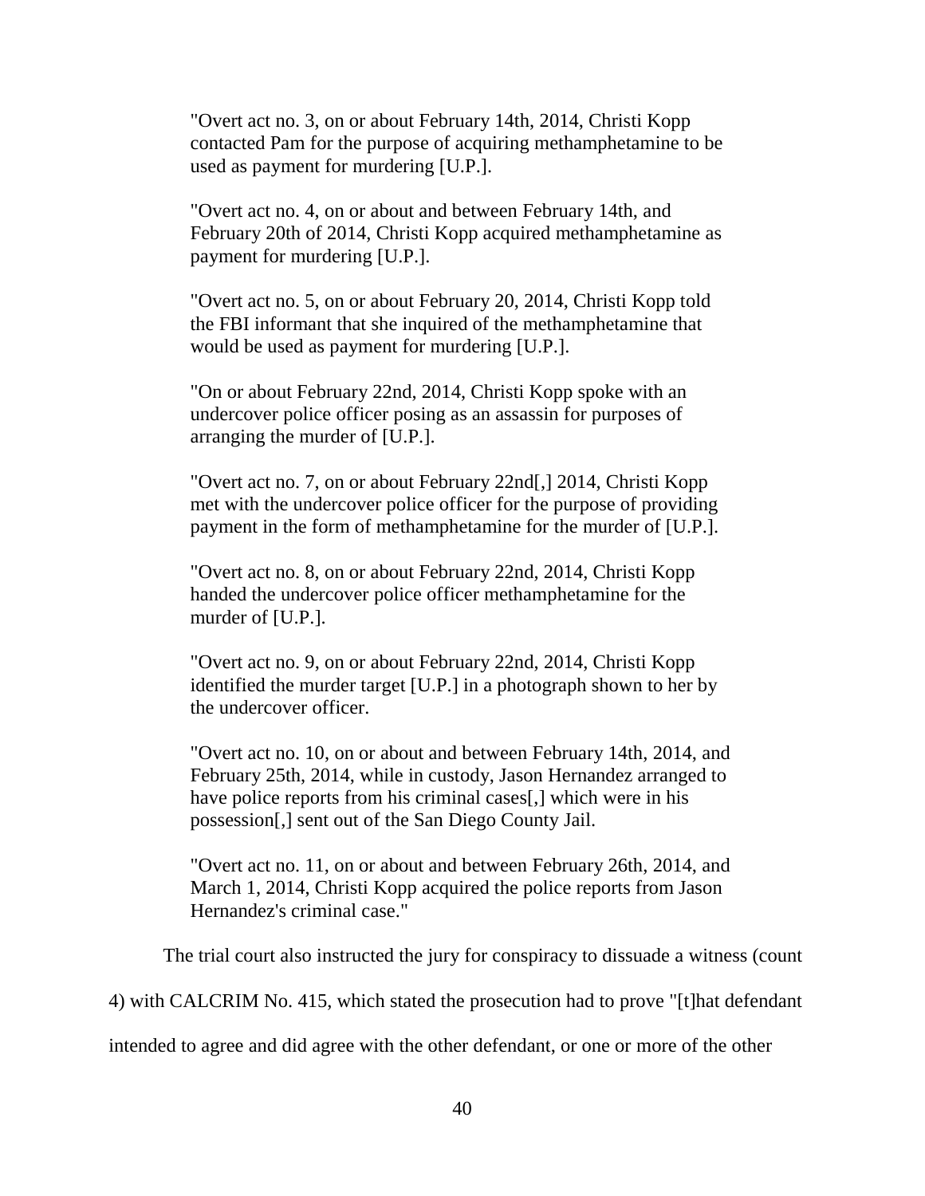"Overt act no. 3, on or about February 14th, 2014, Christi Kopp contacted Pam for the purpose of acquiring methamphetamine to be used as payment for murdering [U.P.].

"Overt act no. 4, on or about and between February 14th, and February 20th of 2014, Christi Kopp acquired methamphetamine as payment for murdering [U.P.].

"Overt act no. 5, on or about February 20, 2014, Christi Kopp told the FBI informant that she inquired of the methamphetamine that would be used as payment for murdering [U.P.].

"On or about February 22nd, 2014, Christi Kopp spoke with an undercover police officer posing as an assassin for purposes of arranging the murder of [U.P.].

"Overt act no. 7, on or about February 22nd[,] 2014, Christi Kopp met with the undercover police officer for the purpose of providing payment in the form of methamphetamine for the murder of [U.P.].

"Overt act no. 8, on or about February 22nd, 2014, Christi Kopp handed the undercover police officer methamphetamine for the murder of [U.P.].

"Overt act no. 9, on or about February 22nd, 2014, Christi Kopp identified the murder target [U.P.] in a photograph shown to her by the undercover officer.

"Overt act no. 10, on or about and between February 14th, 2014, and February 25th, 2014, while in custody, Jason Hernandez arranged to have police reports from his criminal cases[,] which were in his possession[,] sent out of the San Diego County Jail.

"Overt act no. 11, on or about and between February 26th, 2014, and March 1, 2014, Christi Kopp acquired the police reports from Jason Hernandez's criminal case."

The trial court also instructed the jury for conspiracy to dissuade a witness (count 4) with CALCRIM No. 415, which stated the prosecution had to prove "[t]hat defendant intended to agree and did agree with the other defendant, or one or more of the other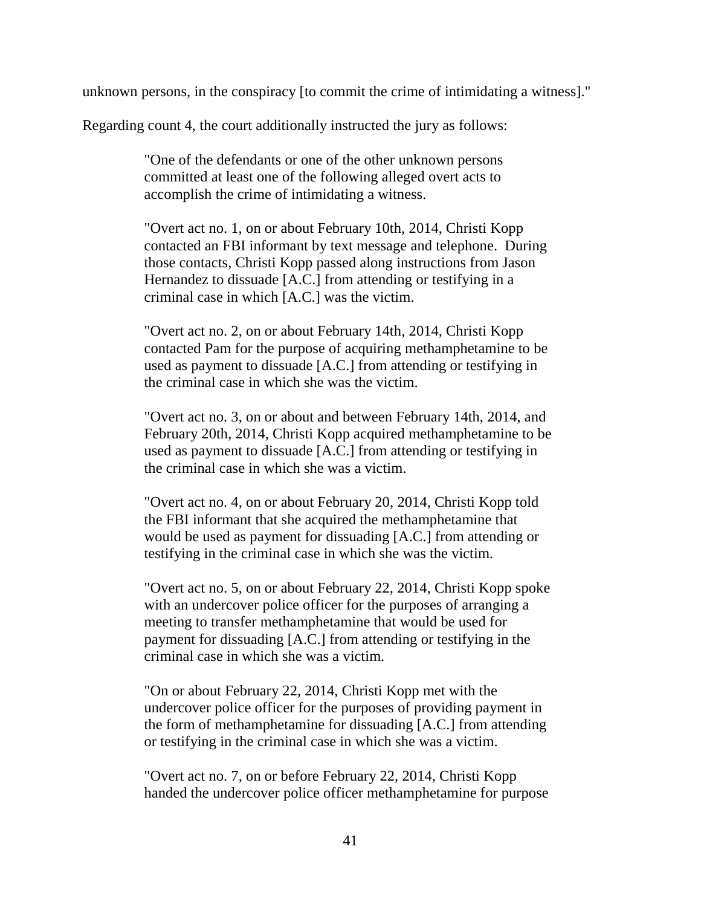unknown persons, in the conspiracy [to commit the crime of intimidating a witness]."

Regarding count 4, the court additionally instructed the jury as follows:

> "One of the defendants or one of the other unknown persons committed at least one of the following alleged overt acts to accomplish the crime of intimidating a witness.
>
> "Overt act no. 1, on or about February 10th, 2014, Christi Kopp contacted an FBI informant by text message and telephone. During those contacts, Christi Kopp passed along instructions from Jason Hernandez to dissuade [A.C.] from attending or testifying in a criminal case in which [A.C.] was the victim.
>
> "Overt act no. 2, on or about February 14th, 2014, Christi Kopp contacted Pam for the purpose of acquiring methamphetamine to be used as payment to dissuade [A.C.] from attending or testifying in the criminal case in which she was the victim.
>
> "Overt act no. 3, on or about and between February 14th, 2014, and February 20th, 2014, Christi Kopp acquired methamphetamine to be used as payment to dissuade [A.C.] from attending or testifying in the criminal case in which she was a victim.
>
> "Overt act no. 4, on or about February 20, 2014, Christi Kopp told the FBI informant that she acquired the methamphetamine that would be used as payment for dissuading [A.C.] from attending or testifying in the criminal case in which she was the victim.
>
> "Overt act no. 5, on or about February 22, 2014, Christi Kopp spoke with an undercover police officer for the purposes of arranging a meeting to transfer methamphetamine that would be used for payment for dissuading [A.C.] from attending or testifying in the criminal case in which she was a victim.
>
> "On or about February 22, 2014, Christi Kopp met with the undercover police officer for the purposes of providing payment in the form of methamphetamine for dissuading [A.C.] from attending or testifying in the criminal case in which she was a victim.
>
> "Overt act no. 7, on or before February 22, 2014, Christi Kopp handed the undercover police officer methamphetamine for purpose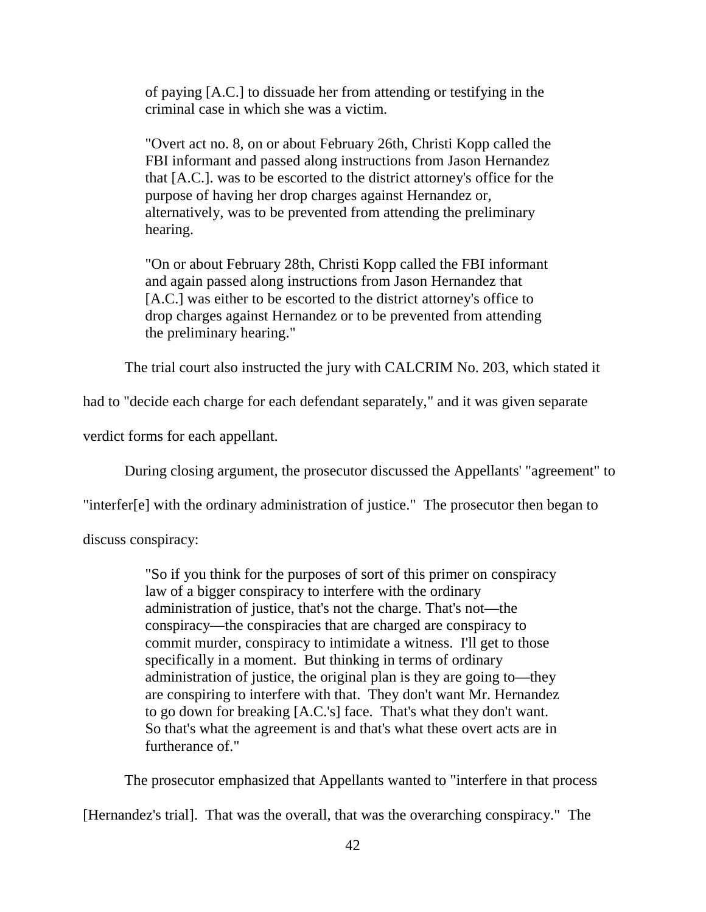> of paying [A.C.] to dissuade her from attending or testifying in the criminal case in which she was a victim.
>
> "Overt act no. 8, on or about February 26th, Christi Kopp called the FBI informant and passed along instructions from Jason Hernandez that [A.C.]. was to be escorted to the district attorney's office for the purpose of having her drop charges against Hernandez or, alternatively, was to be prevented from attending the preliminary hearing.
>
> "On or about February 28th, Christi Kopp called the FBI informant and again passed along instructions from Jason Hernandez that [A.C.] was either to be escorted to the district attorney's office to drop charges against Hernandez or to be prevented from attending the preliminary hearing."

The trial court also instructed the jury with CALCRIM No. 203, which stated it had to "decide each charge for each defendant separately," and it was given separate verdict forms for each appellant.

During closing argument, the prosecutor discussed the Appellants' "agreement" to "interfer[e] with the ordinary administration of justice." The prosecutor then began to discuss conspiracy:

> "So if you think for the purposes of sort of this primer on conspiracy law of a bigger conspiracy to interfere with the ordinary administration of justice, that's not the charge. That's not—the conspiracy—the conspiracies that are charged are conspiracy to commit murder, conspiracy to intimidate a witness. I'll get to those specifically in a moment. But thinking in terms of ordinary administration of justice, the original plan is they are going to—they are conspiring to interfere with that. They don't want Mr. Hernandez to go down for breaking [A.C.'s] face. That's what they don't want. So that's what the agreement is and that's what these overt acts are in furtherance of."

The prosecutor emphasized that Appellants wanted to "interfere in that process [Hernandez's trial]. That was the overall, that was the overarching conspiracy." The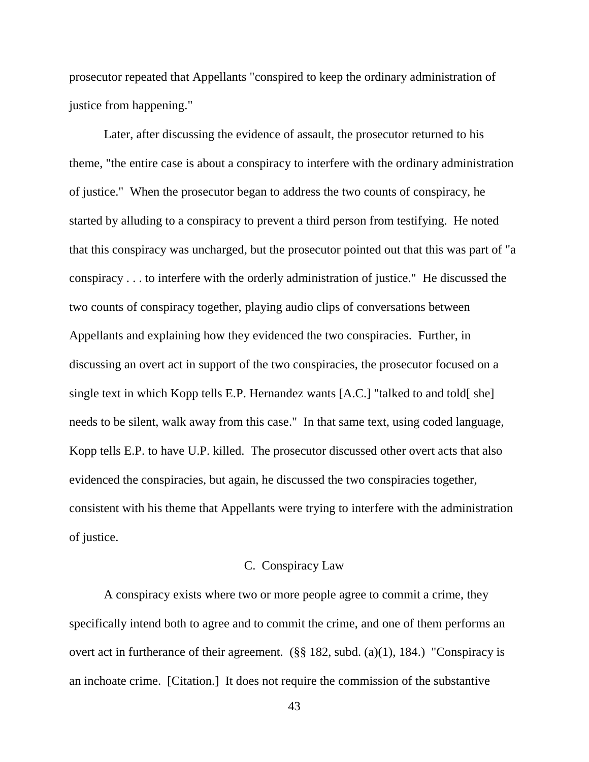prosecutor repeated that Appellants "conspired to keep the ordinary administration of justice from happening."

Later, after discussing the evidence of assault, the prosecutor returned to his theme, "the entire case is about a conspiracy to interfere with the ordinary administration of justice." When the prosecutor began to address the two counts of conspiracy, he started by alluding to a conspiracy to prevent a third person from testifying. He noted that this conspiracy was uncharged, but the prosecutor pointed out that this was part of "a conspiracy . . . to interfere with the orderly administration of justice." He discussed the two counts of conspiracy together, playing audio clips of conversations between Appellants and explaining how they evidenced the two conspiracies. Further, in discussing an overt act in support of the two conspiracies, the prosecutor focused on a single text in which Kopp tells E.P. Hernandez wants [A.C.] "talked to and told[ she] needs to be silent, walk away from this case." In that same text, using coded language, Kopp tells E.P. to have U.P. killed. The prosecutor discussed other overt acts that also evidenced the conspiracies, but again, he discussed the two conspiracies together, consistent with his theme that Appellants were trying to interfere with the administration of justice.

## C. Conspiracy Law

A conspiracy exists where two or more people agree to commit a crime, they specifically intend both to agree and to commit the crime, and one of them performs an overt act in furtherance of their agreement. (§§ 182, subd. (a)(1), 184.) "Conspiracy is an inchoate crime. [Citation.] It does not require the commission of the substantive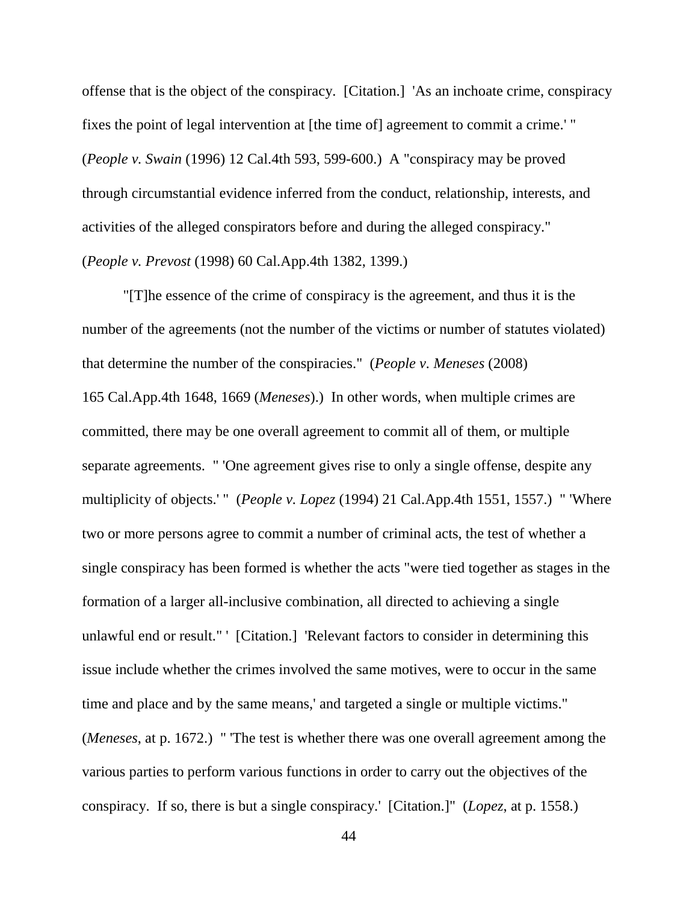offense that is the object of the conspiracy. [Citation.] 'As an inchoate crime, conspiracy fixes the point of legal intervention at [the time of] agreement to commit a crime.' " (*People v. Swain* (1996) 12 Cal.4th 593, 599-600.) A "conspiracy may be proved through circumstantial evidence inferred from the conduct, relationship, interests, and activities of the alleged conspirators before and during the alleged conspiracy." (*People v. Prevost* (1998) 60 Cal.App.4th 1382, 1399.)

"[T]he essence of the crime of conspiracy is the agreement, and thus it is the number of the agreements (not the number of the victims or number of statutes violated) that determine the number of the conspiracies." (*People v. Meneses* (2008) 165 Cal.App.4th 1648, 1669 (*Meneses*).) In other words, when multiple crimes are committed, there may be one overall agreement to commit all of them, or multiple separate agreements. " 'One agreement gives rise to only a single offense, despite any multiplicity of objects.' " (*People v. Lopez* (1994) 21 Cal.App.4th 1551, 1557.) " 'Where two or more persons agree to commit a number of criminal acts, the test of whether a single conspiracy has been formed is whether the acts "were tied together as stages in the formation of a larger all-inclusive combination, all directed to achieving a single unlawful end or result." ' [Citation.] 'Relevant factors to consider in determining this issue include whether the crimes involved the same motives, were to occur in the same time and place and by the same means,' and targeted a single or multiple victims." (*Meneses*, at p. 1672.) " 'The test is whether there was one overall agreement among the various parties to perform various functions in order to carry out the objectives of the conspiracy. If so, there is but a single conspiracy.' [Citation.]" (*Lopez*, at p. 1558.)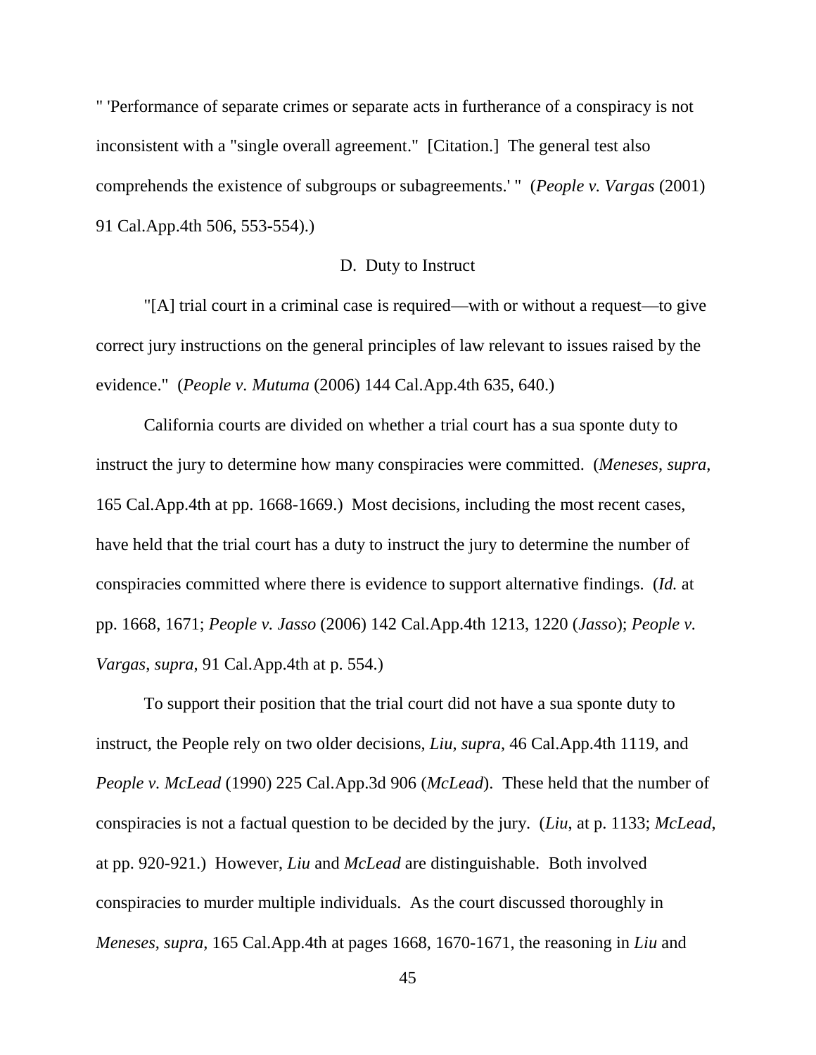" 'Performance of separate crimes or separate acts in furtherance of a conspiracy is not inconsistent with a "single overall agreement." [Citation.] The general test also comprehends the existence of subgroups or subagreements.' " (*People v. Vargas* (2001) 91 Cal.App.4th 506, 553-554).)

### D. Duty to Instruct

"[A] trial court in a criminal case is required—with or without a request—to give correct jury instructions on the general principles of law relevant to issues raised by the evidence." (*People v. Mutuma* (2006) 144 Cal.App.4th 635, 640.)

California courts are divided on whether a trial court has a sua sponte duty to instruct the jury to determine how many conspiracies were committed. (*Meneses*, *supra*, 165 Cal.App.4th at pp. 1668-1669.) Most decisions, including the most recent cases, have held that the trial court has a duty to instruct the jury to determine the number of conspiracies committed where there is evidence to support alternative findings. (*Id.* at pp. 1668, 1671; *People v. Jasso* (2006) 142 Cal.App.4th 1213, 1220 (*Jasso*); *People v. Vargas*, *supra*, 91 Cal.App.4th at p. 554.)

To support their position that the trial court did not have a sua sponte duty to instruct, the People rely on two older decisions, *Liu*, *supra*, 46 Cal.App.4th 1119, and *People v. McLead* (1990) 225 Cal.App.3d 906 (*McLead*). These held that the number of conspiracies is not a factual question to be decided by the jury. (*Liu*, at p. 1133; *McLead*, at pp. 920-921.) However, *Liu* and *McLead* are distinguishable. Both involved conspiracies to murder multiple individuals. As the court discussed thoroughly in *Meneses*, *supra*, 165 Cal.App.4th at pages 1668, 1670-1671, the reasoning in *Liu* and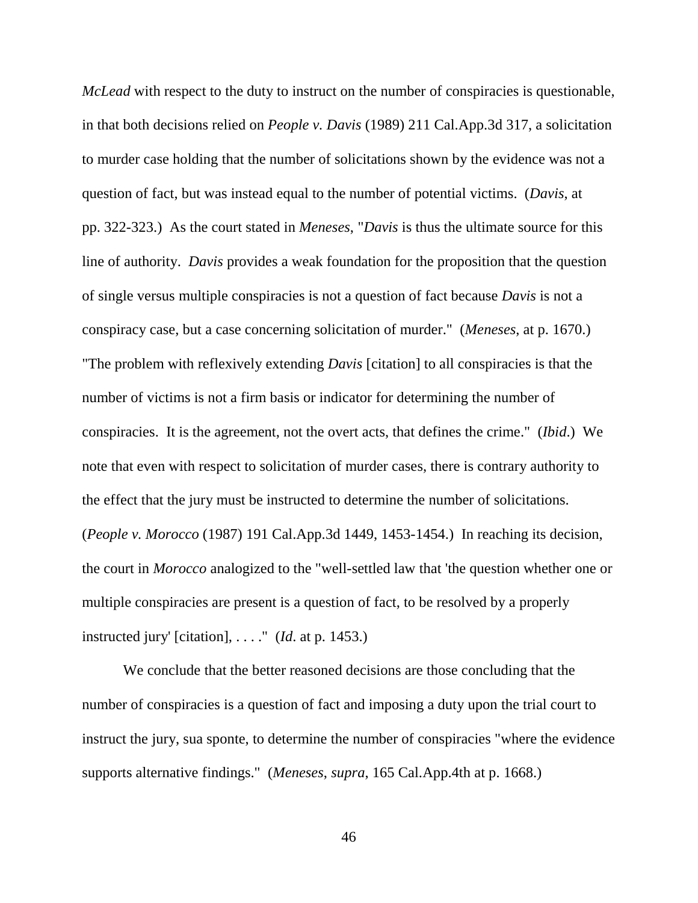*McLead* with respect to the duty to instruct on the number of conspiracies is questionable, in that both decisions relied on *People v. Davis* (1989) 211 Cal.App.3d 317, a solicitation to murder case holding that the number of solicitations shown by the evidence was not a question of fact, but was instead equal to the number of potential victims. (*Davis*, at pp. 322-323.) As the court stated in *Meneses*, "*Davis* is thus the ultimate source for this line of authority. *Davis* provides a weak foundation for the proposition that the question of single versus multiple conspiracies is not a question of fact because *Davis* is not a conspiracy case, but a case concerning solicitation of murder." (*Meneses*, at p. 1670.) "The problem with reflexively extending *Davis* [citation] to all conspiracies is that the number of victims is not a firm basis or indicator for determining the number of conspiracies. It is the agreement, not the overt acts, that defines the crime." (*Ibid*.) We note that even with respect to solicitation of murder cases, there is contrary authority to the effect that the jury must be instructed to determine the number of solicitations. (*People v. Morocco* (1987) 191 Cal.App.3d 1449, 1453-1454.) In reaching its decision, the court in *Morocco* analogized to the "well-settled law that 'the question whether one or multiple conspiracies are present is a question of fact, to be resolved by a properly instructed jury' [citation], . . . ." (*Id*. at p. 1453.)

We conclude that the better reasoned decisions are those concluding that the number of conspiracies is a question of fact and imposing a duty upon the trial court to instruct the jury, sua sponte, to determine the number of conspiracies "where the evidence supports alternative findings." (*Meneses*, *supra*, 165 Cal.App.4th at p. 1668.)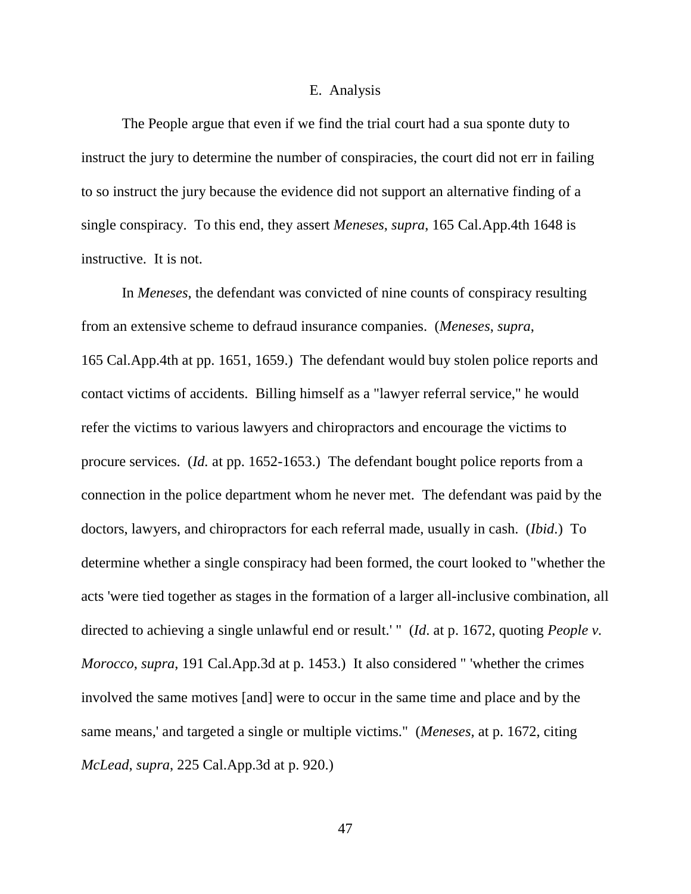### E. Analysis

The People argue that even if we find the trial court had a sua sponte duty to instruct the jury to determine the number of conspiracies, the court did not err in failing to so instruct the jury because the evidence did not support an alternative finding of a single conspiracy. To this end, they assert *Meneses*, *supra*, 165 Cal.App.4th 1648 is instructive. It is not.

In *Meneses*, the defendant was convicted of nine counts of conspiracy resulting from an extensive scheme to defraud insurance companies. (*Meneses*, *supra*, 165 Cal.App.4th at pp. 1651, 1659.) The defendant would buy stolen police reports and contact victims of accidents. Billing himself as a "lawyer referral service," he would refer the victims to various lawyers and chiropractors and encourage the victims to procure services. (*Id.* at pp. 1652-1653.) The defendant bought police reports from a connection in the police department whom he never met. The defendant was paid by the doctors, lawyers, and chiropractors for each referral made, usually in cash. (*Ibid.*) To determine whether a single conspiracy had been formed, the court looked to "whether the acts 'were tied together as stages in the formation of a larger all-inclusive combination, all directed to achieving a single unlawful end or result.' " (*Id.* at p. 1672, quoting *People v. Morocco*, *supra*, 191 Cal.App.3d at p. 1453.) It also considered " 'whether the crimes involved the same motives [and] were to occur in the same time and place and by the same means,' and targeted a single or multiple victims." (*Meneses*, at p. 1672, citing *McLead*, *supra*, 225 Cal.App.3d at p. 920.)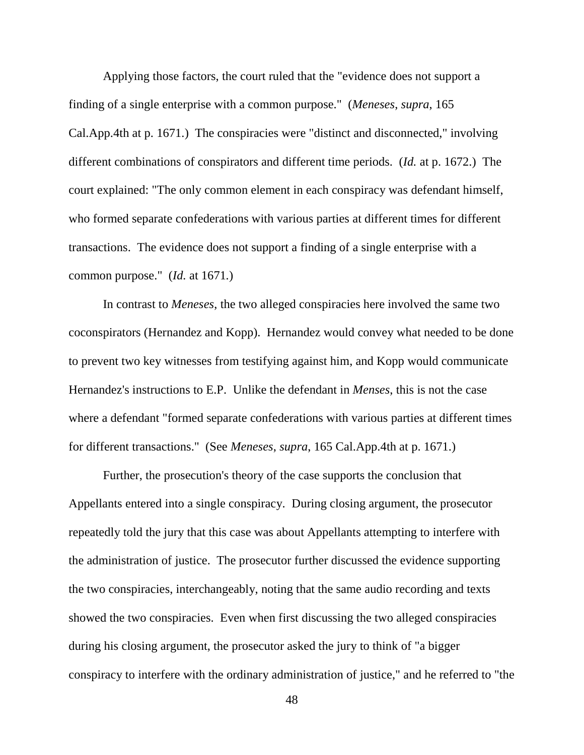Applying those factors, the court ruled that the "evidence does not support a finding of a single enterprise with a common purpose." (*Meneses*, *supra*, 165 Cal.App.4th at p. 1671.) The conspiracies were "distinct and disconnected," involving different combinations of conspirators and different time periods. (*Id.* at p. 1672.) The court explained: "The only common element in each conspiracy was defendant himself, who formed separate confederations with various parties at different times for different transactions. The evidence does not support a finding of a single enterprise with a common purpose." (*Id.* at 1671.)

In contrast to *Meneses*, the two alleged conspiracies here involved the same two coconspirators (Hernandez and Kopp). Hernandez would convey what needed to be done to prevent two key witnesses from testifying against him, and Kopp would communicate Hernandez's instructions to E.P. Unlike the defendant in *Menses*, this is not the case where a defendant "formed separate confederations with various parties at different times for different transactions." (See *Meneses*, *supra*, 165 Cal.App.4th at p. 1671.)

Further, the prosecution's theory of the case supports the conclusion that Appellants entered into a single conspiracy. During closing argument, the prosecutor repeatedly told the jury that this case was about Appellants attempting to interfere with the administration of justice. The prosecutor further discussed the evidence supporting the two conspiracies, interchangeably, noting that the same audio recording and texts showed the two conspiracies. Even when first discussing the two alleged conspiracies during his closing argument, the prosecutor asked the jury to think of "a bigger conspiracy to interfere with the ordinary administration of justice," and he referred to "the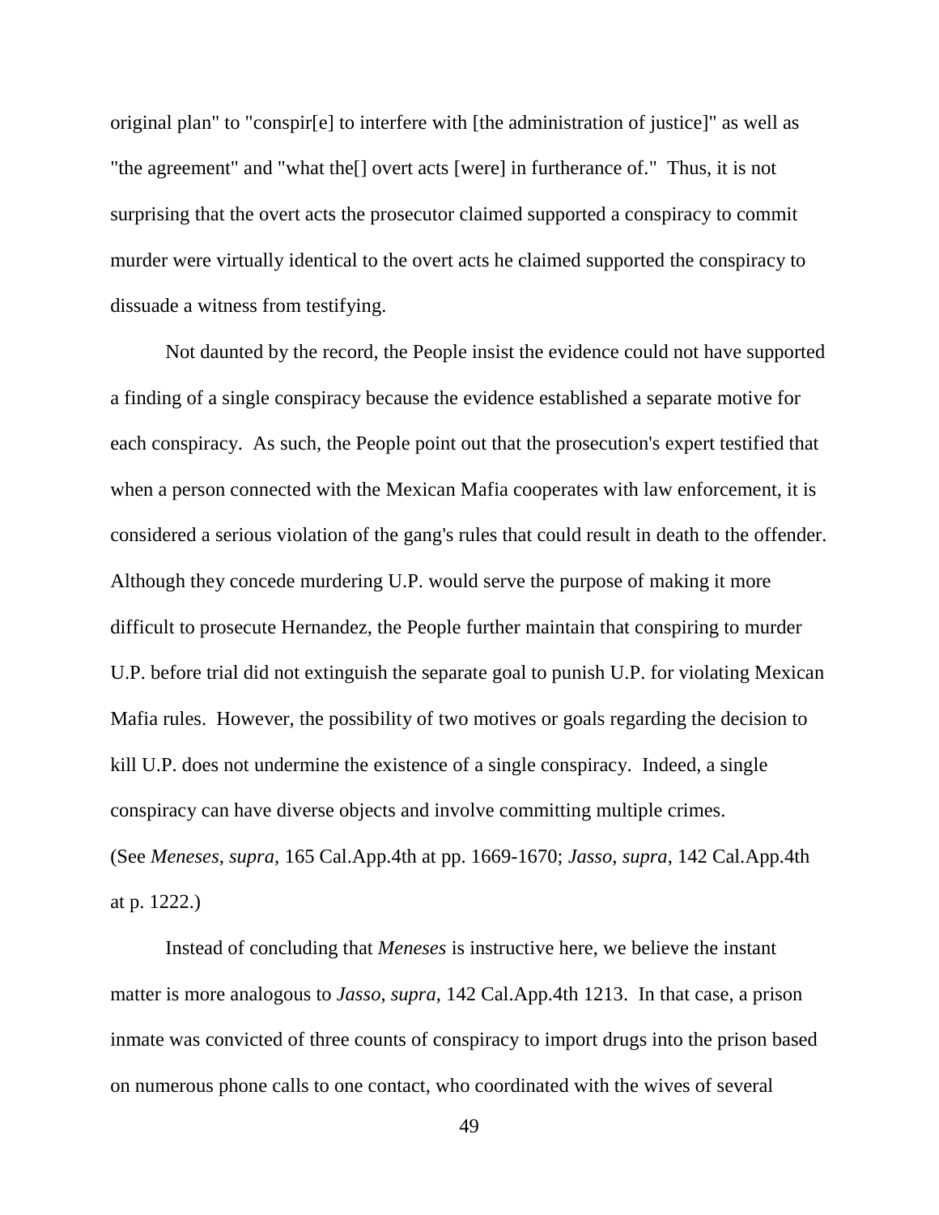original plan" to "conspir[e] to interfere with [the administration of justice]" as well as "the agreement" and "what the[] overt acts [were] in furtherance of." Thus, it is not surprising that the overt acts the prosecutor claimed supported a conspiracy to commit murder were virtually identical to the overt acts he claimed supported the conspiracy to dissuade a witness from testifying.

Not daunted by the record, the People insist the evidence could not have supported a finding of a single conspiracy because the evidence established a separate motive for each conspiracy. As such, the People point out that the prosecution's expert testified that when a person connected with the Mexican Mafia cooperates with law enforcement, it is considered a serious violation of the gang's rules that could result in death to the offender. Although they concede murdering U.P. would serve the purpose of making it more difficult to prosecute Hernandez, the People further maintain that conspiring to murder U.P. before trial did not extinguish the separate goal to punish U.P. for violating Mexican Mafia rules. However, the possibility of two motives or goals regarding the decision to kill U.P. does not undermine the existence of a single conspiracy. Indeed, a single conspiracy can have diverse objects and involve committing multiple crimes. (See *Meneses*, *supra*, 165 Cal.App.4th at pp. 1669-1670; *Jasso*, *supra*, 142 Cal.App.4th at p. 1222.)

Instead of concluding that *Meneses* is instructive here, we believe the instant matter is more analogous to *Jasso*, *supra*, 142 Cal.App.4th 1213. In that case, a prison inmate was convicted of three counts of conspiracy to import drugs into the prison based on numerous phone calls to one contact, who coordinated with the wives of several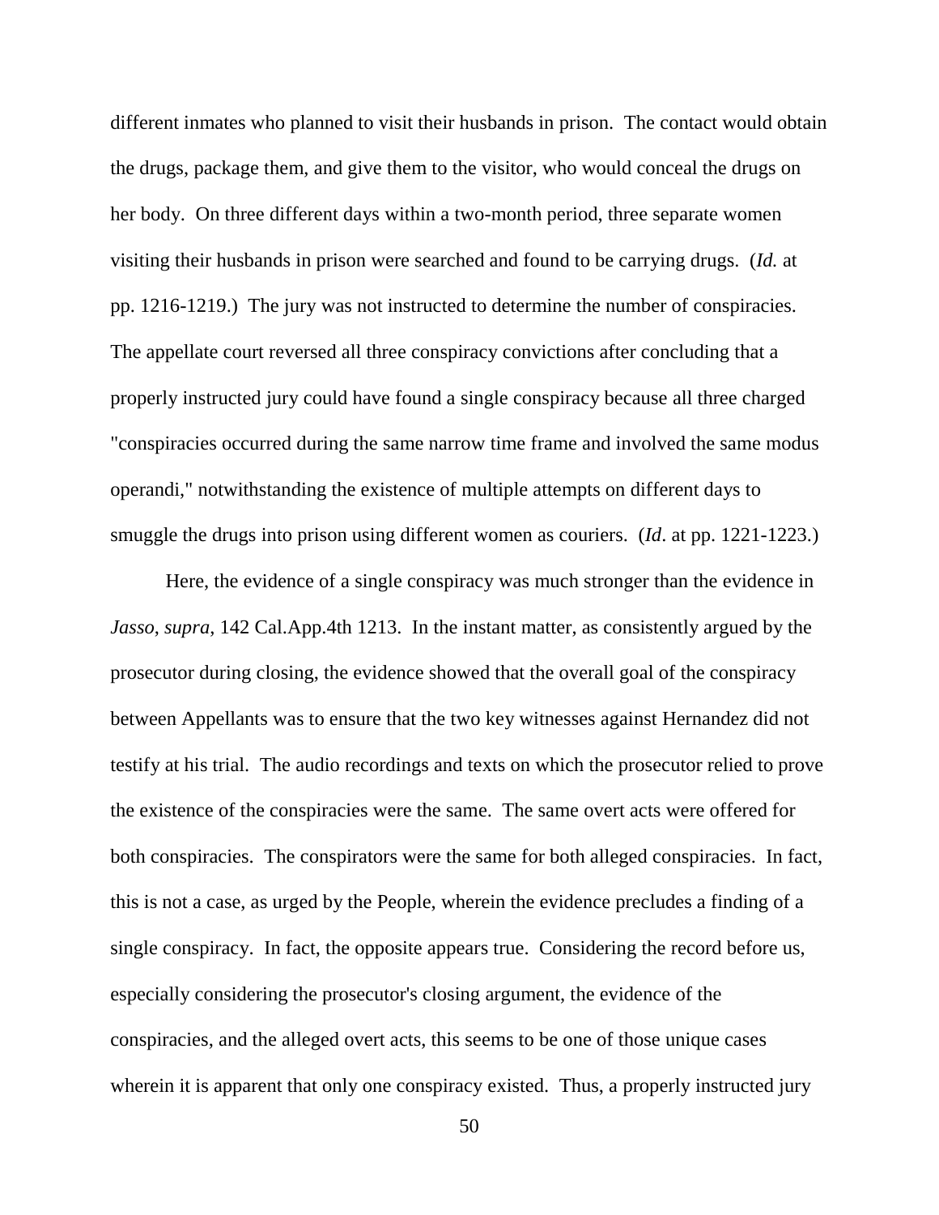different inmates who planned to visit their husbands in prison. The contact would obtain the drugs, package them, and give them to the visitor, who would conceal the drugs on her body. On three different days within a two-month period, three separate women visiting their husbands in prison were searched and found to be carrying drugs. (*Id.* at pp. 1216-1219.) The jury was not instructed to determine the number of conspiracies. The appellate court reversed all three conspiracy convictions after concluding that a properly instructed jury could have found a single conspiracy because all three charged "conspiracies occurred during the same narrow time frame and involved the same modus operandi," notwithstanding the existence of multiple attempts on different days to smuggle the drugs into prison using different women as couriers. (*Id*. at pp. 1221-1223.)

Here, the evidence of a single conspiracy was much stronger than the evidence in *Jasso*, *supra*, 142 Cal.App.4th 1213. In the instant matter, as consistently argued by the prosecutor during closing, the evidence showed that the overall goal of the conspiracy between Appellants was to ensure that the two key witnesses against Hernandez did not testify at his trial. The audio recordings and texts on which the prosecutor relied to prove the existence of the conspiracies were the same. The same overt acts were offered for both conspiracies. The conspirators were the same for both alleged conspiracies. In fact, this is not a case, as urged by the People, wherein the evidence precludes a finding of a single conspiracy. In fact, the opposite appears true. Considering the record before us, especially considering the prosecutor's closing argument, the evidence of the conspiracies, and the alleged overt acts, this seems to be one of those unique cases wherein it is apparent that only one conspiracy existed. Thus, a properly instructed jury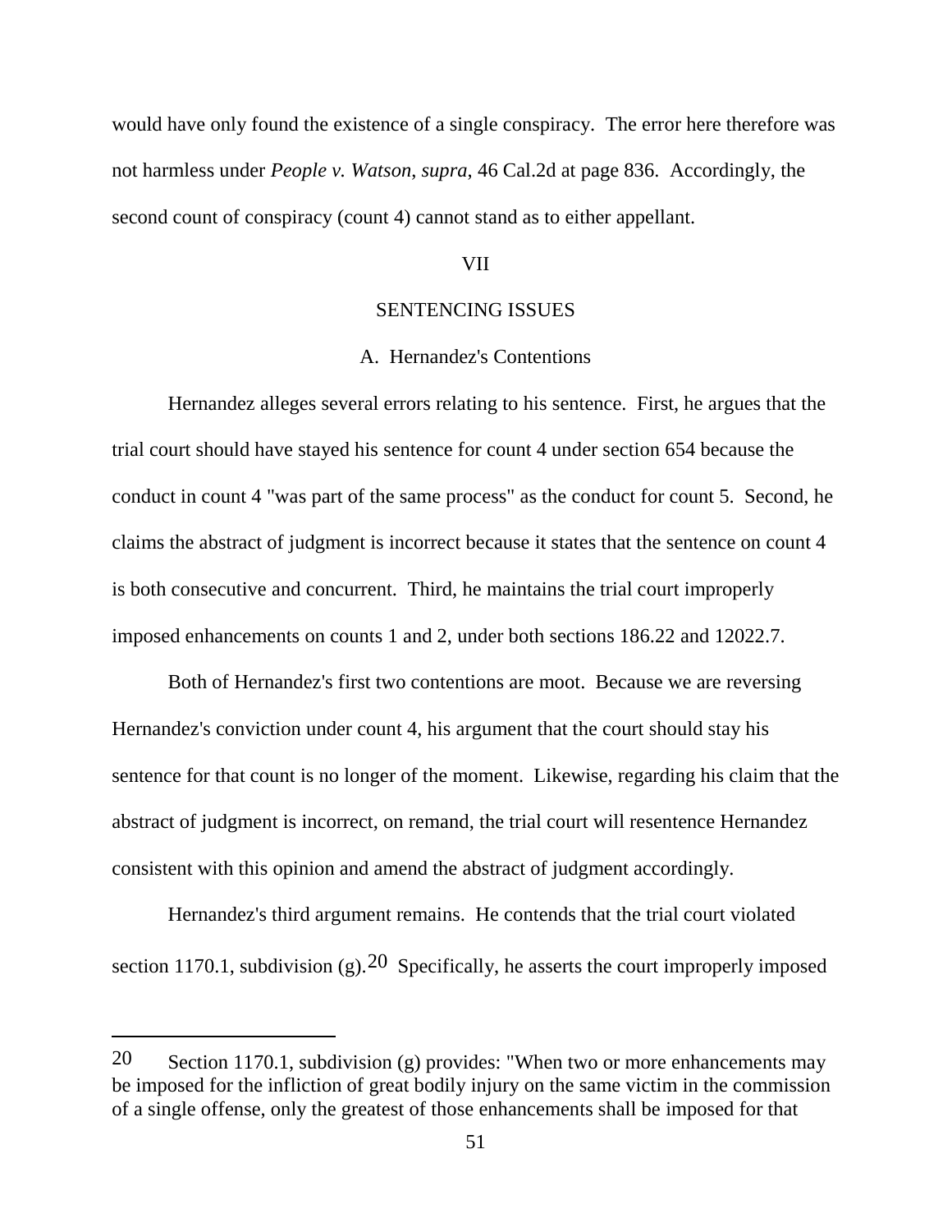would have only found the existence of a single conspiracy. The error here therefore was not harmless under *People v. Watson*, *supra*, 46 Cal.2d at page 836. Accordingly, the second count of conspiracy (count 4) cannot stand as to either appellant.

VII

SENTENCING ISSUES

A. Hernandez's Contentions

Hernandez alleges several errors relating to his sentence. First, he argues that the trial court should have stayed his sentence for count 4 under section 654 because the conduct in count 4 "was part of the same process" as the conduct for count 5. Second, he claims the abstract of judgment is incorrect because it states that the sentence on count 4 is both consecutive and concurrent. Third, he maintains the trial court improperly imposed enhancements on counts 1 and 2, under both sections 186.22 and 12022.7.

Both of Hernandez's first two contentions are moot. Because we are reversing Hernandez's conviction under count 4, his argument that the court should stay his sentence for that count is no longer of the moment. Likewise, regarding his claim that the abstract of judgment is incorrect, on remand, the trial court will resentence Hernandez consistent with this opinion and amend the abstract of judgment accordingly.

Hernandez's third argument remains. He contends that the trial court violated section 1170.1, subdivision (g).[20] Specifically, he asserts the court improperly imposed

---

[20] Section 1170.1, subdivision (g) provides: "When two or more enhancements may be imposed for the infliction of great bodily injury on the same victim in the commission of a single offense, only the greatest of those enhancements shall be imposed for that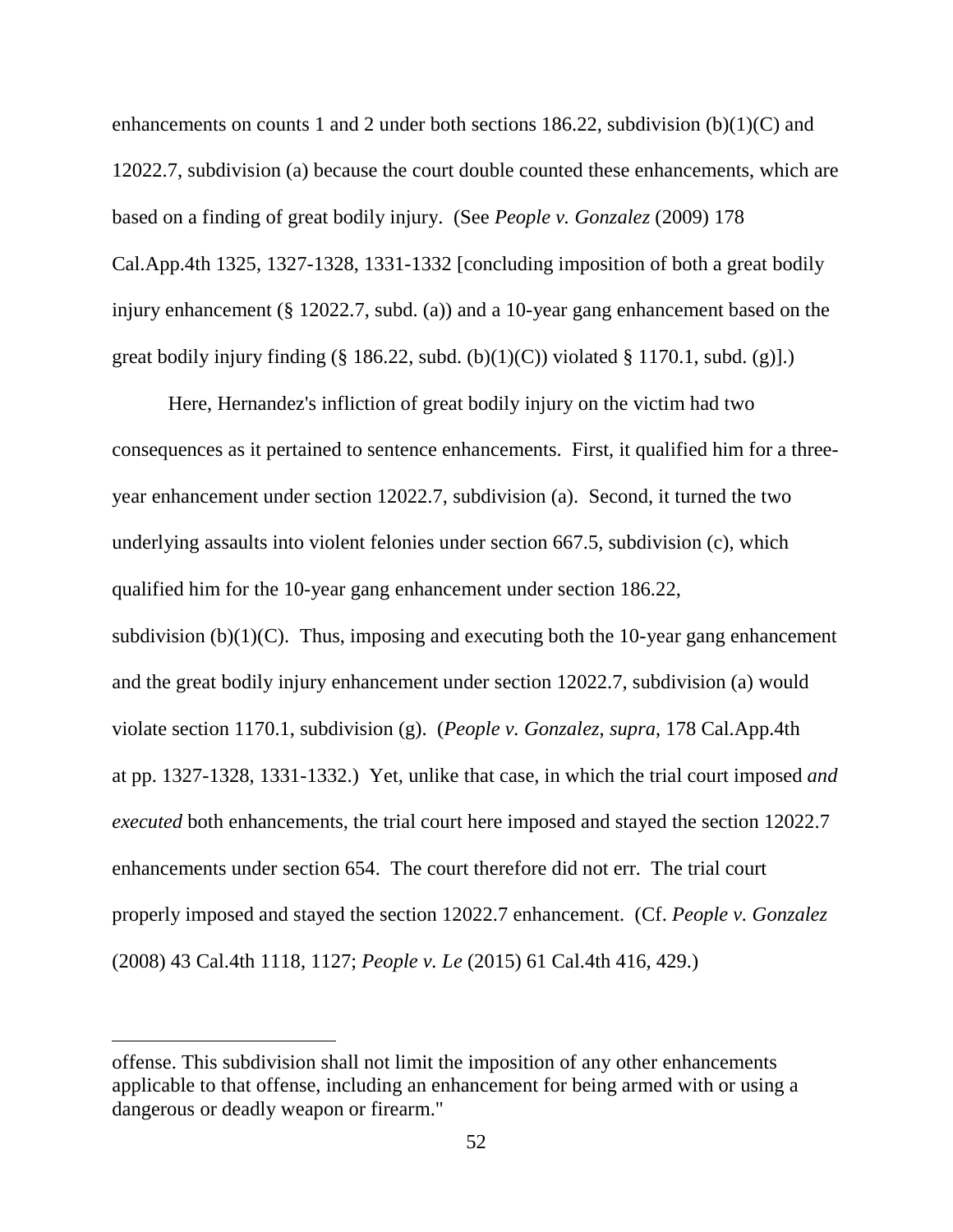enhancements on counts 1 and 2 under both sections 186.22, subdivision (b)(1)(C) and 12022.7, subdivision (a) because the court double counted these enhancements, which are based on a finding of great bodily injury. (See *People v. Gonzalez* (2009) 178 Cal.App.4th 1325, 1327-1328, 1331-1332 [concluding imposition of both a great bodily injury enhancement (§ 12022.7, subd. (a)) and a 10-year gang enhancement based on the great bodily injury finding (§ 186.22, subd. (b)(1)(C)) violated § 1170.1, subd. (g)].)

Here, Hernandez's infliction of great bodily injury on the victim had two consequences as it pertained to sentence enhancements. First, it qualified him for a three-year enhancement under section 12022.7, subdivision (a). Second, it turned the two underlying assaults into violent felonies under section 667.5, subdivision (c), which qualified him for the 10-year gang enhancement under section 186.22, subdivision (b)(1)(C). Thus, imposing and executing both the 10-year gang enhancement and the great bodily injury enhancement under section 12022.7, subdivision (a) would violate section 1170.1, subdivision (g). (*People v. Gonzalez*, *supra*, 178 Cal.App.4th at pp. 1327-1328, 1331-1332.) Yet, unlike that case, in which the trial court imposed *and executed* both enhancements, the trial court here imposed and stayed the section 12022.7 enhancements under section 654. The court therefore did not err. The trial court properly imposed and stayed the section 12022.7 enhancement. (Cf. *People v. Gonzalez* (2008) 43 Cal.4th 1118, 1127; *People v. Le* (2015) 61 Cal.4th 416, 429.)

---

offense. This subdivision shall not limit the imposition of any other enhancements applicable to that offense, including an enhancement for being armed with or using a dangerous or deadly weapon or firearm."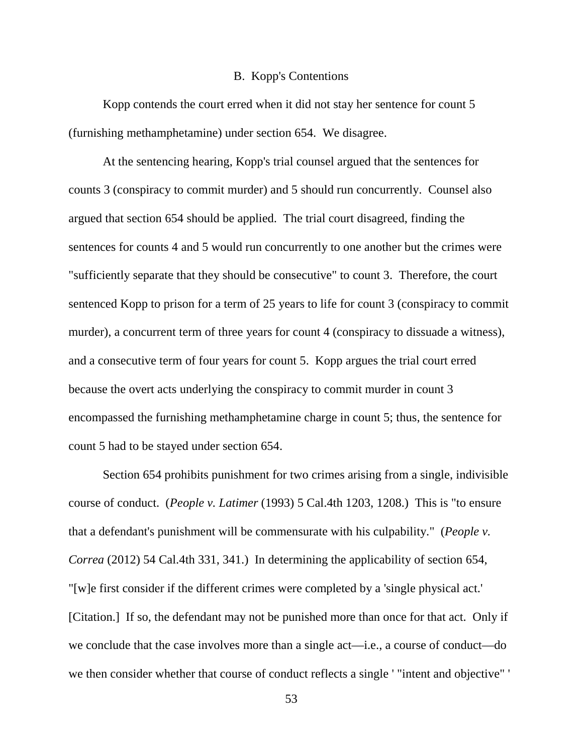### B. Kopp's Contentions

Kopp contends the court erred when it did not stay her sentence for count 5 (furnishing methamphetamine) under section 654. We disagree.

At the sentencing hearing, Kopp's trial counsel argued that the sentences for counts 3 (conspiracy to commit murder) and 5 should run concurrently. Counsel also argued that section 654 should be applied. The trial court disagreed, finding the sentences for counts 4 and 5 would run concurrently to one another but the crimes were "sufficiently separate that they should be consecutive" to count 3. Therefore, the court sentenced Kopp to prison for a term of 25 years to life for count 3 (conspiracy to commit murder), a concurrent term of three years for count 4 (conspiracy to dissuade a witness), and a consecutive term of four years for count 5. Kopp argues the trial court erred because the overt acts underlying the conspiracy to commit murder in count 3 encompassed the furnishing methamphetamine charge in count 5; thus, the sentence for count 5 had to be stayed under section 654.

Section 654 prohibits punishment for two crimes arising from a single, indivisible course of conduct. (*People v. Latimer* (1993) 5 Cal.4th 1203, 1208.) This is "to ensure that a defendant's punishment will be commensurate with his culpability." (*People v. Correa* (2012) 54 Cal.4th 331, 341.) In determining the applicability of section 654, "[w]e first consider if the different crimes were completed by a 'single physical act.' [Citation.] If so, the defendant may not be punished more than once for that act. Only if we conclude that the case involves more than a single act—i.e., a course of conduct—do we then consider whether that course of conduct reflects a single ' "intent and objective" '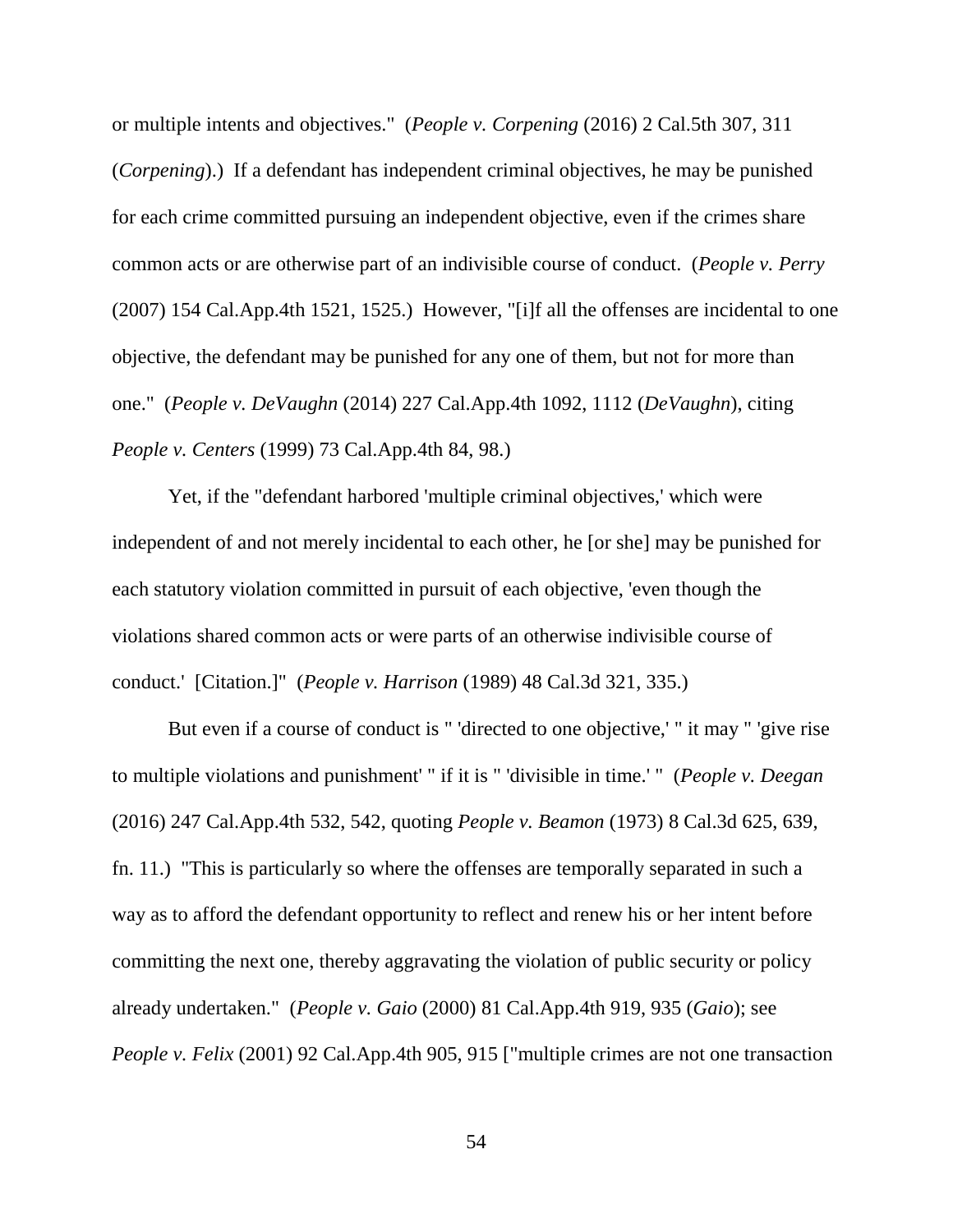or multiple intents and objectives." (*People v. Corpening* (2016) 2 Cal.5th 307, 311 (*Corpening*).) If a defendant has independent criminal objectives, he may be punished for each crime committed pursuing an independent objective, even if the crimes share common acts or are otherwise part of an indivisible course of conduct. (*People v. Perry* (2007) 154 Cal.App.4th 1521, 1525.) However, "[i]f all the offenses are incidental to one objective, the defendant may be punished for any one of them, but not for more than one." (*People v. DeVaughn* (2014) 227 Cal.App.4th 1092, 1112 (*DeVaughn*), citing *People v. Centers* (1999) 73 Cal.App.4th 84, 98.)

Yet, if the "defendant harbored 'multiple criminal objectives,' which were independent of and not merely incidental to each other, he [or she] may be punished for each statutory violation committed in pursuit of each objective, 'even though the violations shared common acts or were parts of an otherwise indivisible course of conduct.' [Citation.]" (*People v. Harrison* (1989) 48 Cal.3d 321, 335.)

But even if a course of conduct is " 'directed to one objective,' " it may " 'give rise to multiple violations and punishment' " if it is " 'divisible in time.' " (*People v. Deegan* (2016) 247 Cal.App.4th 532, 542, quoting *People v. Beamon* (1973) 8 Cal.3d 625, 639, fn. 11.) "This is particularly so where the offenses are temporally separated in such a way as to afford the defendant opportunity to reflect and renew his or her intent before committing the next one, thereby aggravating the violation of public security or policy already undertaken." (*People v. Gaio* (2000) 81 Cal.App.4th 919, 935 (*Gaio*); see *People v. Felix* (2001) 92 Cal.App.4th 905, 915 ["multiple crimes are not one transaction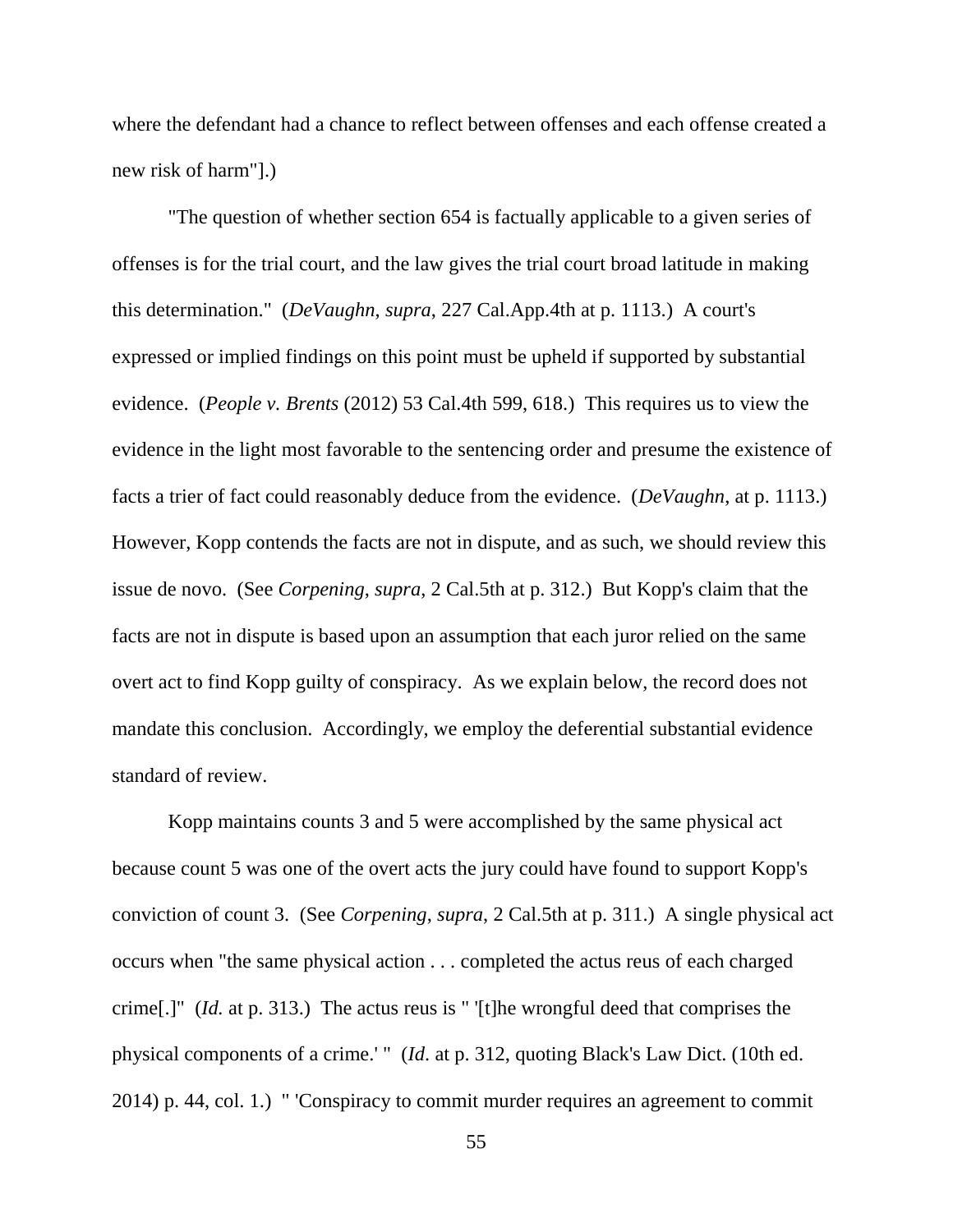where the defendant had a chance to reflect between offenses and each offense created a new risk of harm"].)

"The question of whether section 654 is factually applicable to a given series of offenses is for the trial court, and the law gives the trial court broad latitude in making this determination." (*DeVaughn*, *supra*, 227 Cal.App.4th at p. 1113.) A court's expressed or implied findings on this point must be upheld if supported by substantial evidence. (*People v. Brents* (2012) 53 Cal.4th 599, 618.) This requires us to view the evidence in the light most favorable to the sentencing order and presume the existence of facts a trier of fact could reasonably deduce from the evidence. (*DeVaughn*, at p. 1113.) However, Kopp contends the facts are not in dispute, and as such, we should review this issue de novo. (See *Corpening*, *supra*, 2 Cal.5th at p. 312.) But Kopp's claim that the facts are not in dispute is based upon an assumption that each juror relied on the same overt act to find Kopp guilty of conspiracy. As we explain below, the record does not mandate this conclusion. Accordingly, we employ the deferential substantial evidence standard of review.

Kopp maintains counts 3 and 5 were accomplished by the same physical act because count 5 was one of the overt acts the jury could have found to support Kopp's conviction of count 3. (See *Corpening*, *supra*, 2 Cal.5th at p. 311.) A single physical act occurs when "the same physical action . . . completed the actus reus of each charged crime[.]" (*Id.* at p. 313.) The actus reus is " '[t]he wrongful deed that comprises the physical components of a crime.' " (*Id.* at p. 312, quoting Black's Law Dict. (10th ed. 2014) p. 44, col. 1.) " 'Conspiracy to commit murder requires an agreement to commit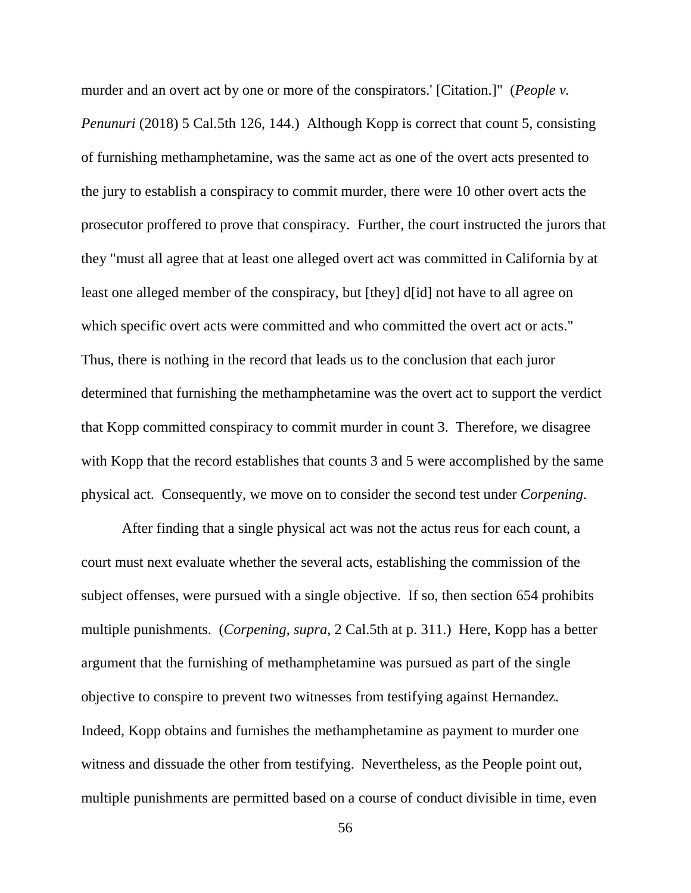murder and an overt act by one or more of the conspirators.' [Citation.]" (*People v. Penunuri* (2018) 5 Cal.5th 126, 144.) Although Kopp is correct that count 5, consisting of furnishing methamphetamine, was the same act as one of the overt acts presented to the jury to establish a conspiracy to commit murder, there were 10 other overt acts the prosecutor proffered to prove that conspiracy. Further, the court instructed the jurors that they "must all agree that at least one alleged overt act was committed in California by at least one alleged member of the conspiracy, but [they] d[id] not have to all agree on which specific overt acts were committed and who committed the overt act or acts." Thus, there is nothing in the record that leads us to the conclusion that each juror determined that furnishing the methamphetamine was the overt act to support the verdict that Kopp committed conspiracy to commit murder in count 3. Therefore, we disagree with Kopp that the record establishes that counts 3 and 5 were accomplished by the same physical act. Consequently, we move on to consider the second test under *Corpening*.

After finding that a single physical act was not the actus reus for each count, a court must next evaluate whether the several acts, establishing the commission of the subject offenses, were pursued with a single objective. If so, then section 654 prohibits multiple punishments. (*Corpening*, *supra*, 2 Cal.5th at p. 311.) Here, Kopp has a better argument that the furnishing of methamphetamine was pursued as part of the single objective to conspire to prevent two witnesses from testifying against Hernandez. Indeed, Kopp obtains and furnishes the methamphetamine as payment to murder one witness and dissuade the other from testifying. Nevertheless, as the People point out, multiple punishments are permitted based on a course of conduct divisible in time, even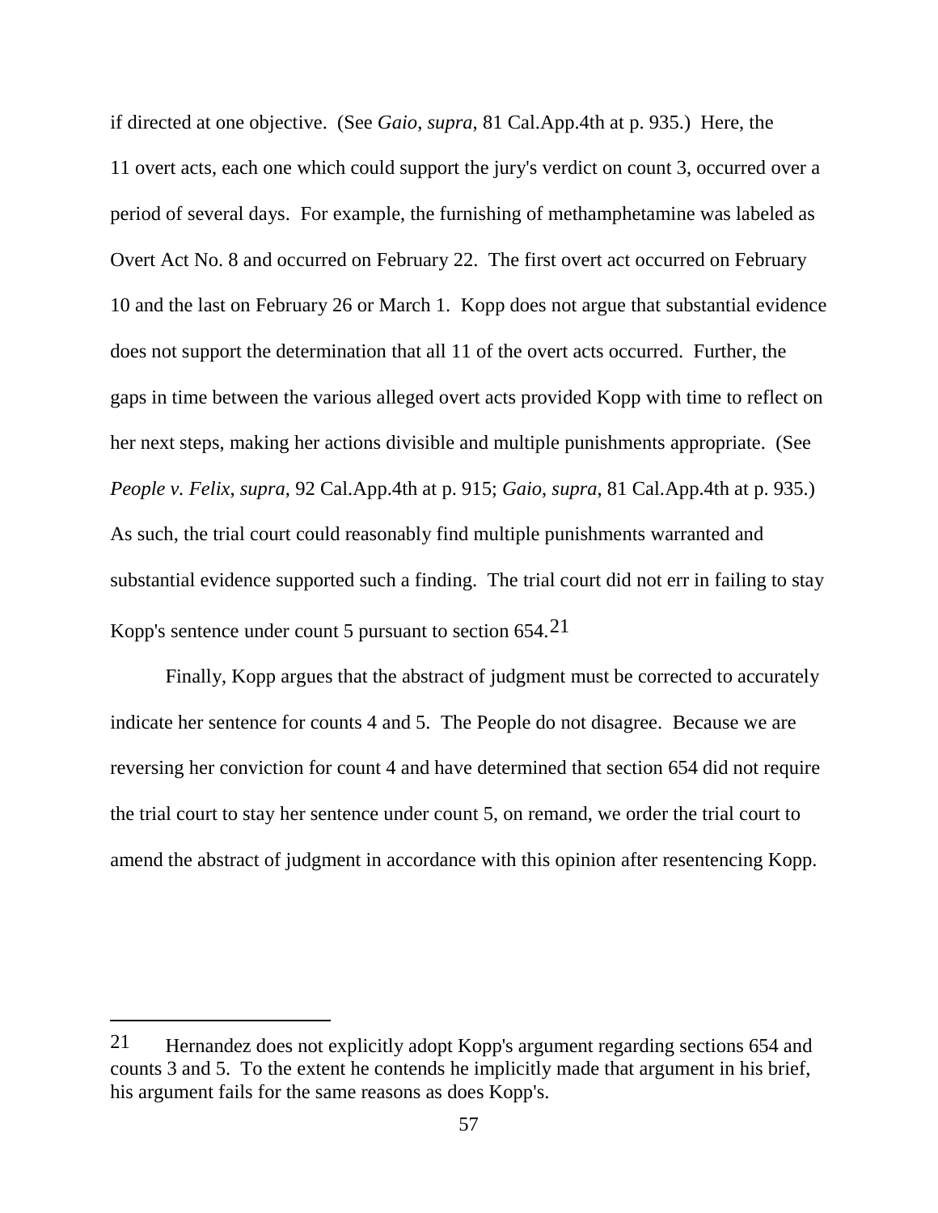if directed at one objective. (See *Gaio*, *supra*, 81 Cal.App.4th at p. 935.) Here, the 11 overt acts, each one which could support the jury's verdict on count 3, occurred over a period of several days. For example, the furnishing of methamphetamine was labeled as Overt Act No. 8 and occurred on February 22. The first overt act occurred on February 10 and the last on February 26 or March 1. Kopp does not argue that substantial evidence does not support the determination that all 11 of the overt acts occurred. Further, the gaps in time between the various alleged overt acts provided Kopp with time to reflect on her next steps, making her actions divisible and multiple punishments appropriate. (See *People v. Felix*, *supra*, 92 Cal.App.4th at p. 915; *Gaio*, *supra*, 81 Cal.App.4th at p. 935.) As such, the trial court could reasonably find multiple punishments warranted and substantial evidence supported such a finding. The trial court did not err in failing to stay Kopp's sentence under count 5 pursuant to section 654.[21]

Finally, Kopp argues that the abstract of judgment must be corrected to accurately indicate her sentence for counts 4 and 5. The People do not disagree. Because we are reversing her conviction for count 4 and have determined that section 654 did not require the trial court to stay her sentence under count 5, on remand, we order the trial court to amend the abstract of judgment in accordance with this opinion after resentencing Kopp.

---

[21] Hernandez does not explicitly adopt Kopp's argument regarding sections 654 and counts 3 and 5. To the extent he contends he implicitly made that argument in his brief, his argument fails for the same reasons as does Kopp's.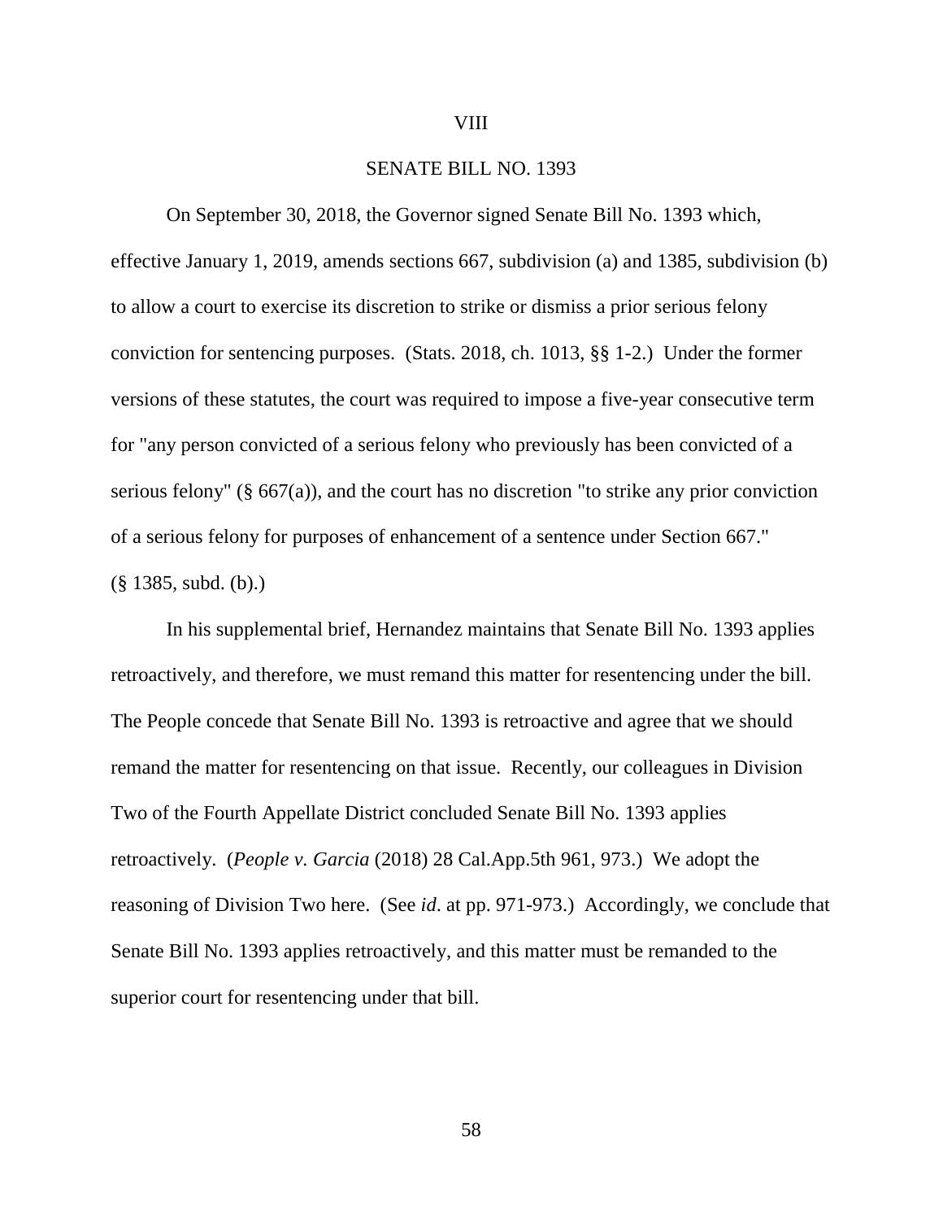## VIII

## SENATE BILL NO. 1393

On September 30, 2018, the Governor signed Senate Bill No. 1393 which, effective January 1, 2019, amends sections 667, subdivision (a) and 1385, subdivision (b) to allow a court to exercise its discretion to strike or dismiss a prior serious felony conviction for sentencing purposes. (Stats. 2018, ch. 1013, §§ 1-2.) Under the former versions of these statutes, the court was required to impose a five-year consecutive term for "any person convicted of a serious felony who previously has been convicted of a serious felony" (§ 667(a)), and the court has no discretion "to strike any prior conviction of a serious felony for purposes of enhancement of a sentence under Section 667." (§ 1385, subd. (b).)

In his supplemental brief, Hernandez maintains that Senate Bill No. 1393 applies retroactively, and therefore, we must remand this matter for resentencing under the bill. The People concede that Senate Bill No. 1393 is retroactive and agree that we should remand the matter for resentencing on that issue. Recently, our colleagues in Division Two of the Fourth Appellate District concluded Senate Bill No. 1393 applies retroactively. (*People v. Garcia* (2018) 28 Cal.App.5th 961, 973.) We adopt the reasoning of Division Two here. (See *id*. at pp. 971-973.) Accordingly, we conclude that Senate Bill No. 1393 applies retroactively, and this matter must be remanded to the superior court for resentencing under that bill.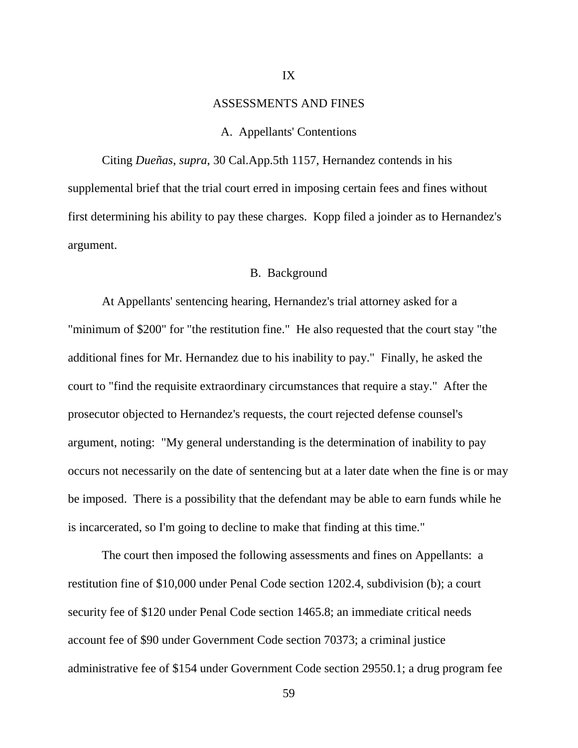## IX

## ASSESSMENTS AND FINES

### A. Appellants' Contentions

Citing *Dueñas*, *supra*, 30 Cal.App.5th 1157, Hernandez contends in his supplemental brief that the trial court erred in imposing certain fees and fines without first determining his ability to pay these charges. Kopp filed a joinder as to Hernandez's argument.

### B. Background

At Appellants' sentencing hearing, Hernandez's trial attorney asked for a "minimum of $200" for "the restitution fine." He also requested that the court stay "the additional fines for Mr. Hernandez due to his inability to pay." Finally, he asked the court to "find the requisite extraordinary circumstances that require a stay." After the prosecutor objected to Hernandez's requests, the court rejected defense counsel's argument, noting: "My general understanding is the determination of inability to pay occurs not necessarily on the date of sentencing but at a later date when the fine is or may be imposed. There is a possibility that the defendant may be able to earn funds while he is incarcerated, so I'm going to decline to make that finding at this time."

The court then imposed the following assessments and fines on Appellants: a restitution fine of $10,000 under Penal Code section 1202.4, subdivision (b); a court security fee of $120 under Penal Code section 1465.8; an immediate critical needs account fee of $90 under Government Code section 70373; a criminal justice administrative fee of $154 under Government Code section 29550.1; a drug program fee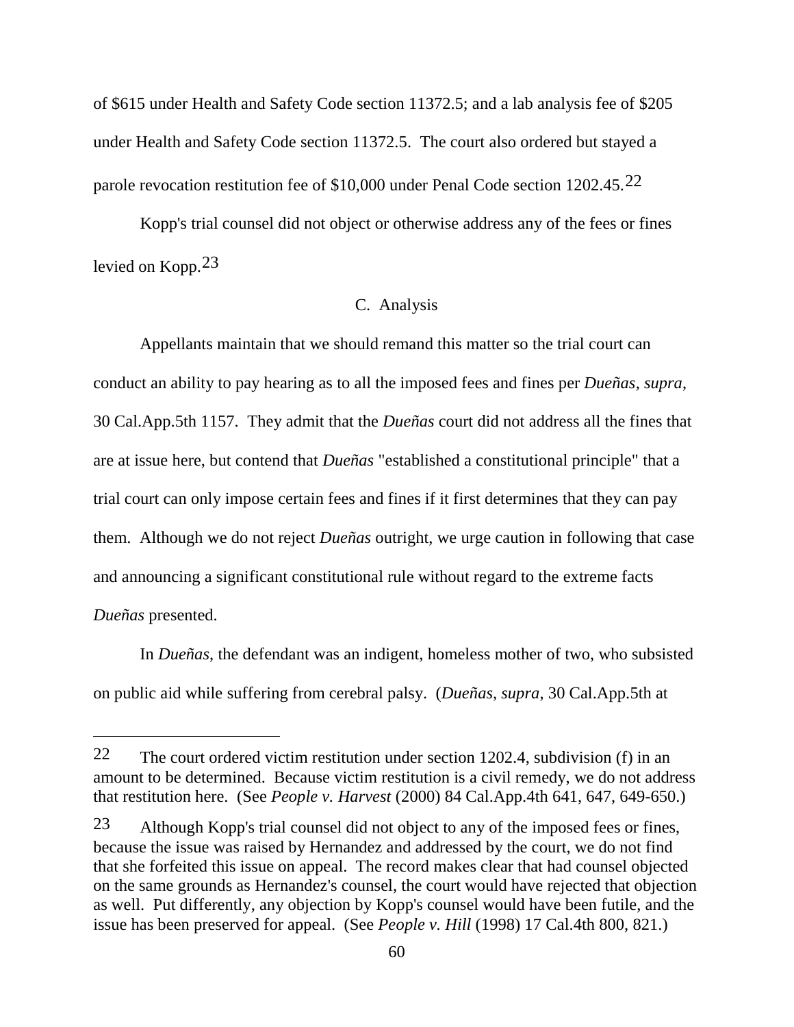of $615 under Health and Safety Code section 11372.5; and a lab analysis fee of $205 under Health and Safety Code section 11372.5. The court also ordered but stayed a parole revocation restitution fee of $10,000 under Penal Code section 1202.45.[22]

Kopp's trial counsel did not object or otherwise address any of the fees or fines levied on Kopp.[23]

C. Analysis

Appellants maintain that we should remand this matter so the trial court can conduct an ability to pay hearing as to all the imposed fees and fines per *Dueñas*, *supra*, 30 Cal.App.5th 1157. They admit that the *Dueñas* court did not address all the fines that are at issue here, but contend that *Dueñas* "established a constitutional principle" that a trial court can only impose certain fees and fines if it first determines that they can pay them. Although we do not reject *Dueñas* outright, we urge caution in following that case and announcing a significant constitutional rule without regard to the extreme facts *Dueñas* presented.

In *Dueñas*, the defendant was an indigent, homeless mother of two, who subsisted on public aid while suffering from cerebral palsy. (*Dueñas*, *supra*, 30 Cal.App.5th at

---

22 The court ordered victim restitution under section 1202.4, subdivision (f) in an amount to be determined. Because victim restitution is a civil remedy, we do not address that restitution here. (See *People v. Harvest* (2000) 84 Cal.App.4th 641, 647, 649-650.)

23 Although Kopp's trial counsel did not object to any of the imposed fees or fines, because the issue was raised by Hernandez and addressed by the court, we do not find that she forfeited this issue on appeal. The record makes clear that had counsel objected on the same grounds as Hernandez's counsel, the court would have rejected that objection as well. Put differently, any objection by Kopp's counsel would have been futile, and the issue has been preserved for appeal. (See *People v. Hill* (1998) 17 Cal.4th 800, 821.)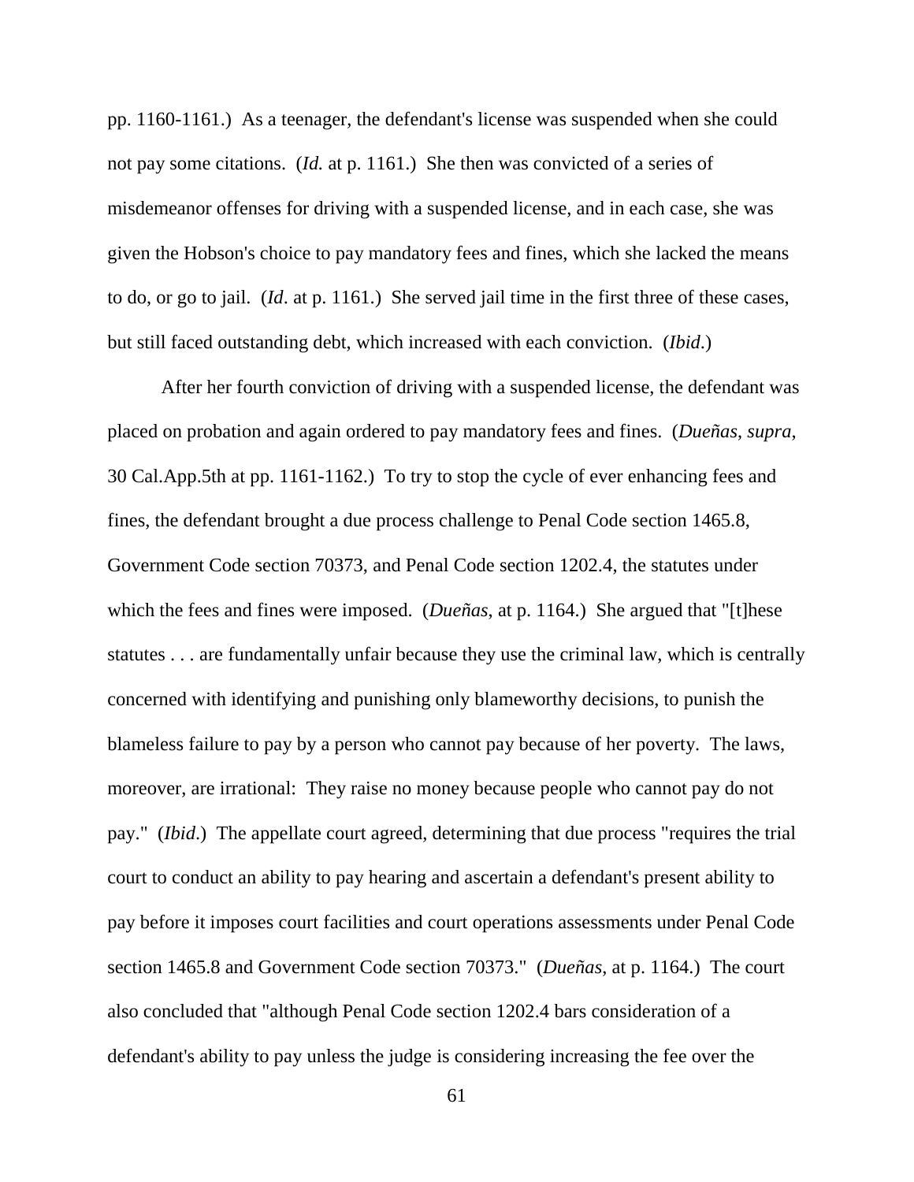pp. 1160-1161.) As a teenager, the defendant's license was suspended when she could not pay some citations. (*Id.* at p. 1161.) She then was convicted of a series of misdemeanor offenses for driving with a suspended license, and in each case, she was given the Hobson's choice to pay mandatory fees and fines, which she lacked the means to do, or go to jail. (*Id*. at p. 1161.) She served jail time in the first three of these cases, but still faced outstanding debt, which increased with each conviction. (*Ibid*.)

After her fourth conviction of driving with a suspended license, the defendant was placed on probation and again ordered to pay mandatory fees and fines. (*Dueñas*, *supra*, 30 Cal.App.5th at pp. 1161-1162.) To try to stop the cycle of ever enhancing fees and fines, the defendant brought a due process challenge to Penal Code section 1465.8, Government Code section 70373, and Penal Code section 1202.4, the statutes under which the fees and fines were imposed. (*Dueñas*, at p. 1164.) She argued that "[t]hese statutes . . . are fundamentally unfair because they use the criminal law, which is centrally concerned with identifying and punishing only blameworthy decisions, to punish the blameless failure to pay by a person who cannot pay because of her poverty. The laws, moreover, are irrational: They raise no money because people who cannot pay do not pay." (*Ibid*.) The appellate court agreed, determining that due process "requires the trial court to conduct an ability to pay hearing and ascertain a defendant's present ability to pay before it imposes court facilities and court operations assessments under Penal Code section 1465.8 and Government Code section 70373." (*Dueñas*, at p. 1164.) The court also concluded that "although Penal Code section 1202.4 bars consideration of a defendant's ability to pay unless the judge is considering increasing the fee over the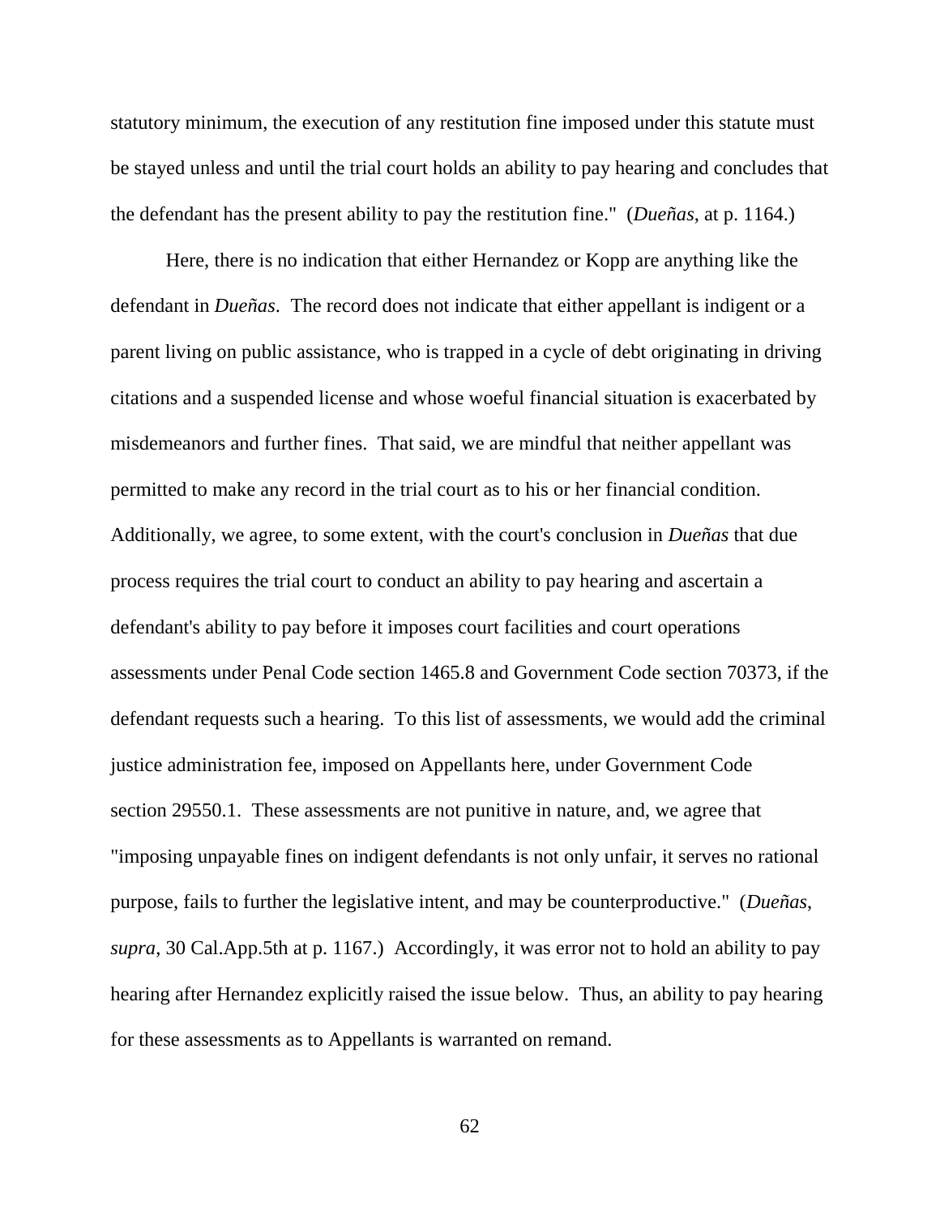statutory minimum, the execution of any restitution fine imposed under this statute must be stayed unless and until the trial court holds an ability to pay hearing and concludes that the defendant has the present ability to pay the restitution fine." (*Dueñas*, at p. 1164.)

Here, there is no indication that either Hernandez or Kopp are anything like the defendant in *Dueñas*. The record does not indicate that either appellant is indigent or a parent living on public assistance, who is trapped in a cycle of debt originating in driving citations and a suspended license and whose woeful financial situation is exacerbated by misdemeanors and further fines. That said, we are mindful that neither appellant was permitted to make any record in the trial court as to his or her financial condition. Additionally, we agree, to some extent, with the court's conclusion in *Dueñas* that due process requires the trial court to conduct an ability to pay hearing and ascertain a defendant's ability to pay before it imposes court facilities and court operations assessments under Penal Code section 1465.8 and Government Code section 70373, if the defendant requests such a hearing. To this list of assessments, we would add the criminal justice administration fee, imposed on Appellants here, under Government Code section 29550.1. These assessments are not punitive in nature, and, we agree that "imposing unpayable fines on indigent defendants is not only unfair, it serves no rational purpose, fails to further the legislative intent, and may be counterproductive." (*Dueñas*, *supra*, 30 Cal.App.5th at p. 1167.) Accordingly, it was error not to hold an ability to pay hearing after Hernandez explicitly raised the issue below. Thus, an ability to pay hearing for these assessments as to Appellants is warranted on remand.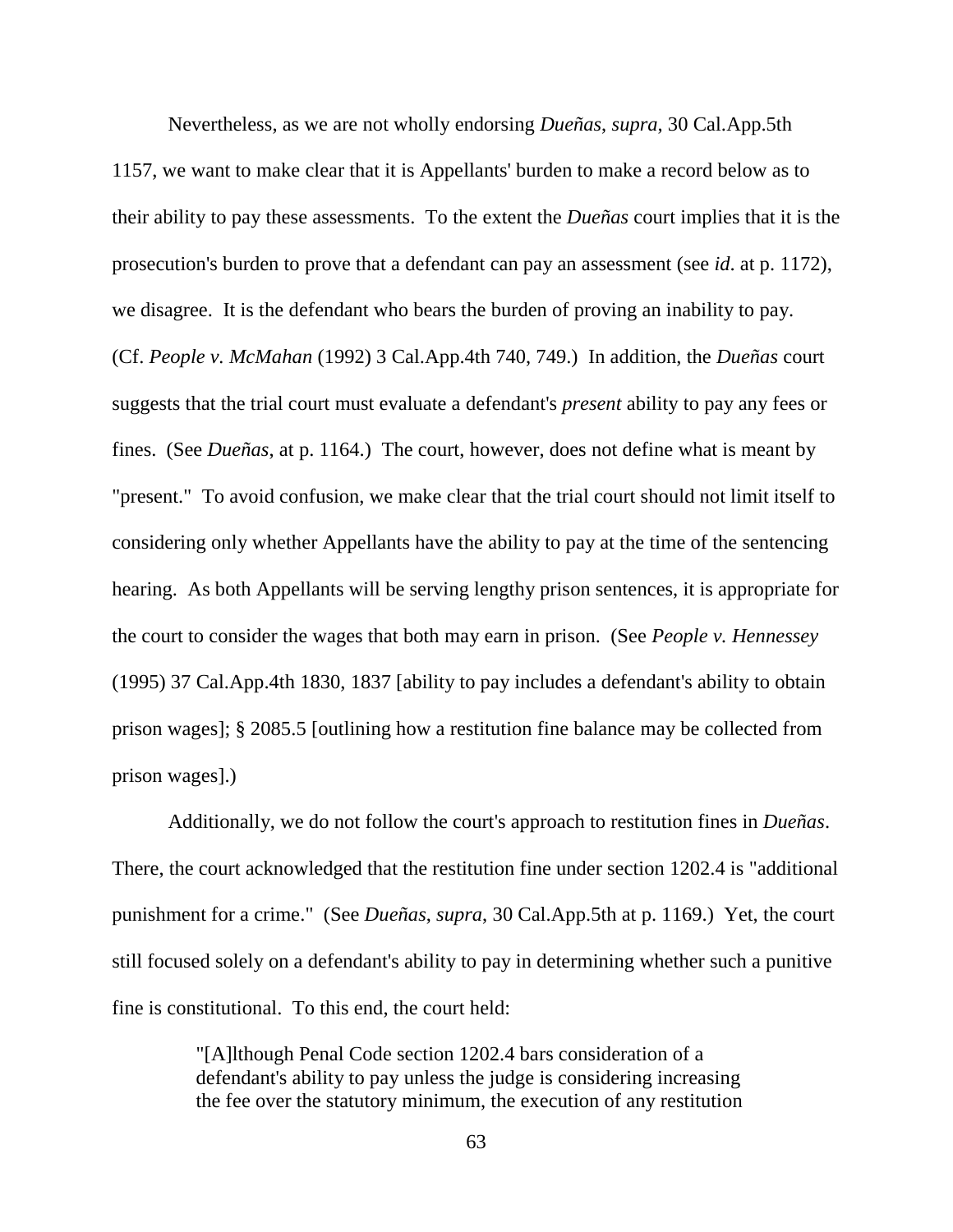Nevertheless, as we are not wholly endorsing *Dueñas*, *supra*, 30 Cal.App.5th 1157, we want to make clear that it is Appellants' burden to make a record below as to their ability to pay these assessments. To the extent the *Dueñas* court implies that it is the prosecution's burden to prove that a defendant can pay an assessment (see *id*. at p. 1172), we disagree. It is the defendant who bears the burden of proving an inability to pay. (Cf. *People v. McMahan* (1992) 3 Cal.App.4th 740, 749.) In addition, the *Dueñas* court suggests that the trial court must evaluate a defendant's *present* ability to pay any fees or fines. (See *Dueñas*, at p. 1164.) The court, however, does not define what is meant by "present." To avoid confusion, we make clear that the trial court should not limit itself to considering only whether Appellants have the ability to pay at the time of the sentencing hearing. As both Appellants will be serving lengthy prison sentences, it is appropriate for the court to consider the wages that both may earn in prison. (See *People v. Hennessey* (1995) 37 Cal.App.4th 1830, 1837 [ability to pay includes a defendant's ability to obtain prison wages]; § 2085.5 [outlining how a restitution fine balance may be collected from prison wages].)

Additionally, we do not follow the court's approach to restitution fines in *Dueñas*. There, the court acknowledged that the restitution fine under section 1202.4 is "additional punishment for a crime." (See *Dueñas*, *supra*, 30 Cal.App.5th at p. 1169.) Yet, the court still focused solely on a defendant's ability to pay in determining whether such a punitive fine is constitutional. To this end, the court held:

> "[A]lthough Penal Code section 1202.4 bars consideration of a defendant's ability to pay unless the judge is considering increasing the fee over the statutory minimum, the execution of any restitution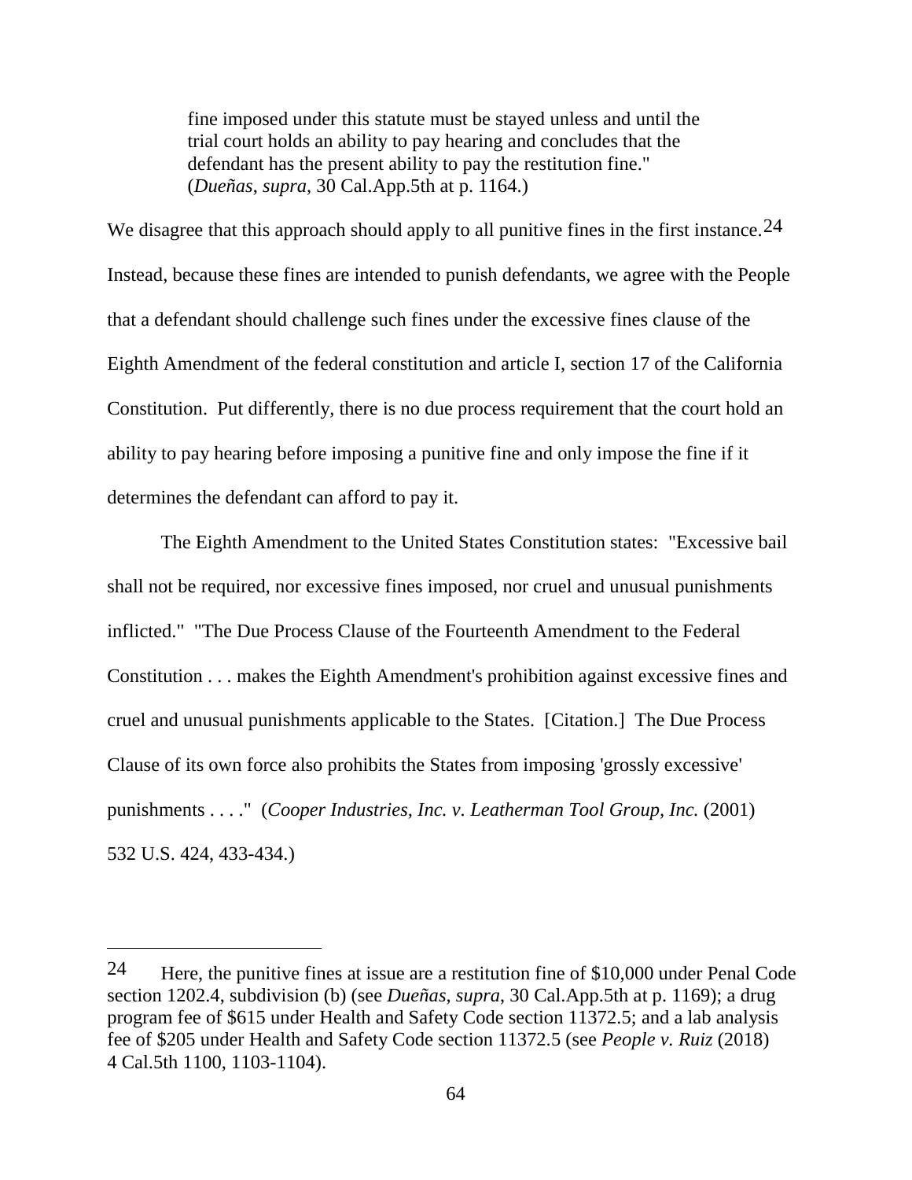> fine imposed under this statute must be stayed unless and until the trial court holds an ability to pay hearing and concludes that the defendant has the present ability to pay the restitution fine." (*Dueñas*, *supra*, 30 Cal.App.5th at p. 1164.)

We disagree that this approach should apply to all punitive fines in the first instance.[24] Instead, because these fines are intended to punish defendants, we agree with the People that a defendant should challenge such fines under the excessive fines clause of the Eighth Amendment of the federal constitution and article I, section 17 of the California Constitution. Put differently, there is no due process requirement that the court hold an ability to pay hearing before imposing a punitive fine and only impose the fine if it determines the defendant can afford to pay it.

The Eighth Amendment to the United States Constitution states: "Excessive bail shall not be required, nor excessive fines imposed, nor cruel and unusual punishments inflicted." "The Due Process Clause of the Fourteenth Amendment to the Federal Constitution . . . makes the Eighth Amendment's prohibition against excessive fines and cruel and unusual punishments applicable to the States. [Citation.] The Due Process Clause of its own force also prohibits the States from imposing 'grossly excessive' punishments . . . ." (*Cooper Industries, Inc. v. Leatherman Tool Group, Inc.* (2001) 532 U.S. 424, 433-434.)

---

[24] Here, the punitive fines at issue are a restitution fine of $10,000 under Penal Code section 1202.4, subdivision (b) (see *Dueñas*, *supra*, 30 Cal.App.5th at p. 1169); a drug program fee of $615 under Health and Safety Code section 11372.5; and a lab analysis fee of $205 under Health and Safety Code section 11372.5 (see *People v. Ruiz* (2018) 4 Cal.5th 1100, 1103-1104).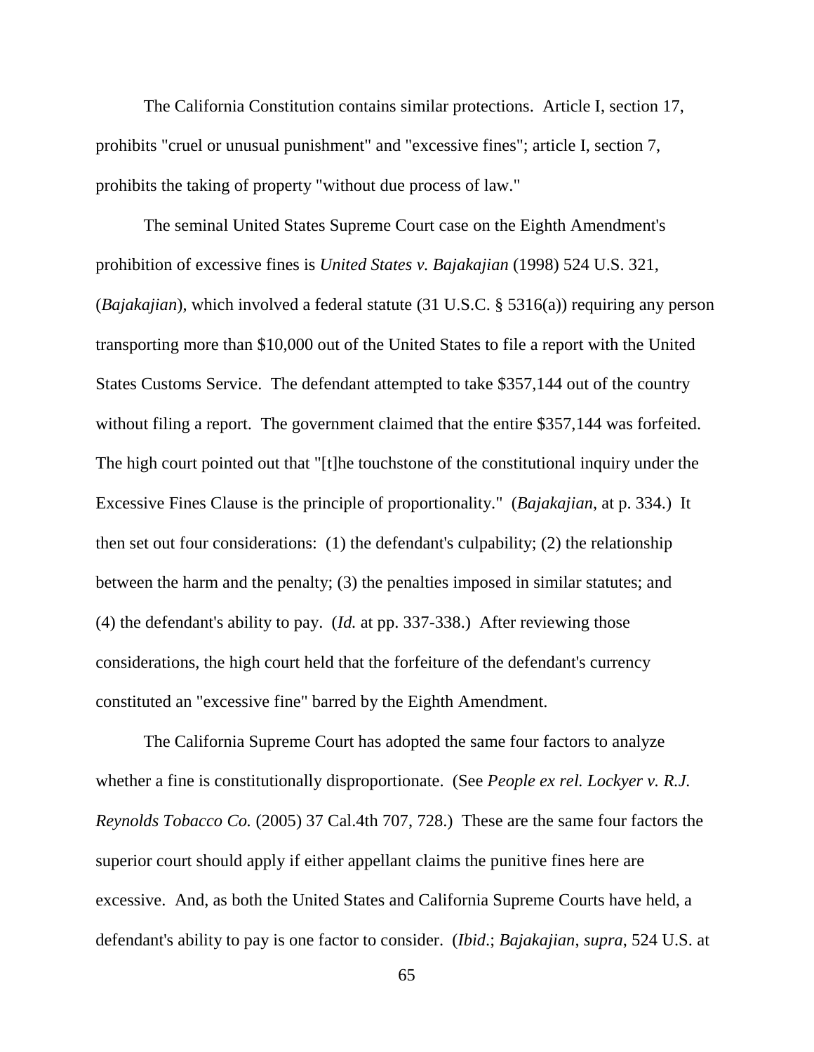The California Constitution contains similar protections. Article I, section 17, prohibits "cruel or unusual punishment" and "excessive fines"; article I, section 7, prohibits the taking of property "without due process of law."

The seminal United States Supreme Court case on the Eighth Amendment's prohibition of excessive fines is *United States v. Bajakajian* (1998) 524 U.S. 321, (*Bajakajian*), which involved a federal statute (31 U.S.C. § 5316(a)) requiring any person transporting more than $10,000 out of the United States to file a report with the United States Customs Service. The defendant attempted to take $357,144 out of the country without filing a report. The government claimed that the entire $357,144 was forfeited. The high court pointed out that "[t]he touchstone of the constitutional inquiry under the Excessive Fines Clause is the principle of proportionality." (*Bajakajian*, at p. 334.) It then set out four considerations: (1) the defendant's culpability; (2) the relationship between the harm and the penalty; (3) the penalties imposed in similar statutes; and (4) the defendant's ability to pay. (*Id.* at pp. 337-338.) After reviewing those considerations, the high court held that the forfeiture of the defendant's currency constituted an "excessive fine" barred by the Eighth Amendment.

The California Supreme Court has adopted the same four factors to analyze whether a fine is constitutionally disproportionate. (See *People ex rel. Lockyer v. R.J. Reynolds Tobacco Co.* (2005) 37 Cal.4th 707, 728.) These are the same four factors the superior court should apply if either appellant claims the punitive fines here are excessive. And, as both the United States and California Supreme Courts have held, a defendant's ability to pay is one factor to consider. (*Ibid*.; *Bajakajian, supra*, 524 U.S. at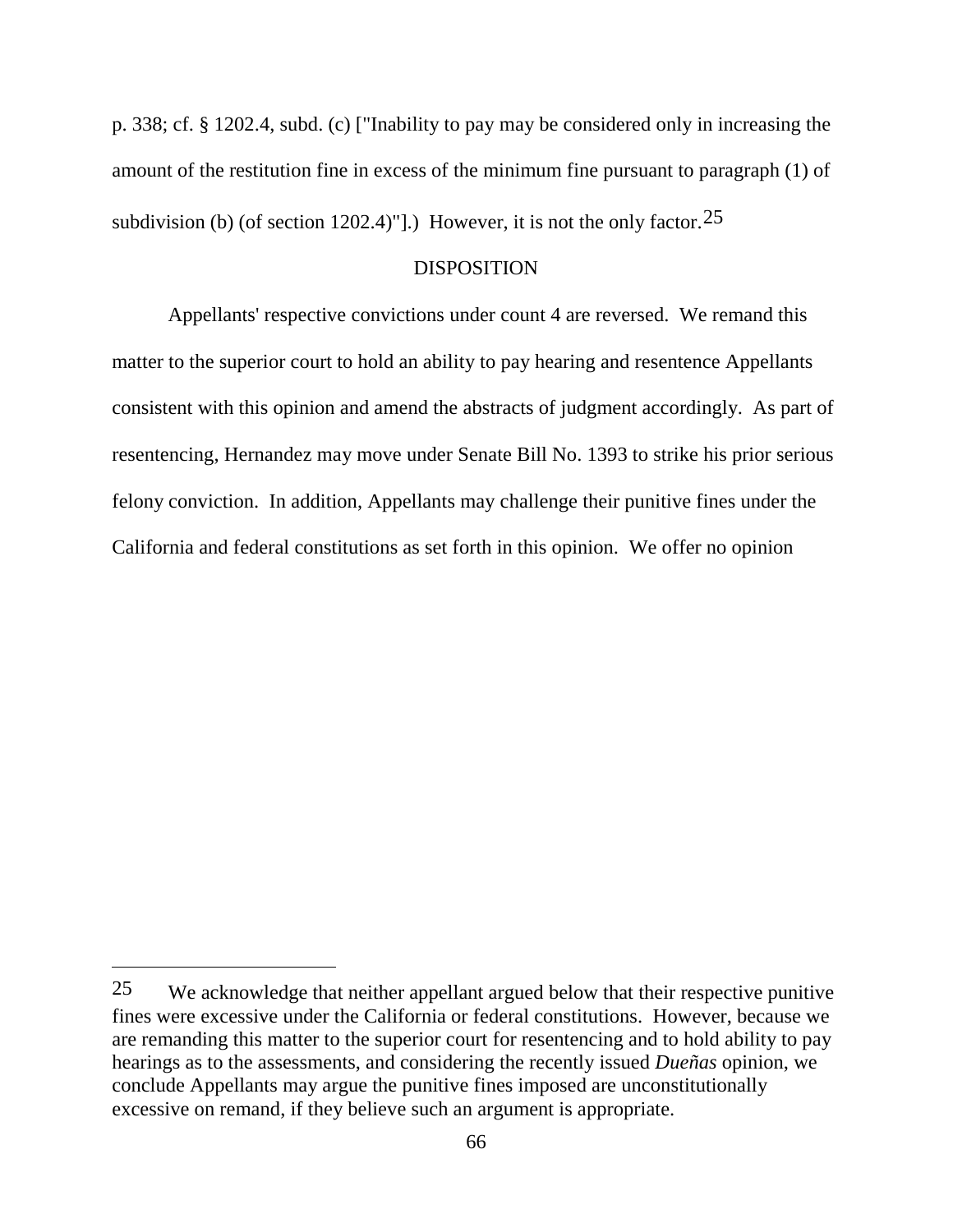p. 338; cf. § 1202.4, subd. (c) ["Inability to pay may be considered only in increasing the amount of the restitution fine in excess of the minimum fine pursuant to paragraph (1) of subdivision (b) (of section 1202.4)"].) However, it is not the only factor.[25]

## DISPOSITION

Appellants' respective convictions under count 4 are reversed. We remand this matter to the superior court to hold an ability to pay hearing and resentence Appellants consistent with this opinion and amend the abstracts of judgment accordingly. As part of resentencing, Hernandez may move under Senate Bill No. 1393 to strike his prior serious felony conviction. In addition, Appellants may challenge their punitive fines under the California and federal constitutions as set forth in this opinion. We offer no opinion

---

[25] We acknowledge that neither appellant argued below that their respective punitive fines were excessive under the California or federal constitutions. However, because we are remanding this matter to the superior court for resentencing and to hold ability to pay hearings as to the assessments, and considering the recently issued *Dueñas* opinion, we conclude Appellants may argue the punitive fines imposed are unconstitutionally excessive on remand, if they believe such an argument is appropriate.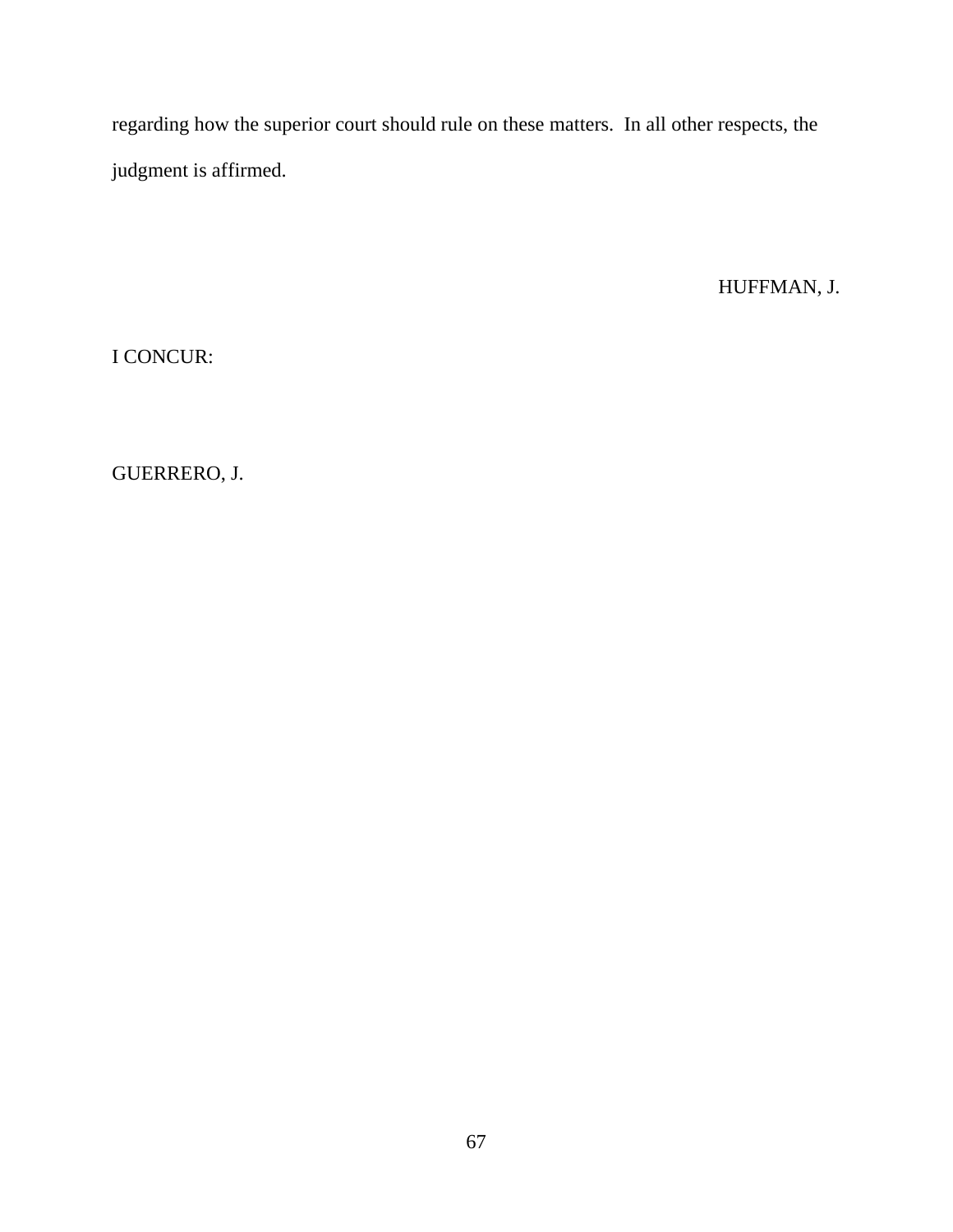regarding how the superior court should rule on these matters. In all other respects, the judgment is affirmed.

HUFFMAN, J.

I CONCUR:

GUERRERO, J.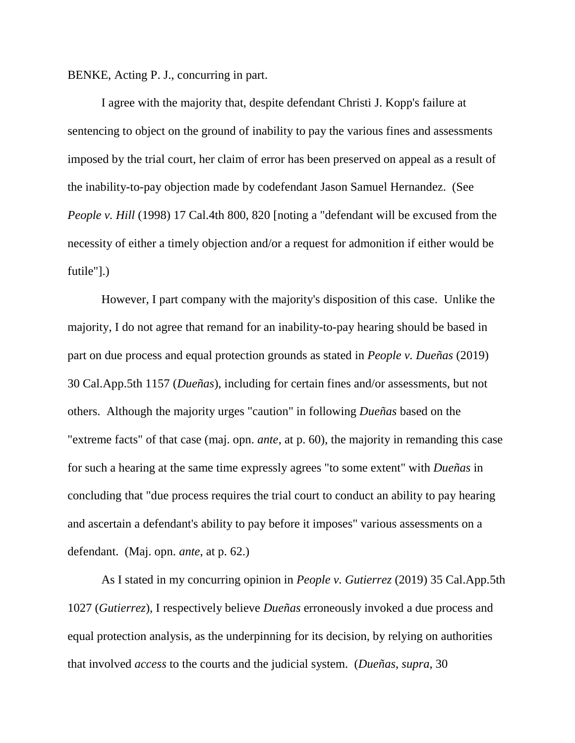BENKE, Acting P. J., concurring in part.

I agree with the majority that, despite defendant Christi J. Kopp's failure at sentencing to object on the ground of inability to pay the various fines and assessments imposed by the trial court, her claim of error has been preserved on appeal as a result of the inability-to-pay objection made by codefendant Jason Samuel Hernandez. (See *People v. Hill* (1998) 17 Cal.4th 800, 820 [noting a "defendant will be excused from the necessity of either a timely objection and/or a request for admonition if either would be futile"].)

However, I part company with the majority's disposition of this case. Unlike the majority, I do not agree that remand for an inability-to-pay hearing should be based in part on due process and equal protection grounds as stated in *People v. Dueñas* (2019) 30 Cal.App.5th 1157 (*Dueñas*), including for certain fines and/or assessments, but not others. Although the majority urges "caution" in following *Dueñas* based on the "extreme facts" of that case (maj. opn. *ante*, at p. 60), the majority in remanding this case for such a hearing at the same time expressly agrees "to some extent" with *Dueñas* in concluding that "due process requires the trial court to conduct an ability to pay hearing and ascertain a defendant's ability to pay before it imposes" various assessments on a defendant. (Maj. opn. *ante*, at p. 62.)

As I stated in my concurring opinion in *People v. Gutierrez* (2019) 35 Cal.App.5th 1027 (*Gutierrez*), I respectively believe *Dueñas* erroneously invoked a due process and equal protection analysis, as the underpinning for its decision, by relying on authorities that involved *access* to the courts and the judicial system. (*Dueñas*, *supra*, 30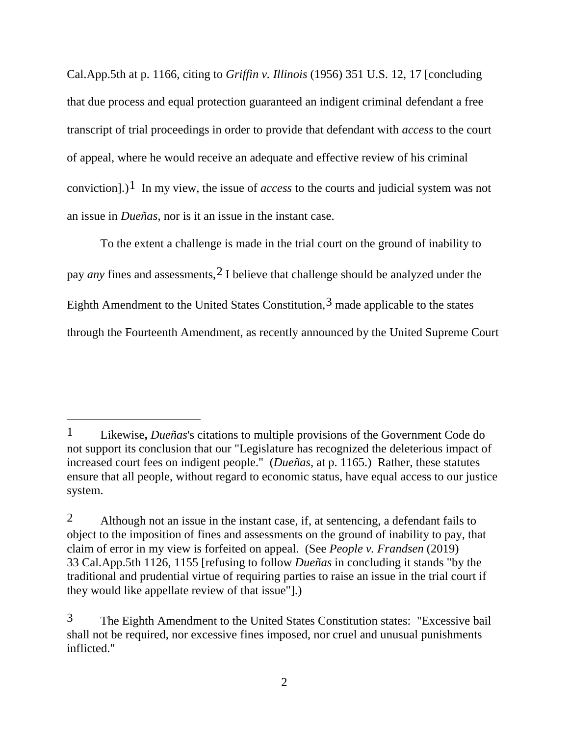Cal.App.5th at p. 1166, citing to *Griffin v. Illinois* (1956) 351 U.S. 12, 17 [concluding that due process and equal protection guaranteed an indigent criminal defendant a free transcript of trial proceedings in order to provide that defendant with *access* to the court of appeal, where he would receive an adequate and effective review of his criminal conviction].)[1] In my view, the issue of *access* to the courts and judicial system was not an issue in *Dueñas*, nor is it an issue in the instant case.

To the extent a challenge is made in the trial court on the ground of inability to pay *any* fines and assessments,[2] I believe that challenge should be analyzed under the Eighth Amendment to the United States Constitution,[3] made applicable to the states through the Fourteenth Amendment, as recently announced by the United Supreme Court

---

[1] Likewise**,** *Dueñas*'s citations to multiple provisions of the Government Code do not support its conclusion that our "Legislature has recognized the deleterious impact of increased court fees on indigent people." (*Dueñas*, at p. 1165.) Rather, these statutes ensure that all people, without regard to economic status, have equal access to our justice system.

[2] Although not an issue in the instant case, if, at sentencing, a defendant fails to object to the imposition of fines and assessments on the ground of inability to pay, that claim of error in my view is forfeited on appeal. (See *People v. Frandsen* (2019) 33 Cal.App.5th 1126, 1155 [refusing to follow *Dueñas* in concluding it stands "by the traditional and prudential virtue of requiring parties to raise an issue in the trial court if they would like appellate review of that issue"].)

[3] The Eighth Amendment to the United States Constitution states: "Excessive bail shall not be required, nor excessive fines imposed, nor cruel and unusual punishments inflicted."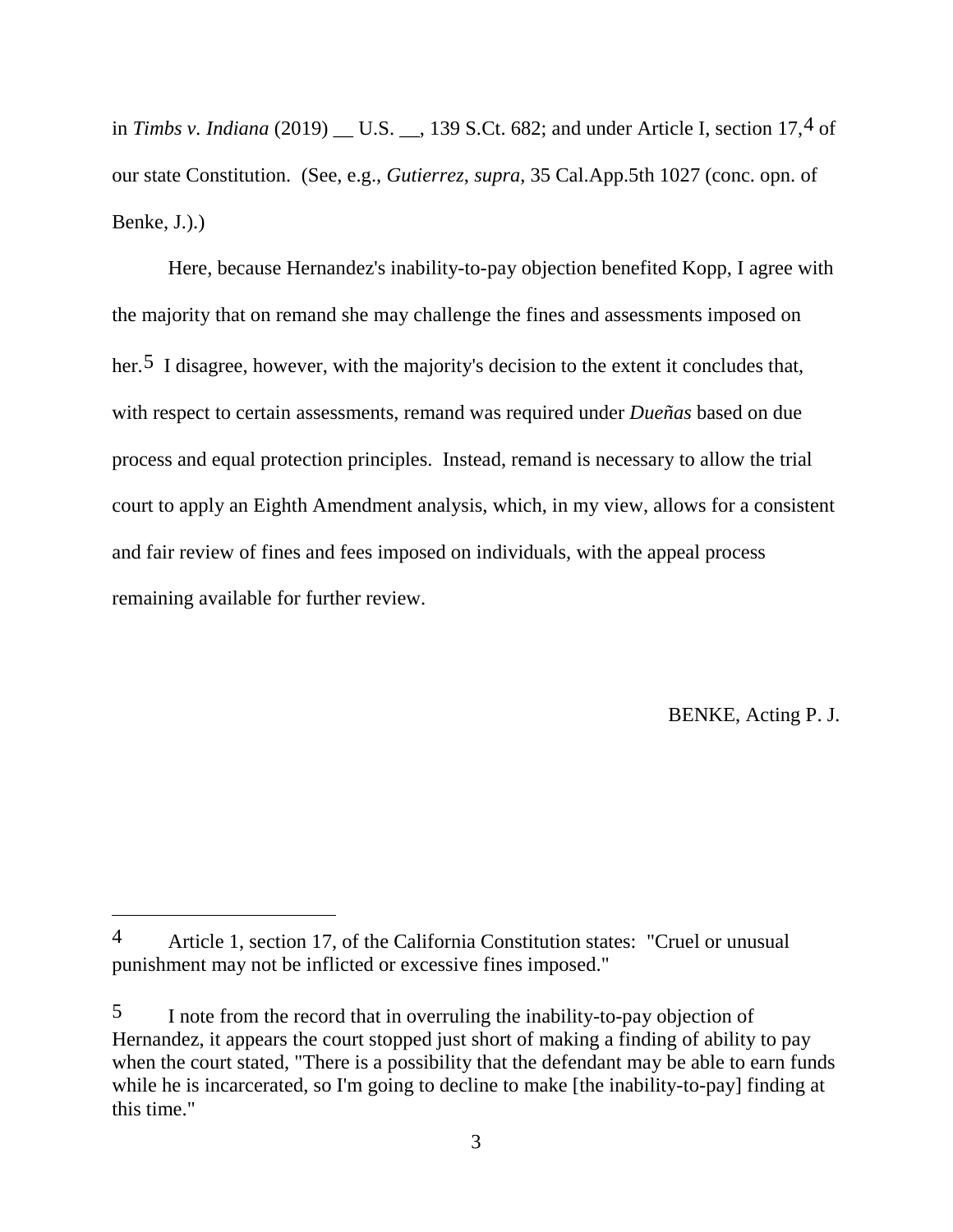in *Timbs v. Indiana* (2019) __ U.S. __, 139 S.Ct. 682; and under Article I, section 17,[4] of our state Constitution. (See, e.g., *Gutierrez*, *supra*, 35 Cal.App.5th 1027 (conc. opn. of Benke, J.).)

Here, because Hernandez's inability-to-pay objection benefited Kopp, I agree with the majority that on remand she may challenge the fines and assessments imposed on her.[5] I disagree, however, with the majority's decision to the extent it concludes that, with respect to certain assessments, remand was required under *Dueñas* based on due process and equal protection principles. Instead, remand is necessary to allow the trial court to apply an Eighth Amendment analysis, which, in my view, allows for a consistent and fair review of fines and fees imposed on individuals, with the appeal process remaining available for further review.

BENKE, Acting P. J.

---

[4] Article 1, section 17, of the California Constitution states: "Cruel or unusual punishment may not be inflicted or excessive fines imposed."

[5] I note from the record that in overruling the inability-to-pay objection of Hernandez, it appears the court stopped just short of making a finding of ability to pay when the court stated, "There is a possibility that the defendant may be able to earn funds while he is incarcerated, so I'm going to decline to make [the inability-to-pay] finding at this time."